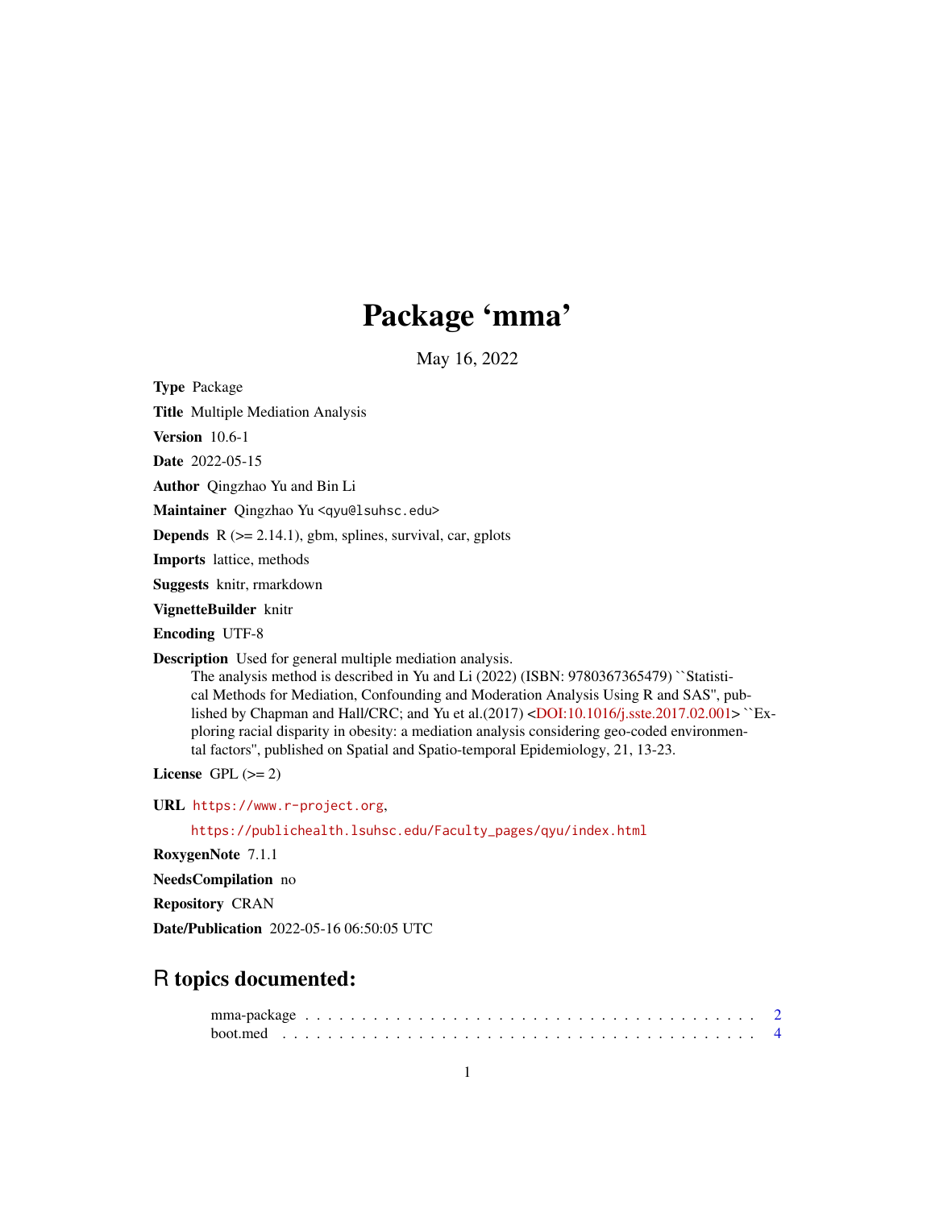# Package 'mma'

May 16, 2022

**Type** Package

**Title** Multiple Mediation Analysis

**Version** 10.6-1

**Date** 2022-05-15

**Author** Qingzhao Yu and Bin Li

**Maintainer** Qingzhao Yu <qyu@lsuhsc.edu>

**Depends** R (>= 2.14.1), gbm, splines, survival, car, gplots

**Imports** lattice, methods

**Suggests** knitr, rmarkdown

**VignetteBuilder** knitr

**Encoding** UTF-8

**Description** Used for general multiple mediation analysis.
The analysis method is described in Yu and Li (2022) (ISBN: 9780367365479) ``Statistical Methods for Mediation, Confounding and Moderation Analysis Using R and SAS'', published by Chapman and Hall/CRC; and Yu et al.(2017) <DOI:10.1016/j.sste.2017.02.001> ``Exploring racial disparity in obesity: a mediation analysis considering geo-coded environmental factors'', published on Spatial and Spatio-temporal Epidemiology, 21, 13-23.

**License** GPL (>= 2)

**URL** https://www.r-project.org,

https://publichealth.lsuhsc.edu/Faculty_pages/qyu/index.html

**RoxygenNote** 7.1.1

**NeedsCompilation** no

**Repository** CRAN

**Date/Publication** 2022-05-16 06:50:05 UTC

## R topics documented:

mma-package . . . . . . . . . . . . . . . . . . . . . . . . . . . . . . . . . . . . . . . 2
boot.med . . . . . . . . . . . . . . . . . . . . . . . . . . . . . . . . . . . . . . . . . 4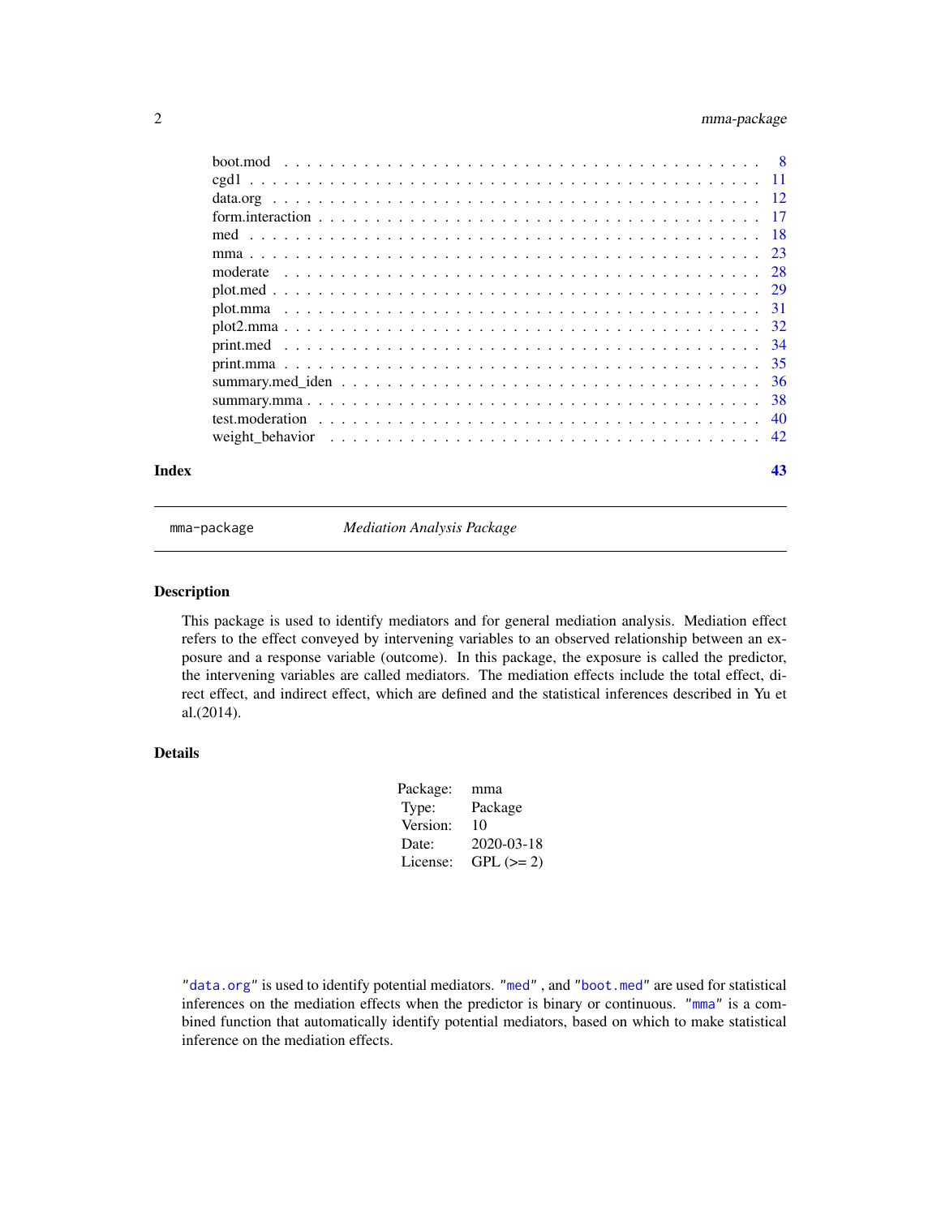boot.mod . . . . . . . . . . . . . . . . . . . . . . . . . . . . . . . . . . . . . . . . 8
cgd1 . . . . . . . . . . . . . . . . . . . . . . . . . . . . . . . . . . . . . . . . . . 11
data.org . . . . . . . . . . . . . . . . . . . . . . . . . . . . . . . . . . . . . . . . 12
form.interaction . . . . . . . . . . . . . . . . . . . . . . . . . . . . . . . . . . . . 17
med . . . . . . . . . . . . . . . . . . . . . . . . . . . . . . . . . . . . . . . . . . . 18
mma . . . . . . . . . . . . . . . . . . . . . . . . . . . . . . . . . . . . . . . . . . . 23
moderate . . . . . . . . . . . . . . . . . . . . . . . . . . . . . . . . . . . . . . . . 28
plot.med . . . . . . . . . . . . . . . . . . . . . . . . . . . . . . . . . . . . . . . . 29
plot.mma . . . . . . . . . . . . . . . . . . . . . . . . . . . . . . . . . . . . . . . . 31
plot2.mma . . . . . . . . . . . . . . . . . . . . . . . . . . . . . . . . . . . . . . . 32
print.med . . . . . . . . . . . . . . . . . . . . . . . . . . . . . . . . . . . . . . . 34
print.mma . . . . . . . . . . . . . . . . . . . . . . . . . . . . . . . . . . . . . . . 35
summary.med_iden . . . . . . . . . . . . . . . . . . . . . . . . . . . . . . . . . . 36
summary.mma . . . . . . . . . . . . . . . . . . . . . . . . . . . . . . . . . . . . . 38
test.moderation . . . . . . . . . . . . . . . . . . . . . . . . . . . . . . . . . . . . 40
weight_behavior . . . . . . . . . . . . . . . . . . . . . . . . . . . . . . . . . . . 42

**Index** **43**

---

## mma-package — *Mediation Analysis Package*

### Description

This package is used to identify mediators and for general mediation analysis. Mediation effect refers to the effect conveyed by intervening variables to an observed relationship between an exposure and a response variable (outcome). In this package, the exposure is called the predictor, the intervening variables are called mediators. The mediation effects include the total effect, direct effect, and indirect effect, which are defined and the statistical inferences described in Yu et al.(2014).

### Details

| | |
|---|---|
| Package: | mma |
| Type: | Package |
| Version: | 10 |
| Date: | 2020-03-18 |
| License: | GPL (>= 2) |

"`data.org`" is used to identify potential mediators. "`med`" , and "`boot.med`" are used for statistical inferences on the mediation effects when the predictor is binary or continuous. "`mma`" is a combined function that automatically identify potential mediators, based on which to make statistical inference on the mediation effects.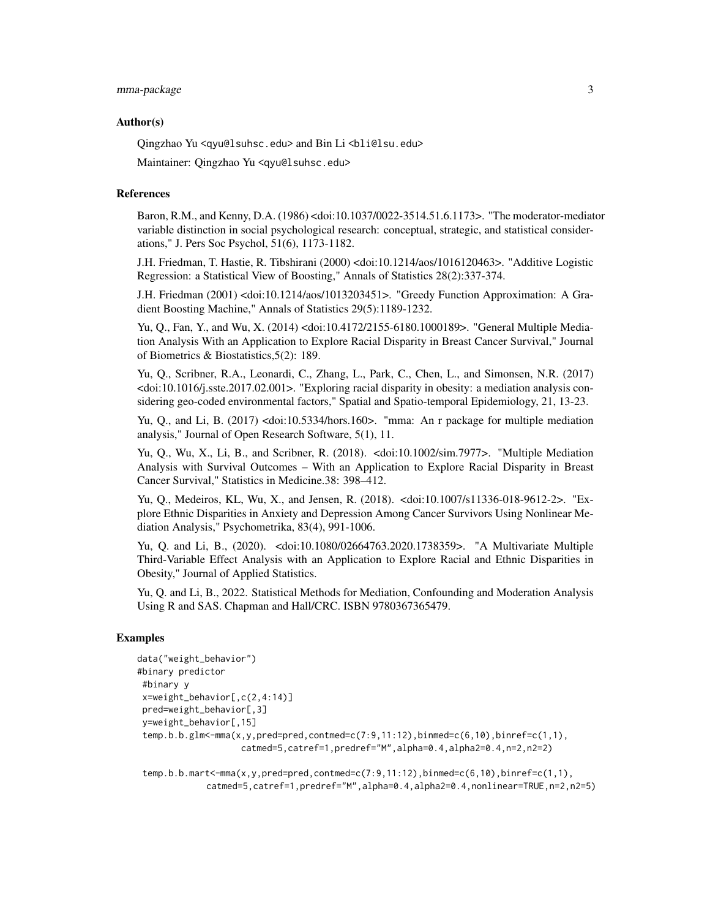## Author(s)

Qingzhao Yu <qyu@lsuhsc.edu> and Bin Li <bli@lsu.edu>

Maintainer: Qingzhao Yu <qyu@lsuhsc.edu>

## References

Baron, R.M., and Kenny, D.A. (1986) <doi:10.1037/0022-3514.51.6.1173>. "The moderator-mediator variable distinction in social psychological research: conceptual, strategic, and statistical considerations," J. Pers Soc Psychol, 51(6), 1173-1182.

J.H. Friedman, T. Hastie, R. Tibshirani (2000) <doi:10.1214/aos/1016120463>. "Additive Logistic Regression: a Statistical View of Boosting," Annals of Statistics 28(2):337-374.

J.H. Friedman (2001) <doi:10.1214/aos/1013203451>. "Greedy Function Approximation: A Gradient Boosting Machine," Annals of Statistics 29(5):1189-1232.

Yu, Q., Fan, Y., and Wu, X. (2014) <doi:10.4172/2155-6180.1000189>. "General Multiple Mediation Analysis With an Application to Explore Racial Disparity in Breast Cancer Survival," Journal of Biometrics & Biostatistics,5(2): 189.

Yu, Q., Scribner, R.A., Leonardi, C., Zhang, L., Park, C., Chen, L., and Simonsen, N.R. (2017) <doi:10.1016/j.sste.2017.02.001>. "Exploring racial disparity in obesity: a mediation analysis considering geo-coded environmental factors," Spatial and Spatio-temporal Epidemiology, 21, 13-23.

Yu, Q., and Li, B. (2017) <doi:10.5334/hors.160>. "mma: An r package for multiple mediation analysis," Journal of Open Research Software, 5(1), 11.

Yu, Q., Wu, X., Li, B., and Scribner, R. (2018). <doi:10.1002/sim.7977>. "Multiple Mediation Analysis with Survival Outcomes – With an Application to Explore Racial Disparity in Breast Cancer Survival," Statistics in Medicine.38: 398–412.

Yu, Q., Medeiros, KL, Wu, X., and Jensen, R. (2018). <doi:10.1007/s11336-018-9612-2>. "Explore Ethnic Disparities in Anxiety and Depression Among Cancer Survivors Using Nonlinear Mediation Analysis," Psychometrika, 83(4), 991-1006.

Yu, Q. and Li, B., (2020). <doi:10.1080/02664763.2020.1738359>. "A Multivariate Multiple Third-Variable Effect Analysis with an Application to Explore Racial and Ethnic Disparities in Obesity," Journal of Applied Statistics.

Yu, Q. and Li, B., 2022. Statistical Methods for Mediation, Confounding and Moderation Analysis Using R and SAS. Chapman and Hall/CRC. ISBN 9780367365479.

## Examples

```
data("weight_behavior")
#binary predictor
 #binary y
 x=weight_behavior[,c(2,4:14)]
 pred=weight_behavior[,3]
 y=weight_behavior[,15]
 temp.b.b.glm<-mma(x,y,pred=pred,contmed=c(7:9,11:12),binmed=c(6,10),binref=c(1,1),
                   catmed=5,catref=1,predref="M",alpha=0.4,alpha2=0.4,n=2,n2=2)

 temp.b.b.mart<-mma(x,y,pred=pred,contmed=c(7:9,11:12),binmed=c(6,10),binref=c(1,1),
             catmed=5,catref=1,predref="M",alpha=0.4,alpha2=0.4,nonlinear=TRUE,n=2,n2=5)
```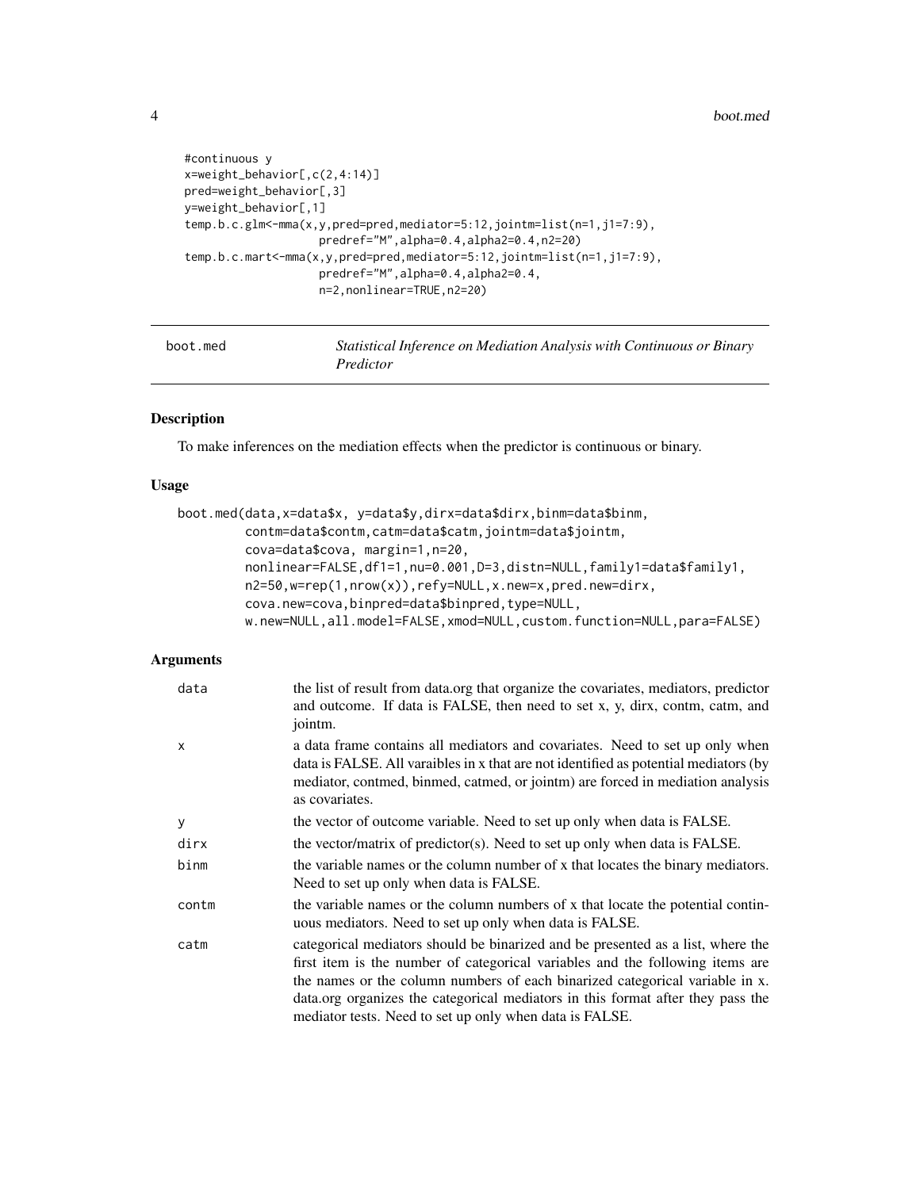```
#continuous y
x=weight_behavior[,c(2,4:14)]
pred=weight_behavior[,3]
y=weight_behavior[,1]
temp.b.c.glm<-mma(x,y,pred=pred,mediator=5:12,jointm=list(n=1,j1=7:9),
                  predref="M",alpha=0.4,alpha2=0.4,n2=20)
temp.b.c.mart<-mma(x,y,pred=pred,mediator=5:12,jointm=list(n=1,j1=7:9),
                  predref="M",alpha=0.4,alpha2=0.4,
                  n=2,nonlinear=TRUE,n2=20)
```

---

boot.med *Statistical Inference on Mediation Analysis with Continuous or Binary Predictor*

---

## Description

To make inferences on the mediation effects when the predictor is continuous or binary.

## Usage

```
boot.med(data,x=data$x, y=data$y,dirx=data$dirx,binm=data$binm,
        contm=data$contm,catm=data$catm,jointm=data$jointm,
        cova=data$cova, margin=1,n=20,
        nonlinear=FALSE,df1=1,nu=0.001,D=3,distn=NULL,family1=data$family1,
        n2=50,w=rep(1,nrow(x)),refy=NULL,x.new=x,pred.new=dirx,
        cova.new=cova,binpred=data$binpred,type=NULL,
        w.new=NULL,all.model=FALSE,xmod=NULL,custom.function=NULL,para=FALSE)
```

## Arguments

| | |
|---|---|
| data | the list of result from data.org that organize the covariates, mediators, predictor and outcome. If data is FALSE, then need to set x, y, dirx, contm, catm, and jointm. |
| x | a data frame contains all mediators and covariates. Need to set up only when data is FALSE. All varaibles in x that are not identified as potential mediators (by mediator, contmed, binmed, catmed, or jointm) are forced in mediation analysis as covariates. |
| y | the vector of outcome variable. Need to set up only when data is FALSE. |
| dirx | the vector/matrix of predictor(s). Need to set up only when data is FALSE. |
| binm | the variable names or the column number of x that locates the binary mediators. Need to set up only when data is FALSE. |
| contm | the variable names or the column numbers of x that locate the potential continuous mediators. Need to set up only when data is FALSE. |
| catm | categorical mediators should be binarized and be presented as a list, where the first item is the number of categorical variables and the following items are the names or the column numbers of each binarized categorical variable in x. data.org organizes the categorical mediators in this format after they pass the mediator tests. Need to set up only when data is FALSE. |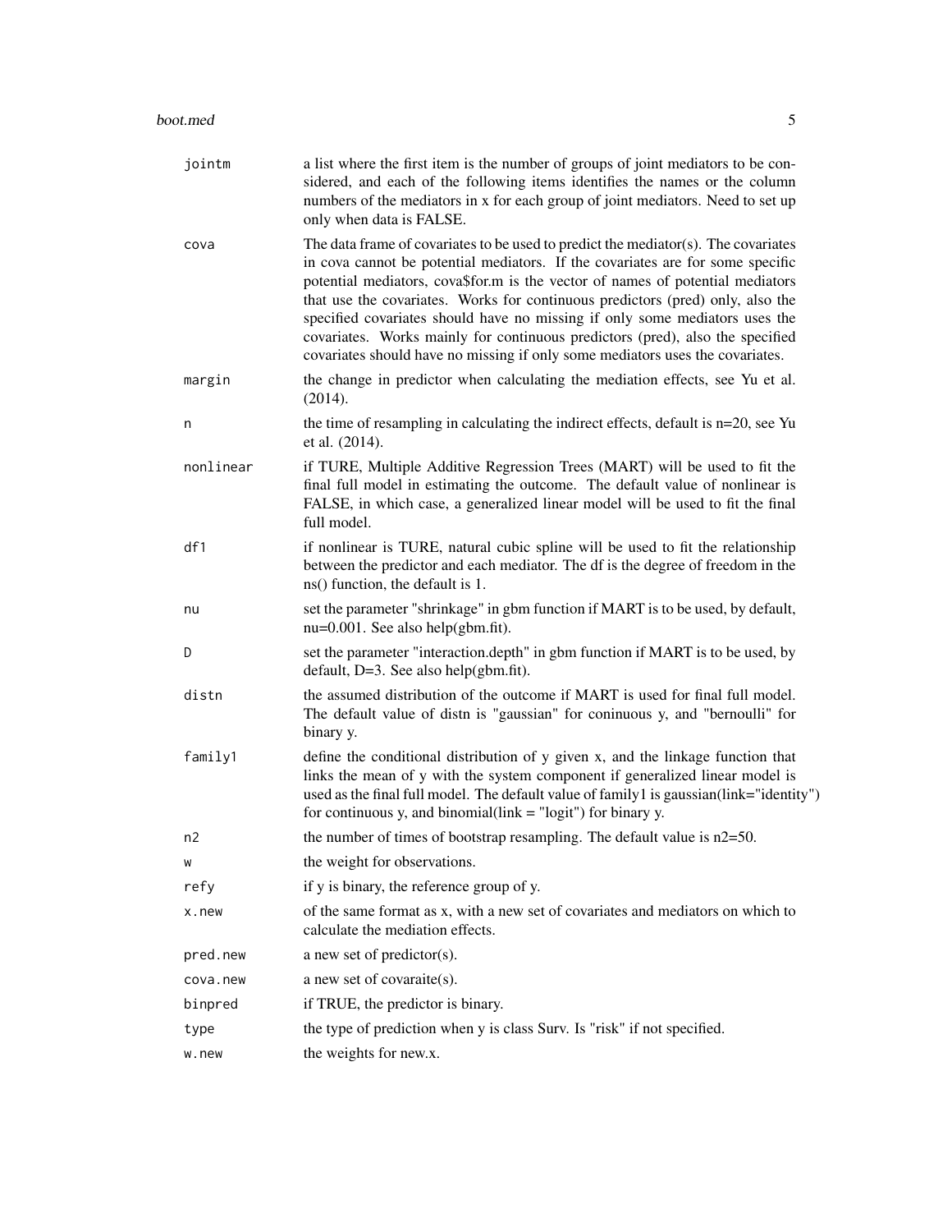| | |
|---|---|
| `jointm` | a list where the first item is the number of groups of joint mediators to be considered, and each of the following items identifies the names or the column numbers of the mediators in x for each group of joint mediators. Need to set up only when data is FALSE. |
| `cova` | The data frame of covariates to be used to predict the mediator(s). The covariates in cova cannot be potential mediators. If the covariates are for some specific potential mediators, cova$for.m is the vector of names of potential mediators that use the covariates. Works for continuous predictors (pred) only, also the specified covariates should have no missing if only some mediators uses the covariates. Works mainly for continuous predictors (pred), also the specified covariates should have no missing if only some mediators uses the covariates. |
| `margin` | the change in predictor when calculating the mediation effects, see Yu et al. (2014). |
| `n` | the time of resampling in calculating the indirect effects, default is n=20, see Yu et al. (2014). |
| `nonlinear` | if TURE, Multiple Additive Regression Trees (MART) will be used to fit the final full model in estimating the outcome. The default value of nonlinear is FALSE, in which case, a generalized linear model will be used to fit the final full model. |
| `df1` | if nonlinear is TURE, natural cubic spline will be used to fit the relationship between the predictor and each mediator. The df is the degree of freedom in the ns() function, the default is 1. |
| `nu` | set the parameter "shrinkage" in gbm function if MART is to be used, by default, nu=0.001. See also help(gbm.fit). |
| `D` | set the parameter "interaction.depth" in gbm function if MART is to be used, by default, D=3. See also help(gbm.fit). |
| `distn` | the assumed distribution of the outcome if MART is used for final full model. The default value of distn is "gaussian" for coninuous y, and "bernoulli" for binary y. |
| `family1` | define the conditional distribution of y given x, and the linkage function that links the mean of y with the system component if generalized linear model is used as the final full model. The default value of family1 is gaussian(link="identity") for continuous y, and binomial(link = "logit") for binary y. |
| `n2` | the number of times of bootstrap resampling. The default value is n2=50. |
| `w` | the weight for observations. |
| `refy` | if y is binary, the reference group of y. |
| `x.new` | of the same format as x, with a new set of covariates and mediators on which to calculate the mediation effects. |
| `pred.new` | a new set of predictor(s). |
| `cova.new` | a new set of covaraite(s). |
| `binpred` | if TRUE, the predictor is binary. |
| `type` | the type of prediction when y is class Surv. Is "risk" if not specified. |
| `w.new` | the weights for new.x. |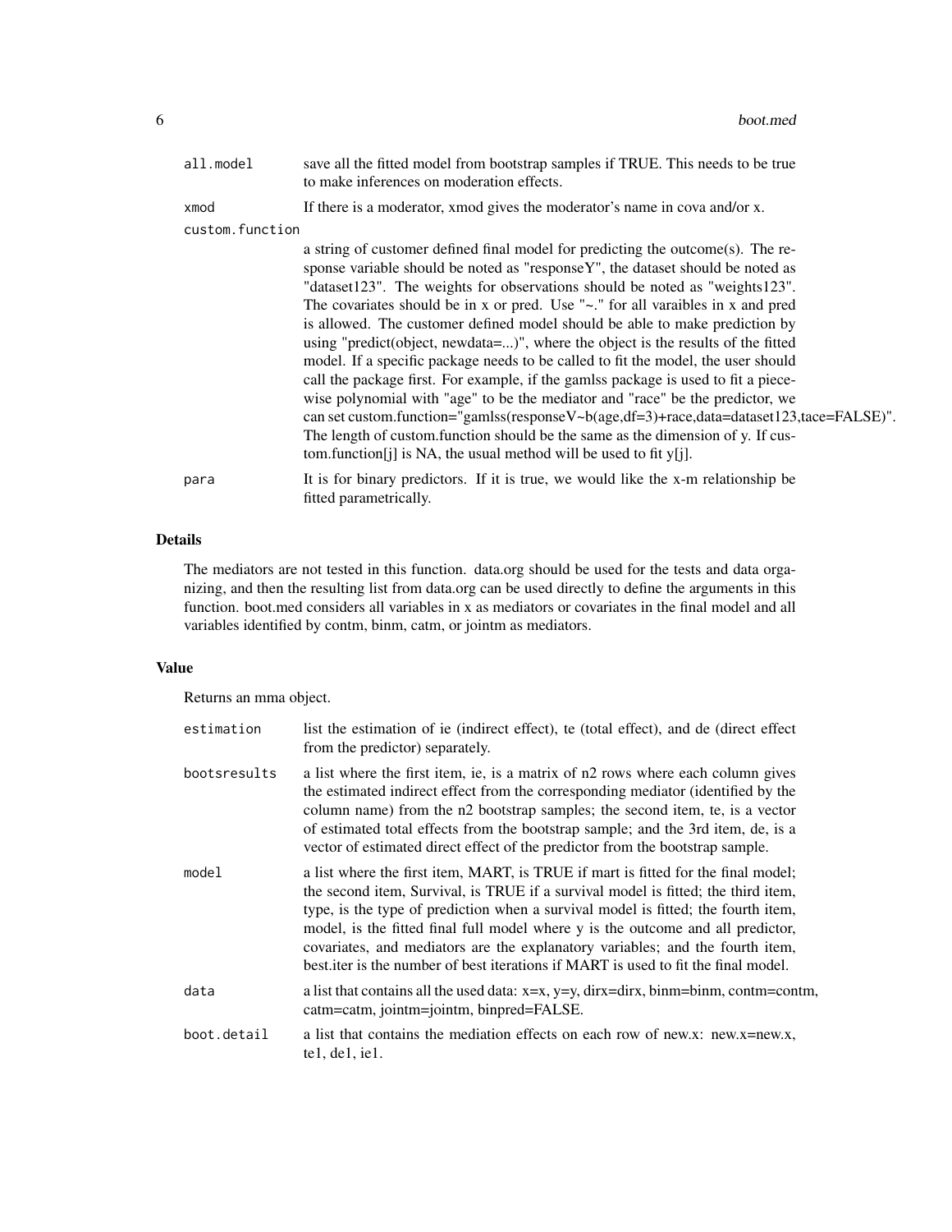| | |
|---|---|
| all.model | save all the fitted model from bootstrap samples if TRUE. This needs to be true to make inferences on moderation effects. |
| xmod | If there is a moderator, xmod gives the moderator's name in cova and/or x. |
| custom.function | a string of customer defined final model for predicting the outcome(s). The response variable should be noted as "responseY", the dataset should be noted as "dataset123". The weights for observations should be noted as "weights123". The covariates should be in x or pred. Use "~." for all varaibles in x and pred is allowed. The customer defined model should be able to make prediction by using "predict(object, newdata=...)", where the object is the results of the fitted model. If a specific package needs to be called to fit the model, the user should call the package first. For example, if the gamlss package is used to fit a piecewise polynomial with "age" to be the mediator and "race" be the predictor, we can set custom.function="gamlss(responseV~b(age,df=3)+race,data=dataset123,tace=FALSE)". The length of custom.function should be the same as the dimension of y. If custom.function[j] is NA, the usual method will be used to fit y[j]. |
| para | It is for binary predictors. If it is true, we would like the x-m relationship be fitted parametrically. |

## Details

The mediators are not tested in this function. data.org should be used for the tests and data organizing, and then the resulting list from data.org can be used directly to define the arguments in this function. boot.med considers all variables in x as mediators or covariates in the final model and all variables identified by contm, binm, catm, or jointm as mediators.

## Value

Returns an mma object.

| | |
|---|---|
| estimation | list the estimation of ie (indirect effect), te (total effect), and de (direct effect from the predictor) separately. |
| bootsresults | a list where the first item, ie, is a matrix of n2 rows where each column gives the estimated indirect effect from the corresponding mediator (identified by the column name) from the n2 bootstrap samples; the second item, te, is a vector of estimated total effects from the bootstrap sample; and the 3rd item, de, is a vector of estimated direct effect of the predictor from the bootstrap sample. |
| model | a list where the first item, MART, is TRUE if mart is fitted for the final model; the second item, Survival, is TRUE if a survival model is fitted; the third item, type, is the type of prediction when a survival model is fitted; the fourth item, model, is the fitted final full model where y is the outcome and all predictor, covariates, and mediators are the explanatory variables; and the fourth item, best.iter is the number of best iterations if MART is used to fit the final model. |
| data | a list that contains all the used data: x=x, y=y, dirx=dirx, binm=binm, contm=contm, catm=catm, jointm=jointm, binpred=FALSE. |
| boot.detail | a list that contains the mediation effects on each row of new.x: new.x=new.x, te1, de1, ie1. |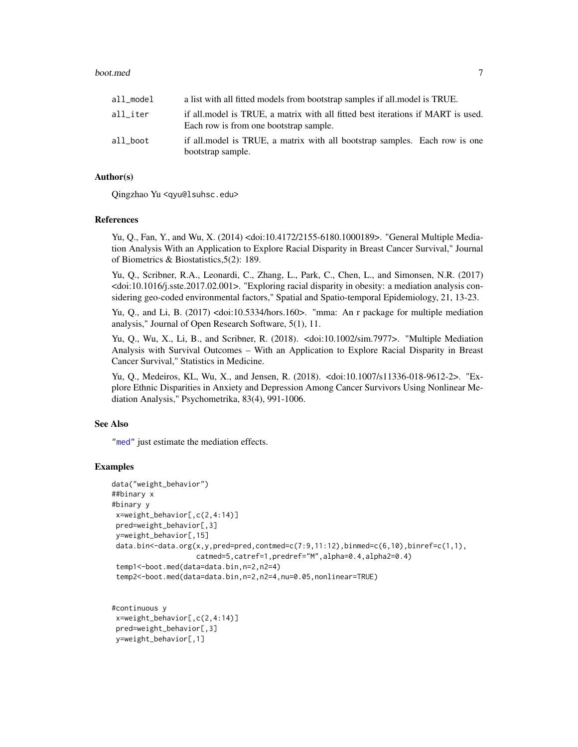| | |
|---|---|
| all_model | a list with all fitted models from bootstrap samples if all.model is TRUE. |
| all_iter | if all.model is TRUE, a matrix with all fitted best iterations if MART is used. Each row is from one bootstrap sample. |
| all_boot | if all.model is TRUE, a matrix with all bootstrap samples. Each row is one bootstrap sample. |

### Author(s)

Qingzhao Yu <qyu@lsuhsc.edu>

### References

Yu, Q., Fan, Y., and Wu, X. (2014) <doi:10.4172/2155-6180.1000189>. "General Multiple Mediation Analysis With an Application to Explore Racial Disparity in Breast Cancer Survival," Journal of Biometrics & Biostatistics,5(2): 189.

Yu, Q., Scribner, R.A., Leonardi, C., Zhang, L., Park, C., Chen, L., and Simonsen, N.R. (2017) <doi:10.1016/j.sste.2017.02.001>. "Exploring racial disparity in obesity: a mediation analysis considering geo-coded environmental factors," Spatial and Spatio-temporal Epidemiology, 21, 13-23.

Yu, Q., and Li, B. (2017) <doi:10.5334/hors.160>. "mma: An r package for multiple mediation analysis," Journal of Open Research Software, 5(1), 11.

Yu, Q., Wu, X., Li, B., and Scribner, R. (2018). <doi:10.1002/sim.7977>. "Multiple Mediation Analysis with Survival Outcomes – With an Application to Explore Racial Disparity in Breast Cancer Survival," Statistics in Medicine.

Yu, Q., Medeiros, KL, Wu, X., and Jensen, R. (2018). <doi:10.1007/s11336-018-9612-2>. "Explore Ethnic Disparities in Anxiety and Depression Among Cancer Survivors Using Nonlinear Mediation Analysis," Psychometrika, 83(4), 991-1006.

### See Also

"med" just estimate the mediation effects.

### Examples

```
data("weight_behavior")
##binary x
#binary y
 x=weight_behavior[,c(2,4:14)]
 pred=weight_behavior[,3]
 y=weight_behavior[,15]
 data.bin<-data.org(x,y,pred=pred,contmed=c(7:9,11:12),binmed=c(6,10),binref=c(1,1),
                    catmed=5,catref=1,predref="M",alpha=0.4,alpha2=0.4)
 temp1<-boot.med(data=data.bin,n=2,n2=4)
 temp2<-boot.med(data=data.bin,n=2,n2=4,nu=0.05,nonlinear=TRUE)


#continuous y
 x=weight_behavior[,c(2,4:14)]
 pred=weight_behavior[,3]
 y=weight_behavior[,1]
```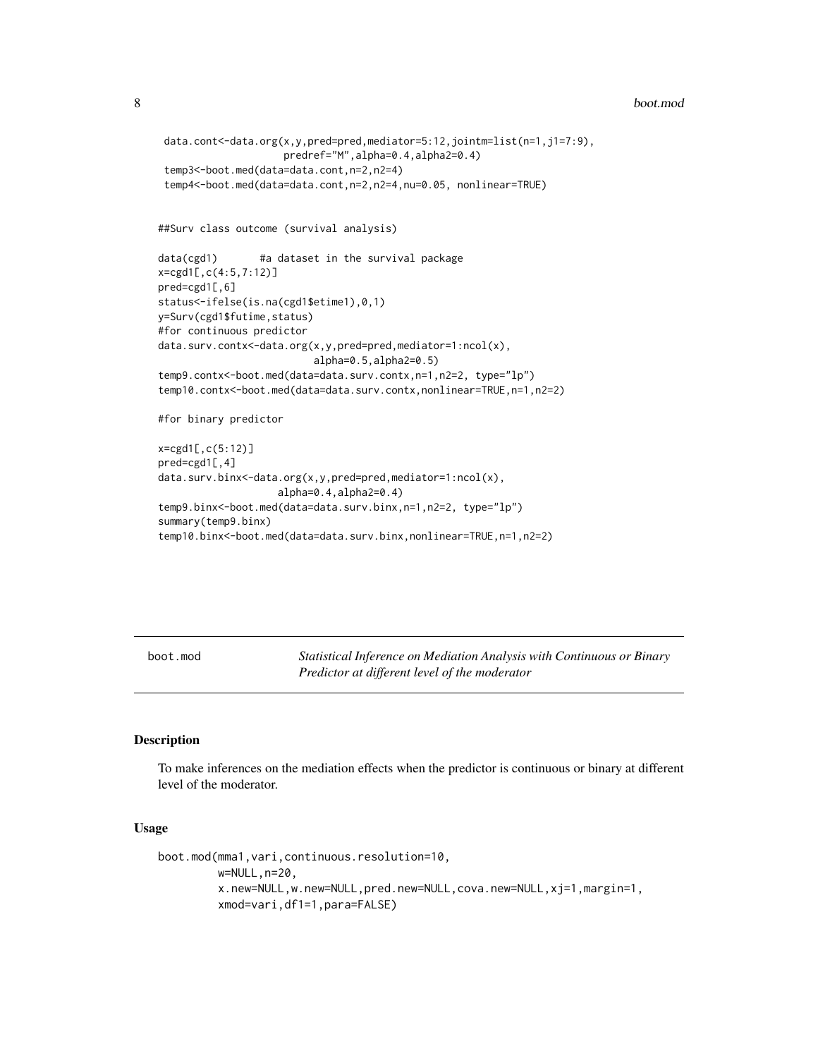```
 data.cont<-data.org(x,y,pred=pred,mediator=5:12,jointm=list(n=1,j1=7:9),
                    predref="M",alpha=0.4,alpha2=0.4)
 temp3<-boot.med(data=data.cont,n=2,n2=4)
 temp4<-boot.med(data=data.cont,n=2,n2=4,nu=0.05, nonlinear=TRUE)


##Surv class outcome (survival analysis)

data(cgd1)       #a dataset in the survival package
x=cgd1[,c(4:5,7:12)]
pred=cgd1[,6]
status<-ifelse(is.na(cgd1$etime1),0,1)
y=Surv(cgd1$futime,status)
#for continuous predictor
data.surv.contx<-data.org(x,y,pred=pred,mediator=1:ncol(x),
                          alpha=0.5,alpha2=0.5)
temp9.contx<-boot.med(data=data.surv.contx,n=1,n2=2, type="lp")
temp10.contx<-boot.med(data=data.surv.contx,nonlinear=TRUE,n=1,n2=2)

#for binary predictor

x=cgd1[,c(5:12)]
pred=cgd1[,4]
data.surv.binx<-data.org(x,y,pred=pred,mediator=1:ncol(x),
                    alpha=0.4,alpha2=0.4)
temp9.binx<-boot.med(data=data.surv.binx,n=1,n2=2, type="lp")
summary(temp9.binx)
temp10.binx<-boot.med(data=data.surv.binx,nonlinear=TRUE,n=1,n2=2)
```

---

boot.mod — *Statistical Inference on Mediation Analysis with Continuous or Binary Predictor at different level of the moderator*

---

## Description

To make inferences on the mediation effects when the predictor is continuous or binary at different level of the moderator.

## Usage

```
boot.mod(mma1,vari,continuous.resolution=10,
         w=NULL,n=20,
         x.new=NULL,w.new=NULL,pred.new=NULL,cova.new=NULL,xj=1,margin=1,
         xmod=vari,df1=1,para=FALSE)
```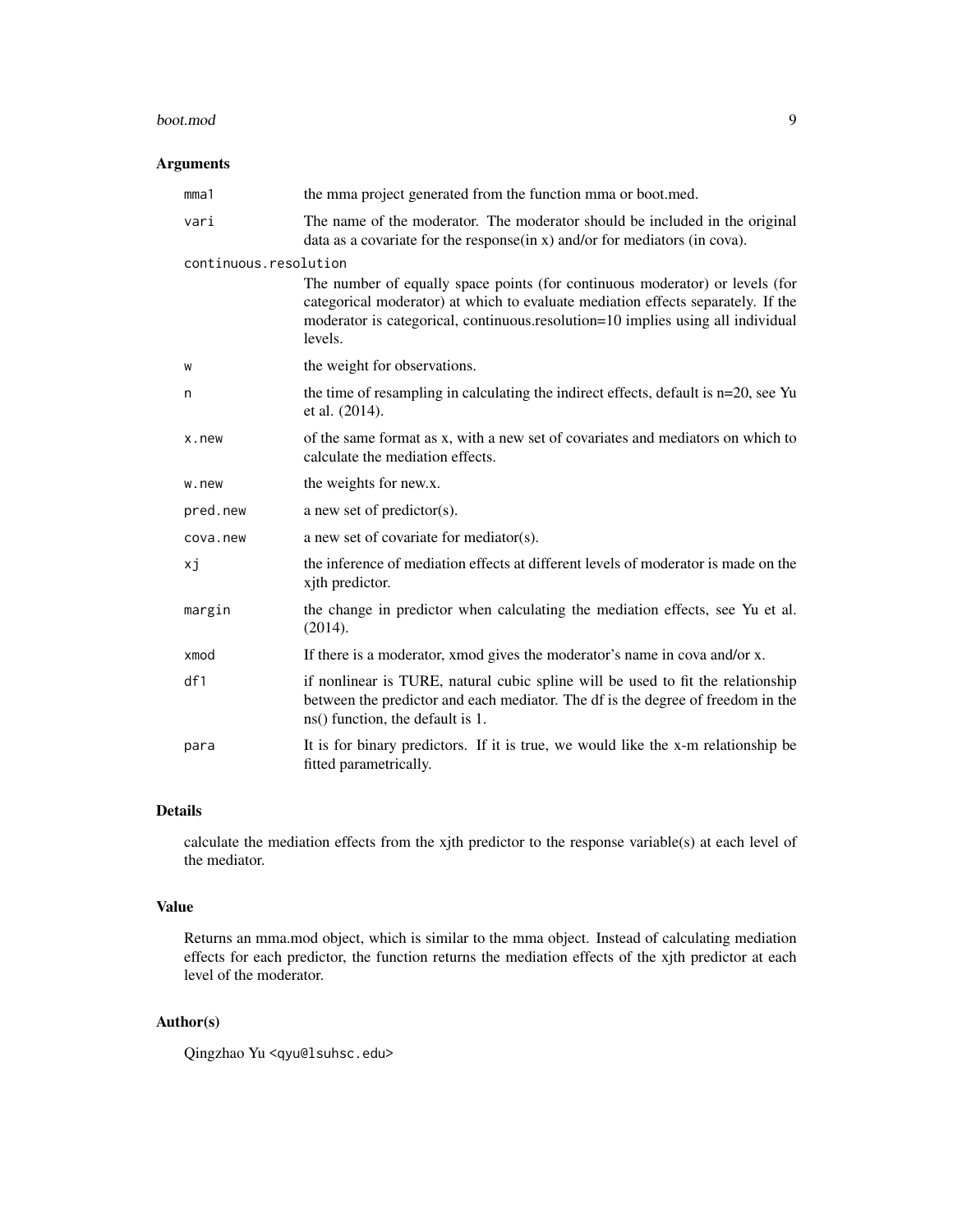### Arguments

| | |
|---|---|
| `mma1` | the mma project generated from the function mma or boot.med. |
| `vari` | The name of the moderator. The moderator should be included in the original data as a covariate for the response(in x) and/or for mediators (in cova). |
| `continuous.resolution` | The number of equally space points (for continuous moderator) or levels (for categorical moderator) at which to evaluate mediation effects separately. If the moderator is categorical, continuous.resolution=10 implies using all individual levels. |
| `w` | the weight for observations. |
| `n` | the time of resampling in calculating the indirect effects, default is n=20, see Yu et al. (2014). |
| `x.new` | of the same format as x, with a new set of covariates and mediators on which to calculate the mediation effects. |
| `w.new` | the weights for new.x. |
| `pred.new` | a new set of predictor(s). |
| `cova.new` | a new set of covariate for mediator(s). |
| `xj` | the inference of mediation effects at different levels of moderator is made on the xjth predictor. |
| `margin` | the change in predictor when calculating the mediation effects, see Yu et al. (2014). |
| `xmod` | If there is a moderator, xmod gives the moderator's name in cova and/or x. |
| `df1` | if nonlinear is TURE, natural cubic spline will be used to fit the relationship between the predictor and each mediator. The df is the degree of freedom in the ns() function, the default is 1. |
| `para` | It is for binary predictors. If it is true, we would like the x-m relationship be fitted parametrically. |

### Details

calculate the mediation effects from the xjth predictor to the response variable(s) at each level of the mediator.

### Value

Returns an mma.mod object, which is similar to the mma object. Instead of calculating mediation effects for each predictor, the function returns the mediation effects of the xjth predictor at each level of the moderator.

### Author(s)

Qingzhao Yu <qyu@lsuhsc.edu>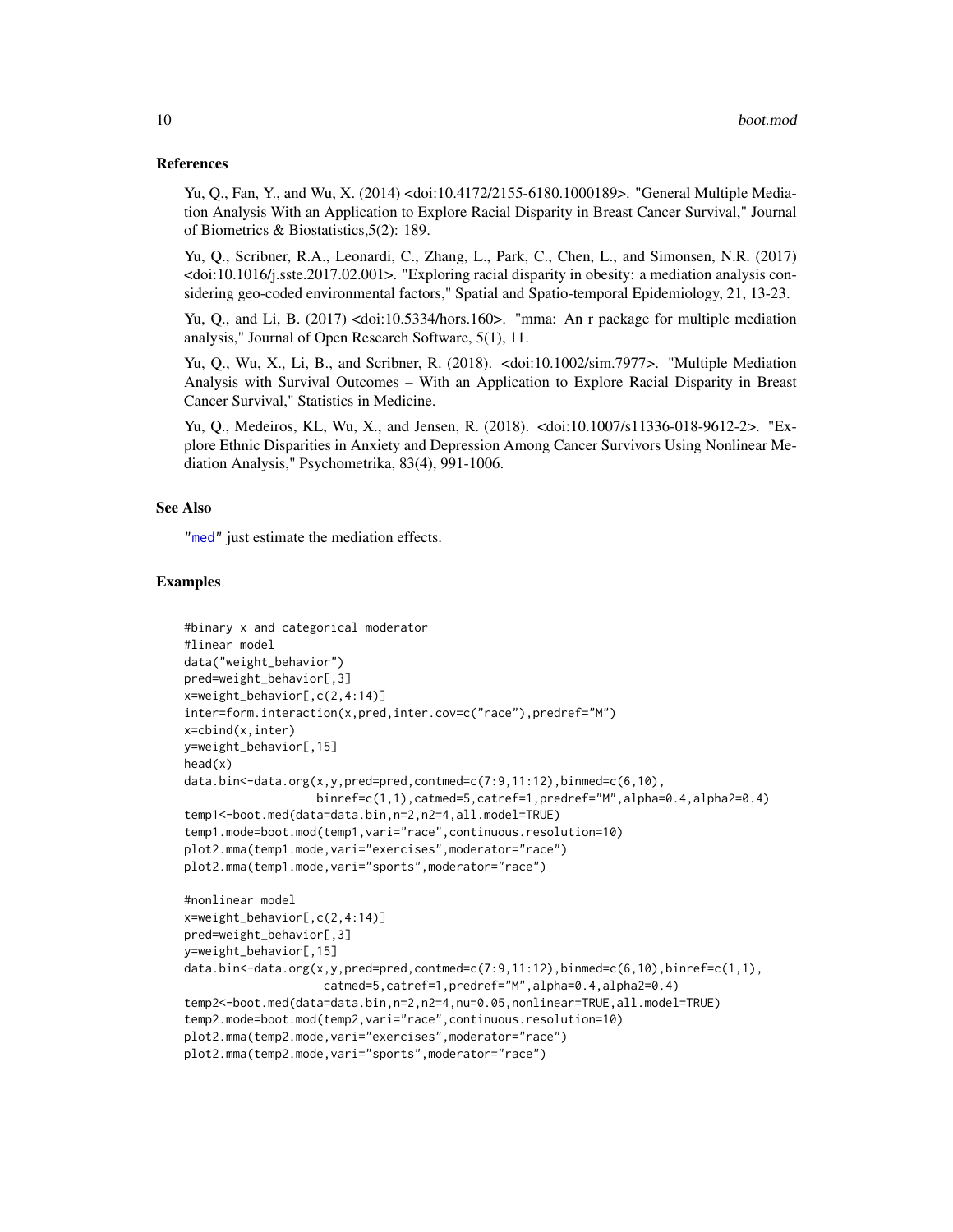### References

Yu, Q., Fan, Y., and Wu, X. (2014) <doi:10.4172/2155-6180.1000189>. "General Multiple Mediation Analysis With an Application to Explore Racial Disparity in Breast Cancer Survival," Journal of Biometrics & Biostatistics,5(2): 189.

Yu, Q., Scribner, R.A., Leonardi, C., Zhang, L., Park, C., Chen, L., and Simonsen, N.R. (2017) <doi:10.1016/j.sste.2017.02.001>. "Exploring racial disparity in obesity: a mediation analysis considering geo-coded environmental factors," Spatial and Spatio-temporal Epidemiology, 21, 13-23.

Yu, Q., and Li, B. (2017) <doi:10.5334/hors.160>. "mma: An r package for multiple mediation analysis," Journal of Open Research Software, 5(1), 11.

Yu, Q., Wu, X., Li, B., and Scribner, R. (2018). <doi:10.1002/sim.7977>. "Multiple Mediation Analysis with Survival Outcomes – With an Application to Explore Racial Disparity in Breast Cancer Survival," Statistics in Medicine.

Yu, Q., Medeiros, KL, Wu, X., and Jensen, R. (2018). <doi:10.1007/s11336-018-9612-2>. "Explore Ethnic Disparities in Anxiety and Depression Among Cancer Survivors Using Nonlinear Mediation Analysis," Psychometrika, 83(4), 991-1006.

### See Also

"med" just estimate the mediation effects.

### Examples

```
#binary x and categorical moderator
#linear model
data("weight_behavior")
pred=weight_behavior[,3]
x=weight_behavior[,c(2,4:14)]
inter=form.interaction(x,pred,inter.cov=c("race"),predref="M")
x=cbind(x,inter)
y=weight_behavior[,15]
head(x)
data.bin<-data.org(x,y,pred=pred,contmed=c(7:9,11:12),binmed=c(6,10),
                  binref=c(1,1),catmed=5,catref=1,predref="M",alpha=0.4,alpha2=0.4)
temp1<-boot.med(data=data.bin,n=2,n2=4,all.model=TRUE)
temp1.mode=boot.mod(temp1,vari="race",continuous.resolution=10)
plot2.mma(temp1.mode,vari="exercises",moderator="race")
plot2.mma(temp1.mode,vari="sports",moderator="race")

#nonlinear model
x=weight_behavior[,c(2,4:14)]
pred=weight_behavior[,3]
y=weight_behavior[,15]
data.bin<-data.org(x,y,pred=pred,contmed=c(7:9,11:12),binmed=c(6,10),binref=c(1,1),
                   catmed=5,catref=1,predref="M",alpha=0.4,alpha2=0.4)
temp2<-boot.med(data=data.bin,n=2,n2=4,nu=0.05,nonlinear=TRUE,all.model=TRUE)
temp2.mode=boot.mod(temp2,vari="race",continuous.resolution=10)
plot2.mma(temp2.mode,vari="exercises",moderator="race")
plot2.mma(temp2.mode,vari="sports",moderator="race")
```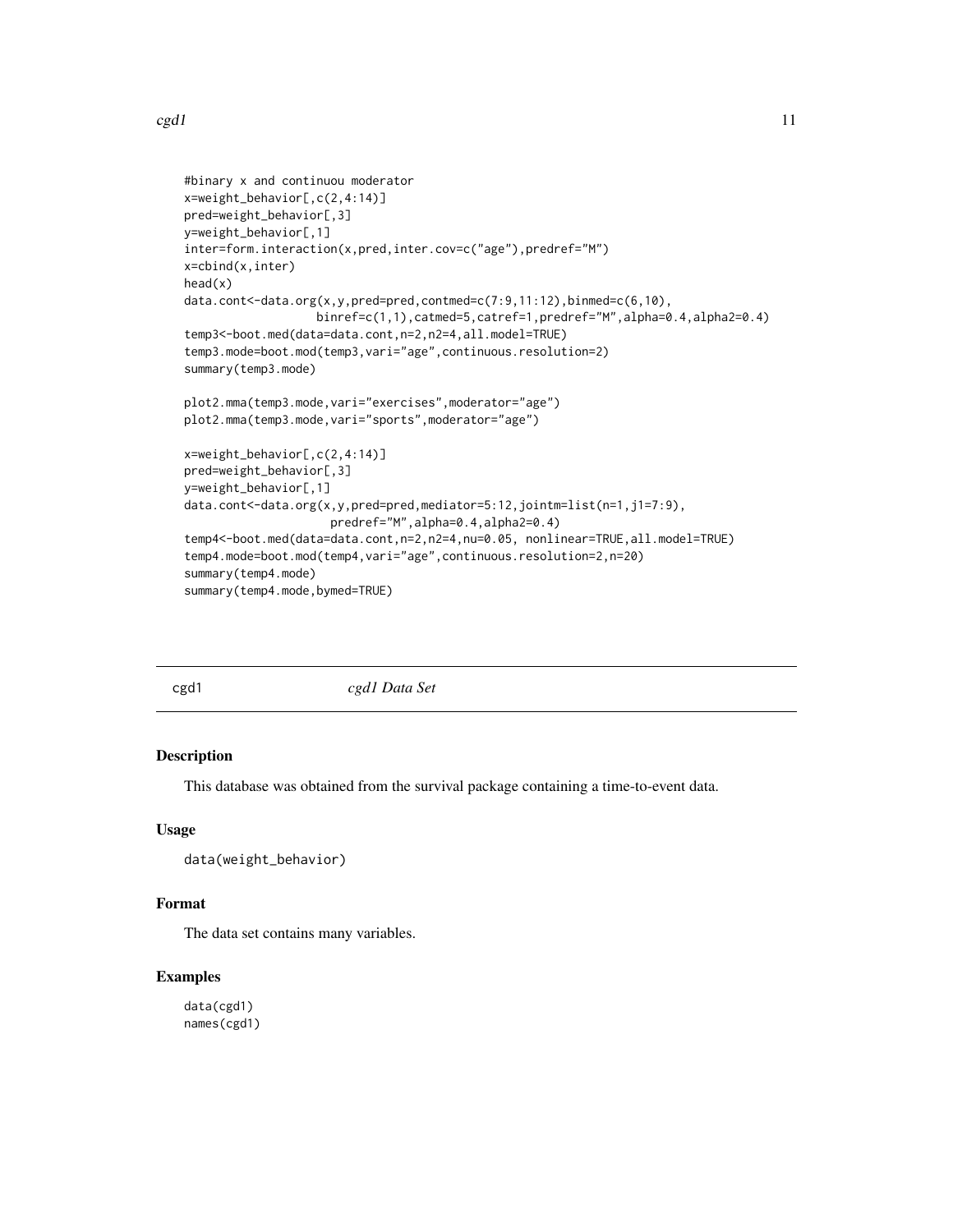```
#binary x and continuou moderator
x=weight_behavior[,c(2,4:14)]
pred=weight_behavior[,3]
y=weight_behavior[,1]
inter=form.interaction(x,pred,inter.cov=c("age"),predref="M")
x=cbind(x,inter)
head(x)
data.cont<-data.org(x,y,pred=pred,contmed=c(7:9,11:12),binmed=c(6,10),
                   binref=c(1,1),catmed=5,catref=1,predref="M",alpha=0.4,alpha2=0.4)
temp3<-boot.med(data=data.cont,n=2,n2=4,all.model=TRUE)
temp3.mode=boot.mod(temp3,vari="age",continuous.resolution=2)
summary(temp3.mode)

plot2.mma(temp3.mode,vari="exercises",moderator="age")
plot2.mma(temp3.mode,vari="sports",moderator="age")

x=weight_behavior[,c(2,4:14)]
pred=weight_behavior[,3]
y=weight_behavior[,1]
data.cont<-data.org(x,y,pred=pred,mediator=5:12,jointm=list(n=1,j1=7:9),
                     predref="M",alpha=0.4,alpha2=0.4)
temp4<-boot.med(data=data.cont,n=2,n2=4,nu=0.05, nonlinear=TRUE,all.model=TRUE)
temp4.mode=boot.mod(temp4,vari="age",continuous.resolution=2,n=20)
summary(temp4.mode)
summary(temp4.mode,bymed=TRUE)
```

---

cgd1 &emsp;&emsp; *cgd1 Data Set*

---

## Description

This database was obtained from the survival package containing a time-to-event data.

## Usage

```
data(weight_behavior)
```

## Format

The data set contains many variables.

## Examples

```
data(cgd1)
names(cgd1)
```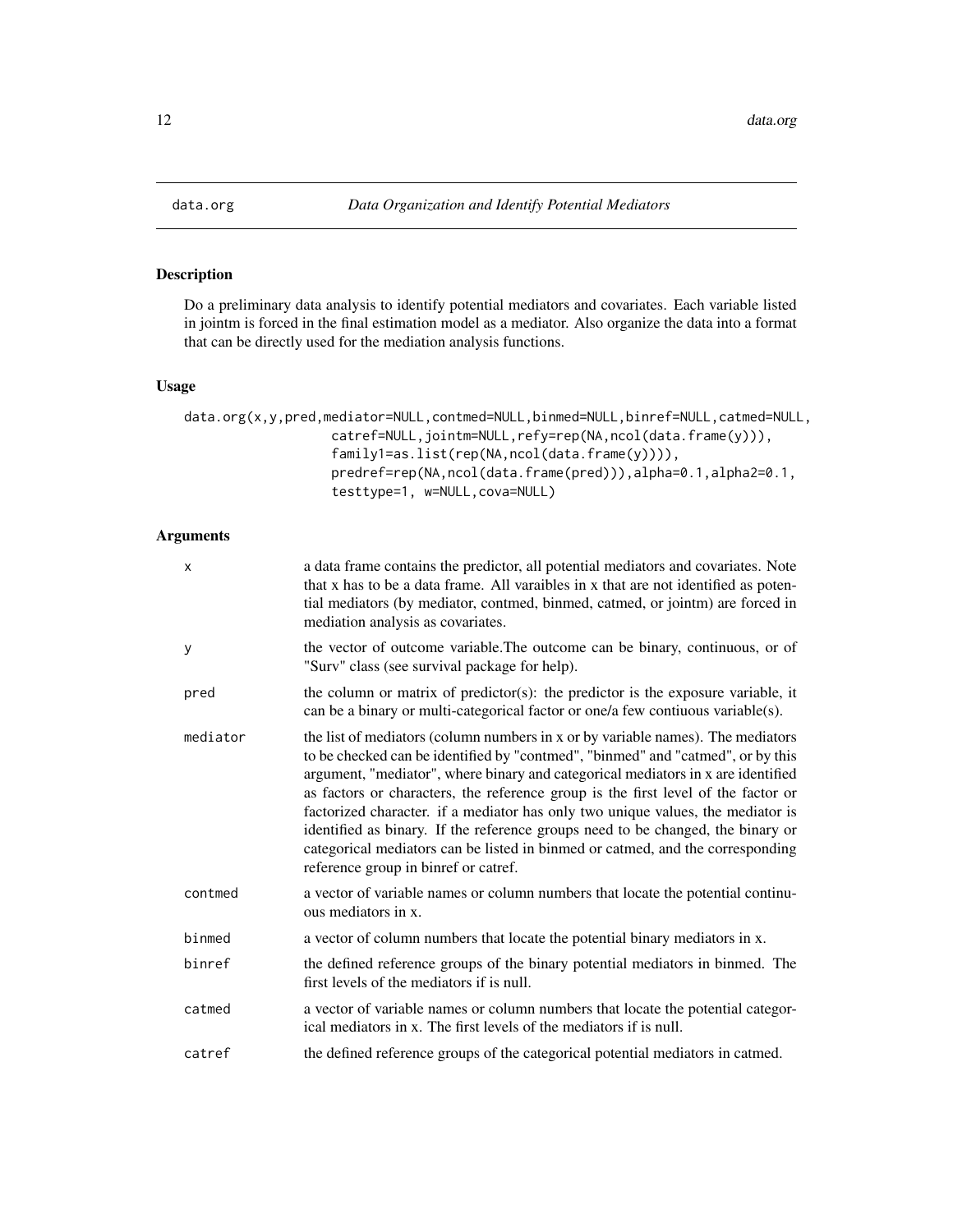# data.org — Data Organization and Identify Potential Mediators

## Description

Do a preliminary data analysis to identify potential mediators and covariates. Each variable listed in jointm is forced in the final estimation model as a mediator. Also organize the data into a format that can be directly used for the mediation analysis functions.

## Usage

```
data.org(x,y,pred,mediator=NULL,contmed=NULL,binmed=NULL,binref=NULL,catmed=NULL,
                 catref=NULL,jointm=NULL,refy=rep(NA,ncol(data.frame(y))),
                 family1=as.list(rep(NA,ncol(data.frame(y)))),
                 predref=rep(NA,ncol(data.frame(pred))),alpha=0.1,alpha2=0.1,
                 testtype=1, w=NULL,cova=NULL)
```

## Arguments

| | |
|---|---|
| x | a data frame contains the predictor, all potential mediators and covariates. Note that x has to be a data frame. All varaibles in x that are not identified as potential mediators (by mediator, contmed, binmed, catmed, or jointm) are forced in mediation analysis as covariates. |
| y | the vector of outcome variable.The outcome can be binary, continuous, or of "Surv" class (see survival package for help). |
| pred | the column or matrix of predictor(s): the predictor is the exposure variable, it can be a binary or multi-categorical factor or one/a few contiuous variable(s). |
| mediator | the list of mediators (column numbers in x or by variable names). The mediators to be checked can be identified by "contmed", "binmed" and "catmed", or by this argument, "mediator", where binary and categorical mediators in x are identified as factors or characters, the reference group is the first level of the factor or factorized character. if a mediator has only two unique values, the mediator is identified as binary. If the reference groups need to be changed, the binary or categorical mediators can be listed in binmed or catmed, and the corresponding reference group in binref or catref. |
| contmed | a vector of variable names or column numbers that locate the potential continuous mediators in x. |
| binmed | a vector of column numbers that locate the potential binary mediators in x. |
| binref | the defined reference groups of the binary potential mediators in binmed. The first levels of the mediators if is null. |
| catmed | a vector of variable names or column numbers that locate the potential categorical mediators in x. The first levels of the mediators if is null. |
| catref | the defined reference groups of the categorical potential mediators in catmed. |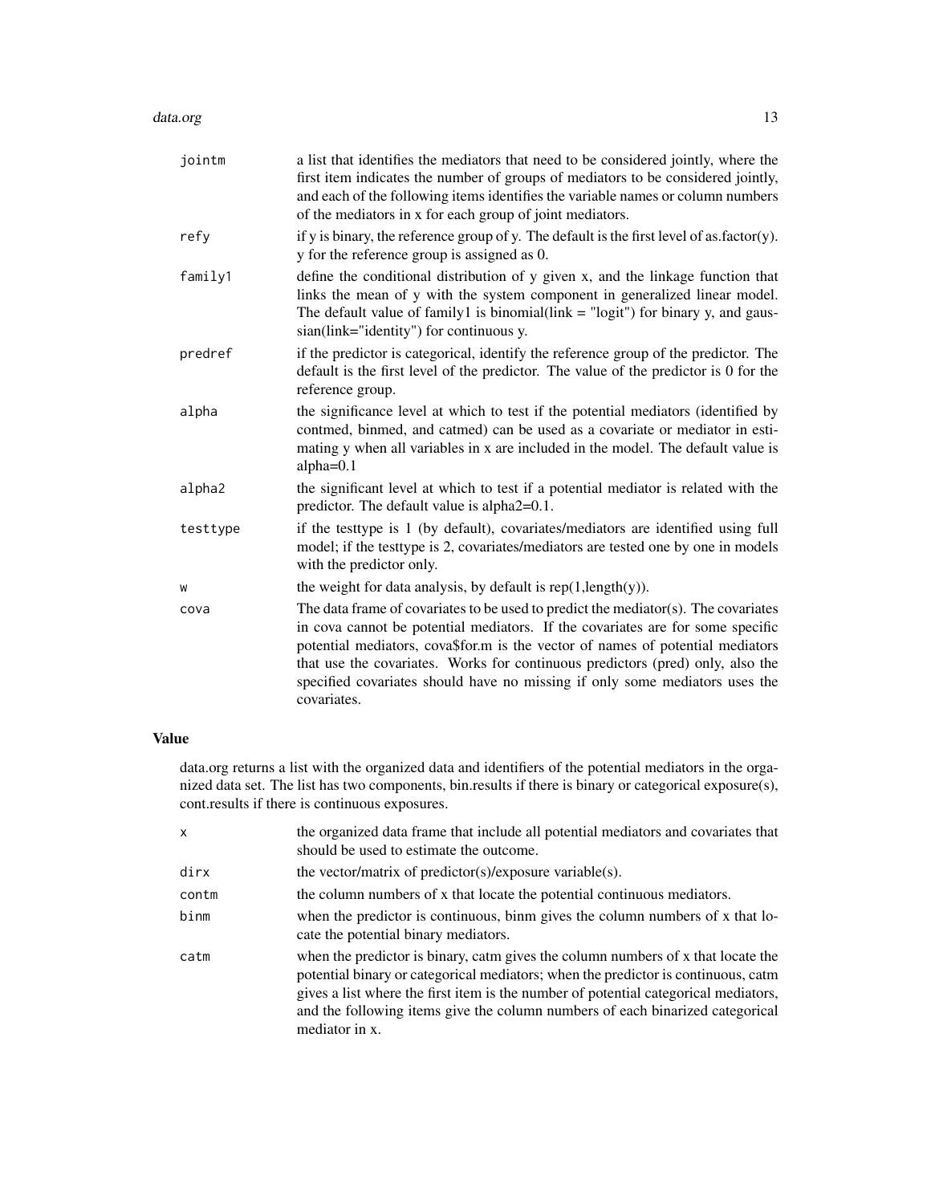| | |
|---|---|
| jointm | a list that identifies the mediators that need to be considered jointly, where the first item indicates the number of groups of mediators to be considered jointly, and each of the following items identifies the variable names or column numbers of the mediators in x for each group of joint mediators. |
| refy | if y is binary, the reference group of y. The default is the first level of as.factor(y). y for the reference group is assigned as 0. |
| family1 | define the conditional distribution of y given x, and the linkage function that links the mean of y with the system component in generalized linear model. The default value of family1 is binomial(link = "logit") for binary y, and gaussian(link="identity") for continuous y. |
| predref | if the predictor is categorical, identify the reference group of the predictor. The default is the first level of the predictor. The value of the predictor is 0 for the reference group. |
| alpha | the significance level at which to test if the potential mediators (identified by contmed, binmed, and catmed) can be used as a covariate or mediator in estimating y when all variables in x are included in the model. The default value is alpha=0.1 |
| alpha2 | the significant level at which to test if a potential mediator is related with the predictor. The default value is alpha2=0.1. |
| testtype | if the testtype is 1 (by default), covariates/mediators are identified using full model; if the testtype is 2, covariates/mediators are tested one by one in models with the predictor only. |
| w | the weight for data analysis, by default is rep(1,length(y)). |
| cova | The data frame of covariates to be used to predict the mediator(s). The covariates in cova cannot be potential mediators. If the covariates are for some specific potential mediators, cova$for.m is the vector of names of potential mediators that use the covariates. Works for continuous predictors (pred) only, also the specified covariates should have no missing if only some mediators uses the covariates. |

## Value

data.org returns a list with the organized data and identifiers of the potential mediators in the organized data set. The list has two components, bin.results if there is binary or categorical exposure(s), cont.results if there is continuous exposures.

| | |
|---|---|
| x | the organized data frame that include all potential mediators and covariates that should be used to estimate the outcome. |
| dirx | the vector/matrix of predictor(s)/exposure variable(s). |
| contm | the column numbers of x that locate the potential continuous mediators. |
| binm | when the predictor is continuous, binm gives the column numbers of x that locate the potential binary mediators. |
| catm | when the predictor is binary, catm gives the column numbers of x that locate the potential binary or categorical mediators; when the predictor is continuous, catm gives a list where the first item is the number of potential categorical mediators, and the following items give the column numbers of each binarized categorical mediator in x. |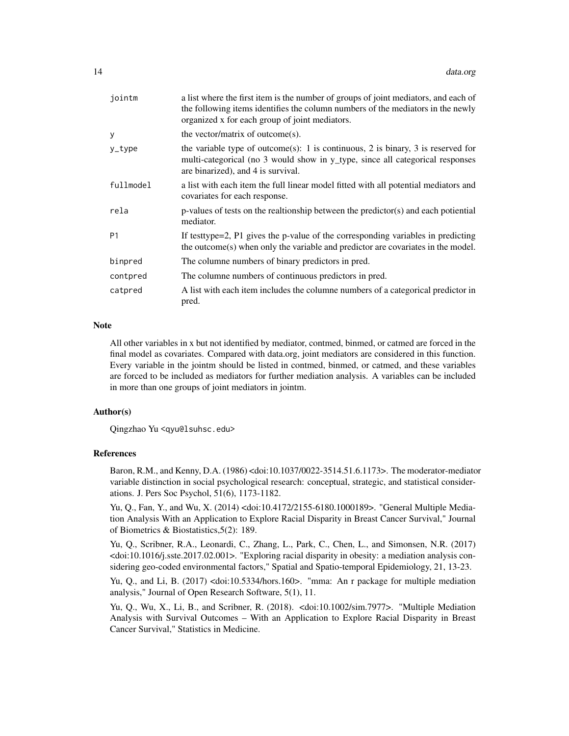| | |
|---|---|
| jointm | a list where the first item is the number of groups of joint mediators, and each of the following items identifies the column numbers of the mediators in the newly organized x for each group of joint mediators. |
| y | the vector/matrix of outcome(s). |
| y_type | the variable type of outcome(s): 1 is continuous, 2 is binary, 3 is reserved for multi-categorical (no 3 would show in y_type, since all categorical responses are binarized), and 4 is survival. |
| fullmodel | a list with each item the full linear model fitted with all potential mediators and covariates for each response. |
| rela | p-values of tests on the realtionship between the predictor(s) and each potiential mediator. |
| P1 | If testtype=2, P1 gives the p-value of the corresponding variables in predicting the outcome(s) when only the variable and predictor are covariates in the model. |
| binpred | The columne numbers of binary predictors in pred. |
| contpred | The columne numbers of continuous predictors in pred. |
| catpred | A list with each item includes the columne numbers of a categorical predictor in pred. |

## Note

All other variables in x but not identified by mediator, contmed, binmed, or catmed are forced in the final model as covariates. Compared with data.org, joint mediators are considered in this function. Every variable in the jointm should be listed in contmed, binmed, or catmed, and these variables are forced to be included as mediators for further mediation analysis. A variables can be included in more than one groups of joint mediators in jointm.

## Author(s)

Qingzhao Yu <qyu@lsuhsc.edu>

## References

Baron, R.M., and Kenny, D.A. (1986) <doi:10.1037/0022-3514.51.6.1173>. The moderator-mediator variable distinction in social psychological research: conceptual, strategic, and statistical considerations. J. Pers Soc Psychol, 51(6), 1173-1182.

Yu, Q., Fan, Y., and Wu, X. (2014) <doi:10.4172/2155-6180.1000189>. "General Multiple Mediation Analysis With an Application to Explore Racial Disparity in Breast Cancer Survival," Journal of Biometrics & Biostatistics,5(2): 189.

Yu, Q., Scribner, R.A., Leonardi, C., Zhang, L., Park, C., Chen, L., and Simonsen, N.R. (2017) <doi:10.1016/j.sste.2017.02.001>. "Exploring racial disparity in obesity: a mediation analysis considering geo-coded environmental factors," Spatial and Spatio-temporal Epidemiology, 21, 13-23.

Yu, Q., and Li, B. (2017) <doi:10.5334/hors.160>. "mma: An r package for multiple mediation analysis," Journal of Open Research Software, 5(1), 11.

Yu, Q., Wu, X., Li, B., and Scribner, R. (2018). <doi:10.1002/sim.7977>. "Multiple Mediation Analysis with Survival Outcomes – With an Application to Explore Racial Disparity in Breast Cancer Survival," Statistics in Medicine.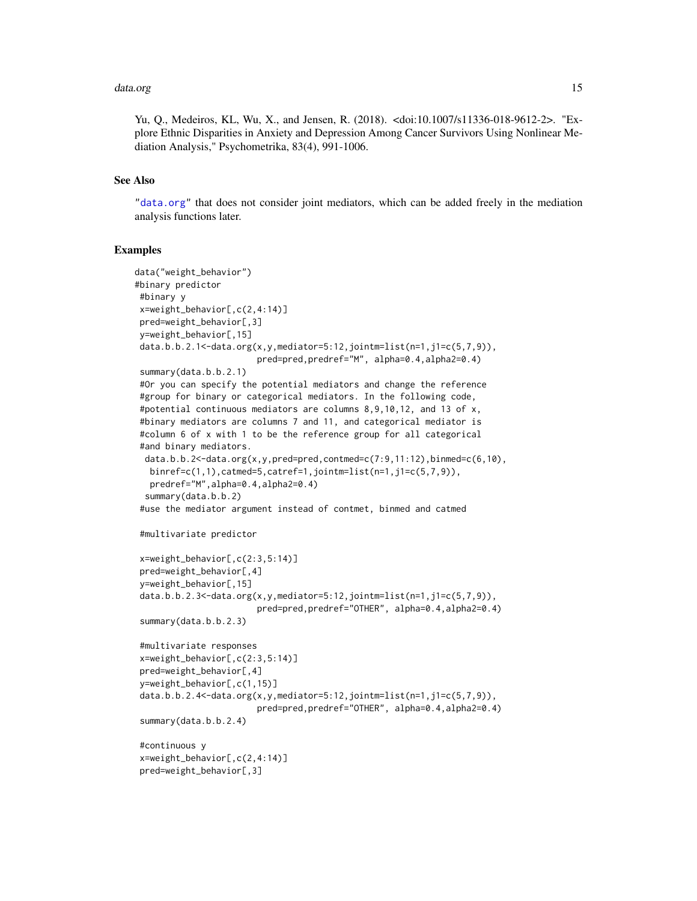Yu, Q., Medeiros, KL, Wu, X., and Jensen, R. (2018). <doi:10.1007/s11336-018-9612-2>. "Explore Ethnic Disparities in Anxiety and Depression Among Cancer Survivors Using Nonlinear Mediation Analysis," Psychometrika, 83(4), 991-1006.

## See Also

"data.org" that does not consider joint mediators, which can be added freely in the mediation analysis functions later.

## Examples

```
data("weight_behavior")
#binary predictor
 #binary y
 x=weight_behavior[,c(2,4:14)]
 pred=weight_behavior[,3]
 y=weight_behavior[,15]
 data.b.b.2.1<-data.org(x,y,mediator=5:12,jointm=list(n=1,j1=c(5,7,9)),
                         pred=pred,predref="M", alpha=0.4,alpha2=0.4)
 summary(data.b.b.2.1)
 #Or you can specify the potential mediators and change the reference
 #group for binary or categorical mediators. In the following code,
 #potential continuous mediators are columns 8,9,10,12, and 13 of x,
 #binary mediators are columns 7 and 11, and categorical mediator is
 #column 6 of x with 1 to be the reference group for all categorical
 #and binary mediators.
  data.b.b.2<-data.org(x,y,pred=pred,contmed=c(7:9,11:12),binmed=c(6,10),
   binref=c(1,1),catmed=5,catref=1,jointm=list(n=1,j1=c(5,7,9)),
   predref="M",alpha=0.4,alpha2=0.4)
  summary(data.b.b.2)
 #use the mediator argument instead of contmet, binmed and catmed

 #multivariate predictor

 x=weight_behavior[,c(2:3,5:14)]
 pred=weight_behavior[,4]
 y=weight_behavior[,15]
 data.b.b.2.3<-data.org(x,y,mediator=5:12,jointm=list(n=1,j1=c(5,7,9)),
                         pred=pred,predref="OTHER", alpha=0.4,alpha2=0.4)
 summary(data.b.b.2.3)

 #multivariate responses
 x=weight_behavior[,c(2:3,5:14)]
 pred=weight_behavior[,4]
 y=weight_behavior[,c(1,15)]
 data.b.b.2.4<-data.org(x,y,mediator=5:12,jointm=list(n=1,j1=c(5,7,9)),
                         pred=pred,predref="OTHER", alpha=0.4,alpha2=0.4)
 summary(data.b.b.2.4)

 #continuous y
 x=weight_behavior[,c(2,4:14)]
 pred=weight_behavior[,3]
```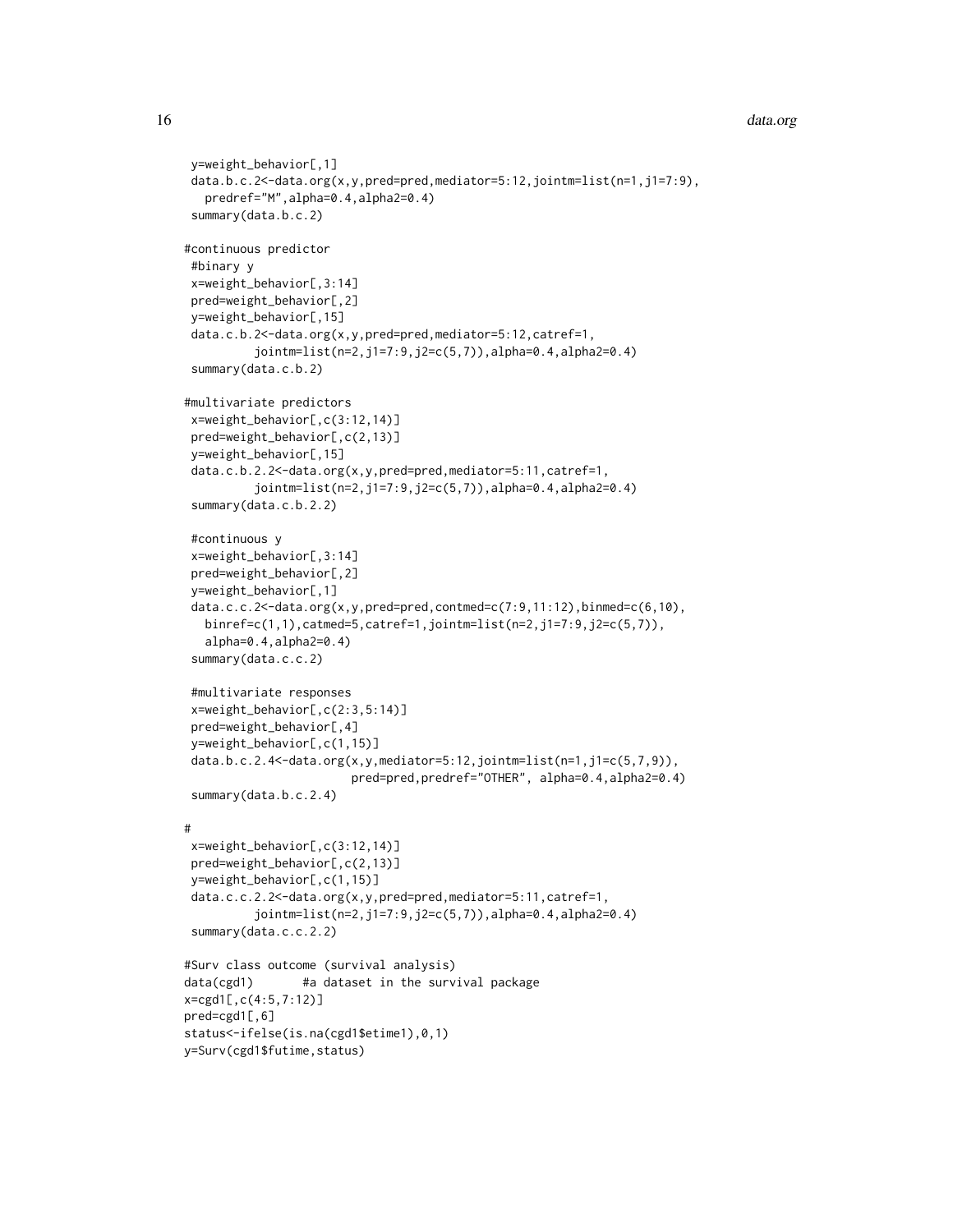```
 y=weight_behavior[,1]
 data.b.c.2<-data.org(x,y,pred=pred,mediator=5:12,jointm=list(n=1,j1=7:9),
   predref="M",alpha=0.4,alpha2=0.4)
 summary(data.b.c.2)

#continuous predictor
 #binary y
 x=weight_behavior[,3:14]
 pred=weight_behavior[,2]
 y=weight_behavior[,15]
 data.c.b.2<-data.org(x,y,pred=pred,mediator=5:12,catref=1,
          jointm=list(n=2,j1=7:9,j2=c(5,7)),alpha=0.4,alpha2=0.4)
 summary(data.c.b.2)

#multivariate predictors
 x=weight_behavior[,c(3:12,14)]
 pred=weight_behavior[,c(2,13)]
 y=weight_behavior[,15]
 data.c.b.2.2<-data.org(x,y,pred=pred,mediator=5:11,catref=1,
          jointm=list(n=2,j1=7:9,j2=c(5,7)),alpha=0.4,alpha2=0.4)
 summary(data.c.b.2.2)

 #continuous y
 x=weight_behavior[,3:14]
 pred=weight_behavior[,2]
 y=weight_behavior[,1]
 data.c.c.2<-data.org(x,y,pred=pred,contmed=c(7:9,11:12),binmed=c(6,10),
   binref=c(1,1),catmed=5,catref=1,jointm=list(n=2,j1=7:9,j2=c(5,7)),
   alpha=0.4,alpha2=0.4)
 summary(data.c.c.2)

 #multivariate responses
 x=weight_behavior[,c(2:3,5:14)]
 pred=weight_behavior[,4]
 y=weight_behavior[,c(1,15)]
 data.b.c.2.4<-data.org(x,y,mediator=5:12,jointm=list(n=1,j1=c(5,7,9)),
                      pred=pred,predref="OTHER", alpha=0.4,alpha2=0.4)
 summary(data.b.c.2.4)

#
 x=weight_behavior[,c(3:12,14)]
 pred=weight_behavior[,c(2,13)]
 y=weight_behavior[,c(1,15)]
 data.c.c.2.2<-data.org(x,y,pred=pred,mediator=5:11,catref=1,
          jointm=list(n=2,j1=7:9,j2=c(5,7)),alpha=0.4,alpha2=0.4)
 summary(data.c.c.2.2)

#Surv class outcome (survival analysis)
data(cgd1)       #a dataset in the survival package
x=cgd1[,c(4:5,7:12)]
pred=cgd1[,6]
status<-ifelse(is.na(cgd1$etime1),0,1)
y=Surv(cgd1$futime,status)
```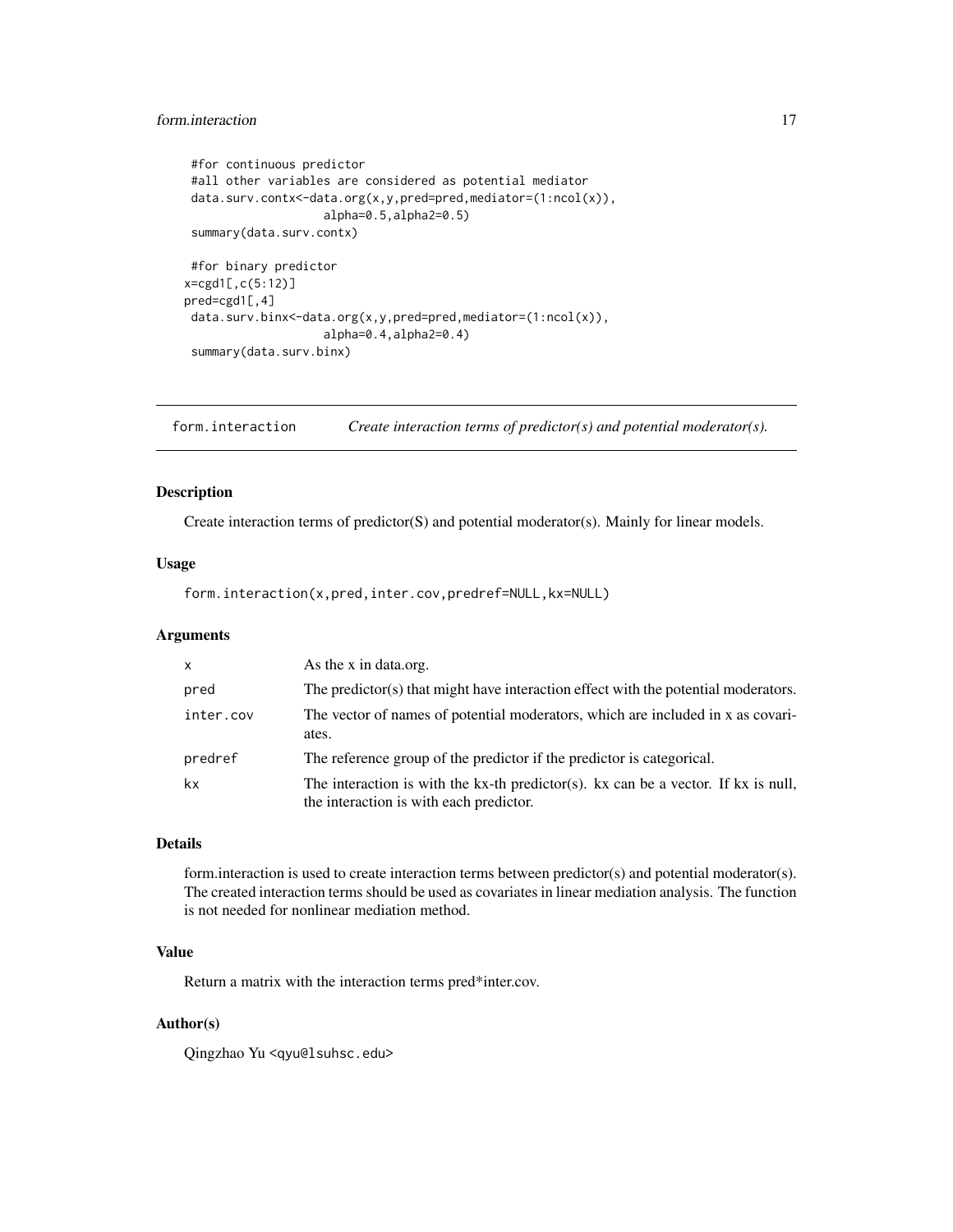```
 #for continuous predictor
 #all other variables are considered as potential mediator
 data.surv.contx<-data.org(x,y,pred=pred,mediator=(1:ncol(x)),
                  alpha=0.5,alpha2=0.5)
 summary(data.surv.contx)

 #for binary predictor
x=cgd1[,c(5:12)]
pred=cgd1[,4]
 data.surv.binx<-data.org(x,y,pred=pred,mediator=(1:ncol(x)),
                  alpha=0.4,alpha2=0.4)
 summary(data.surv.binx)
```

## form.interaction — *Create interaction terms of predictor(s) and potential moderator(s).*

### Description

Create interaction terms of predictor(S) and potential moderator(s). Mainly for linear models.

### Usage

```
form.interaction(x,pred,inter.cov,predref=NULL,kx=NULL)
```

### Arguments

| | |
|---|---|
| `x` | As the x in data.org. |
| `pred` | The predictor(s) that might have interaction effect with the potential moderators. |
| `inter.cov` | The vector of names of potential moderators, which are included in x as covariates. |
| `predref` | The reference group of the predictor if the predictor is categorical. |
| `kx` | The interaction is with the kx-th predictor(s). kx can be a vector. If kx is null, the interaction is with each predictor. |

### Details

form.interaction is used to create interaction terms between predictor(s) and potential moderator(s). The created interaction terms should be used as covariates in linear mediation analysis. The function is not needed for nonlinear mediation method.

### Value

Return a matrix with the interaction terms pred*inter.cov.

### Author(s)

Qingzhao Yu <qyu@lsuhsc.edu>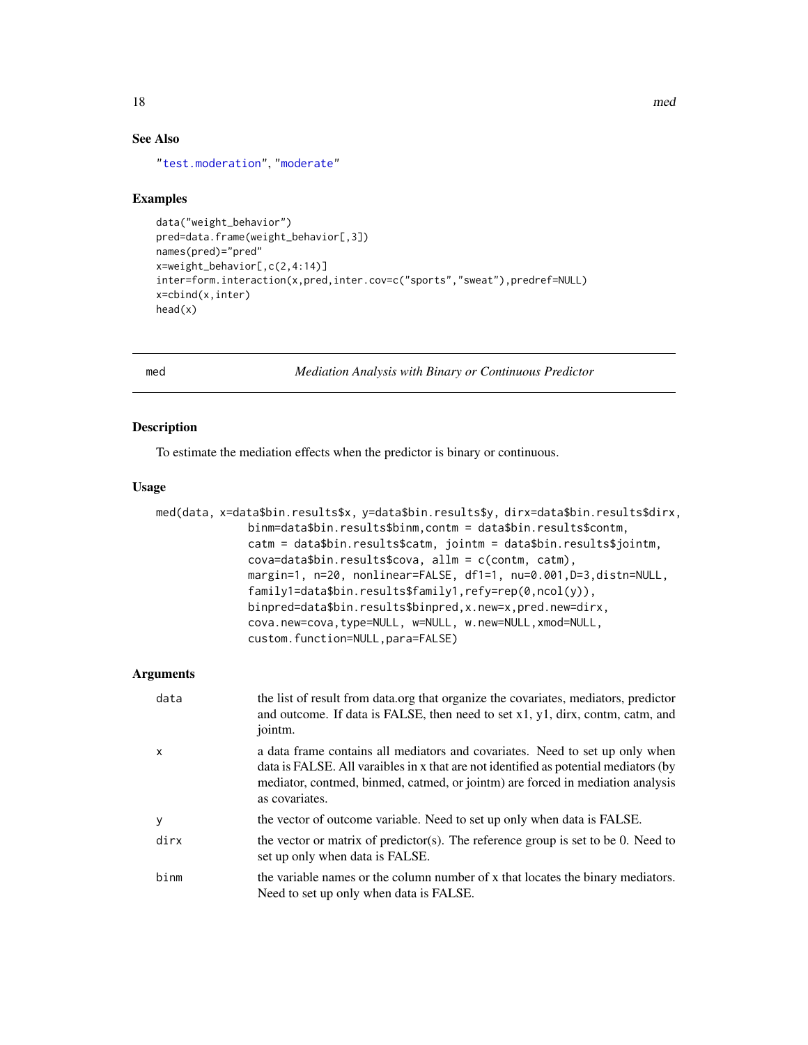## See Also

"test.moderation", "moderate"

## Examples

```
data("weight_behavior")
pred=data.frame(weight_behavior[,3])
names(pred)="pred"
x=weight_behavior[,c(2,4:14)]
inter=form.interaction(x,pred,inter.cov=c("sports","sweat"),predref=NULL)
x=cbind(x,inter)
head(x)
```

---

# med — *Mediation Analysis with Binary or Continuous Predictor*

---

## Description

To estimate the mediation effects when the predictor is binary or continuous.

## Usage

```
med(data, x=data$bin.results$x, y=data$bin.results$y, dirx=data$bin.results$dirx,
              binm=data$bin.results$binm,contm = data$bin.results$contm,
              catm = data$bin.results$catm, jointm = data$bin.results$jointm,
              cova=data$bin.results$cova, allm = c(contm, catm),
              margin=1, n=20, nonlinear=FALSE, df1=1, nu=0.001,D=3,distn=NULL,
              family1=data$bin.results$family1,refy=rep(0,ncol(y)),
              binpred=data$bin.results$binpred,x.new=x,pred.new=dirx,
              cova.new=cova,type=NULL, w=NULL, w.new=NULL,xmod=NULL,
              custom.function=NULL,para=FALSE)
```

## Arguments

| | |
|---|---|
| data | the list of result from data.org that organize the covariates, mediators, predictor and outcome. If data is FALSE, then need to set x1, y1, dirx, contm, catm, and jointm. |
| x | a data frame contains all mediators and covariates. Need to set up only when data is FALSE. All varaibles in x that are not identified as potential mediators (by mediator, contmed, binmed, catmed, or jointm) are forced in mediation analysis as covariates. |
| y | the vector of outcome variable. Need to set up only when data is FALSE. |
| dirx | the vector or matrix of predictor(s). The reference group is set to be 0. Need to set up only when data is FALSE. |
| binm | the variable names or the column number of x that locates the binary mediators. Need to set up only when data is FALSE. |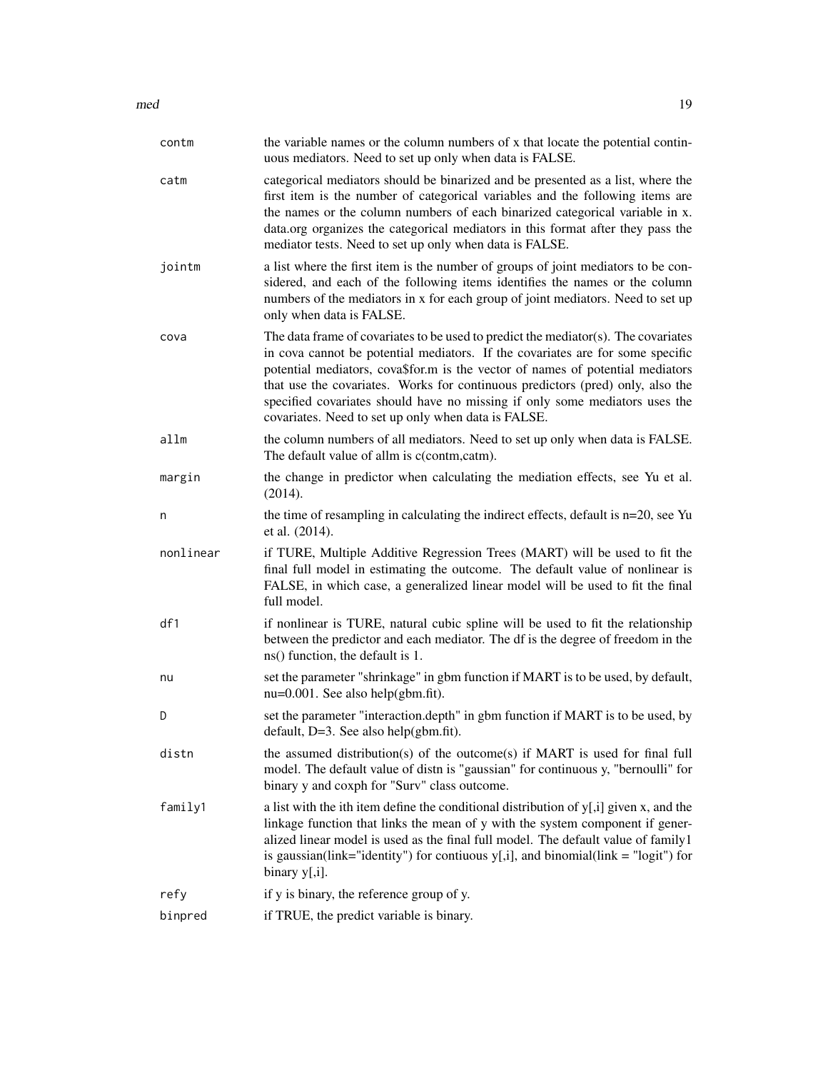| | |
|---|---|
| contm | the variable names or the column numbers of x that locate the potential continuous mediators. Need to set up only when data is FALSE. |
| catm | categorical mediators should be binarized and be presented as a list, where the first item is the number of categorical variables and the following items are the names or the column numbers of each binarized categorical variable in x. data.org organizes the categorical mediators in this format after they pass the mediator tests. Need to set up only when data is FALSE. |
| jointm | a list where the first item is the number of groups of joint mediators to be considered, and each of the following items identifies the names or the column numbers of the mediators in x for each group of joint mediators. Need to set up only when data is FALSE. |
| cova | The data frame of covariates to be used to predict the mediator(s). The covariates in cova cannot be potential mediators. If the covariates are for some specific potential mediators, cova$for.m is the vector of names of potential mediators that use the covariates. Works for continuous predictors (pred) only, also the specified covariates should have no missing if only some mediators uses the covariates. Need to set up only when data is FALSE. |
| allm | the column numbers of all mediators. Need to set up only when data is FALSE. The default value of allm is c(contm,catm). |
| margin | the change in predictor when calculating the mediation effects, see Yu et al. (2014). |
| n | the time of resampling in calculating the indirect effects, default is n=20, see Yu et al. (2014). |
| nonlinear | if TURE, Multiple Additive Regression Trees (MART) will be used to fit the final full model in estimating the outcome. The default value of nonlinear is FALSE, in which case, a generalized linear model will be used to fit the final full model. |
| df1 | if nonlinear is TURE, natural cubic spline will be used to fit the relationship between the predictor and each mediator. The df is the degree of freedom in the ns() function, the default is 1. |
| nu | set the parameter "shrinkage" in gbm function if MART is to be used, by default, nu=0.001. See also help(gbm.fit). |
| D | set the parameter "interaction.depth" in gbm function if MART is to be used, by default, D=3. See also help(gbm.fit). |
| distn | the assumed distribution(s) of the outcome(s) if MART is used for final full model. The default value of distn is "gaussian" for continuous y, "bernoulli" for binary y and coxph for "Surv" class outcome. |
| family1 | a list with the ith item define the conditional distribution of y[,i] given x, and the linkage function that links the mean of y with the system component if generalized linear model is used as the final full model. The default value of family1 is gaussian(link="identity") for contiuous y[,i], and binomial(link = "logit") for binary y[,i]. |
| refy | if y is binary, the reference group of y. |
| binpred | if TRUE, the predict variable is binary. |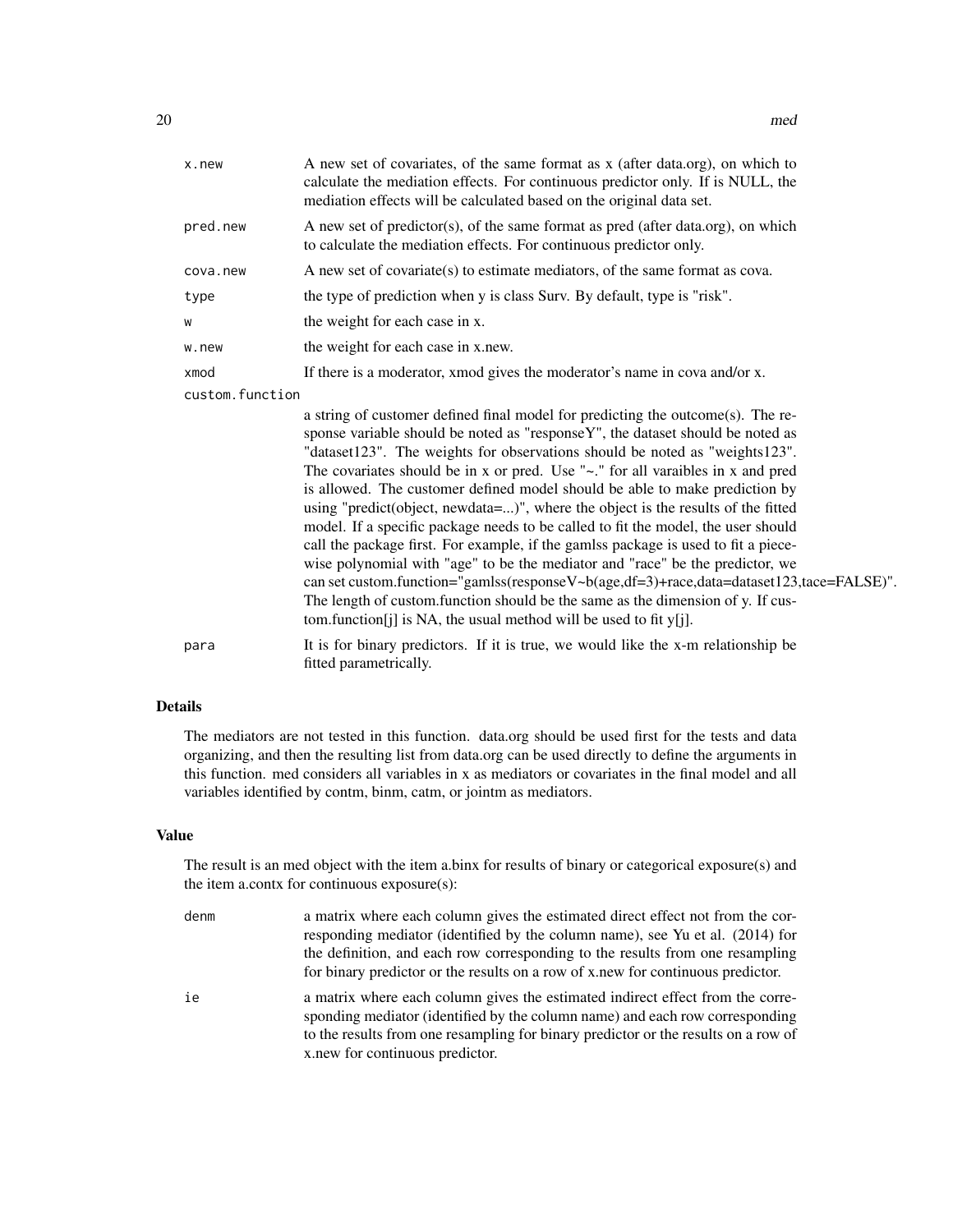| | |
|---|---|
| x.new | A new set of covariates, of the same format as x (after data.org), on which to calculate the mediation effects. For continuous predictor only. If is NULL, the mediation effects will be calculated based on the original data set. |
| pred.new | A new set of predictor(s), of the same format as pred (after data.org), on which to calculate the mediation effects. For continuous predictor only. |
| cova.new | A new set of covariate(s) to estimate mediators, of the same format as cova. |
| type | the type of prediction when y is class Surv. By default, type is "risk". |
| w | the weight for each case in x. |
| w.new | the weight for each case in x.new. |
| xmod | If there is a moderator, xmod gives the moderator's name in cova and/or x. |
| custom.function | a string of customer defined final model for predicting the outcome(s). The response variable should be noted as "responseY", the dataset should be noted as "dataset123". The weights for observations should be noted as "weights123". The covariates should be in x or pred. Use "~." for all varaibles in x and pred is allowed. The customer defined model should be able to make prediction by using "predict(object, newdata=...)", where the object is the results of the fitted model. If a specific package needs to be called to fit the model, the user should call the package first. For example, if the gamlss package is used to fit a piecewise polynomial with "age" to be the mediator and "race" be the predictor, we can set custom.function="gamlss(responseV~b(age,df=3)+race,data=dataset123,tace=FALSE)". The length of custom.function should be the same as the dimension of y. If custom.function[j] is NA, the usual method will be used to fit y[j]. |
| para | It is for binary predictors. If it is true, we would like the x-m relationship be fitted parametrically. |

## Details

The mediators are not tested in this function. data.org should be used first for the tests and data organizing, and then the resulting list from data.org can be used directly to define the arguments in this function. med considers all variables in x as mediators or covariates in the final model and all variables identified by contm, binm, catm, or jointm as mediators.

## Value

The result is an med object with the item a.binx for results of binary or categorical exposure(s) and the item a.contx for continuous exposure(s):

| | |
|---|---|
| denm | a matrix where each column gives the estimated direct effect not from the corresponding mediator (identified by the column name), see Yu et al. (2014) for the definition, and each row corresponding to the results from one resampling for binary predictor or the results on a row of x.new for continuous predictor. |
| ie | a matrix where each column gives the estimated indirect effect from the corresponding mediator (identified by the column name) and each row corresponding to the results from one resampling for binary predictor or the results on a row of x.new for continuous predictor. |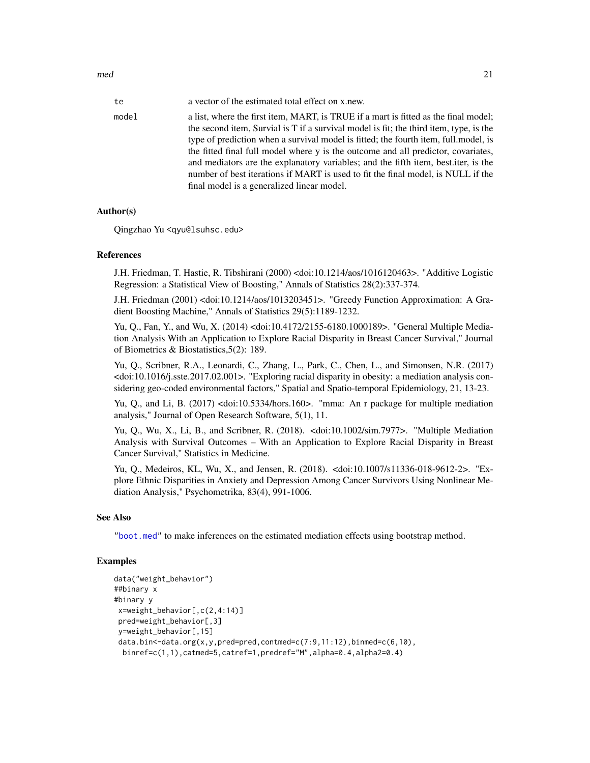te a vector of the estimated total effect on x.new.

model a list, where the first item, MART, is TRUE if a mart is fitted as the final model; the second item, Survial is T if a survival model is fit; the third item, type, is the type of prediction when a survival model is fitted; the fourth item, full.model, is the fitted final full model where y is the outcome and all predictor, covariates, and mediators are the explanatory variables; and the fifth item, best.iter, is the number of best iterations if MART is used to fit the final model, is NULL if the final model is a generalized linear model.

### Author(s)

Qingzhao Yu <qyu@lsuhsc.edu>

### References

J.H. Friedman, T. Hastie, R. Tibshirani (2000) <doi:10.1214/aos/1016120463>. "Additive Logistic Regression: a Statistical View of Boosting," Annals of Statistics 28(2):337-374.

J.H. Friedman (2001) <doi:10.1214/aos/1013203451>. "Greedy Function Approximation: A Gradient Boosting Machine," Annals of Statistics 29(5):1189-1232.

Yu, Q., Fan, Y., and Wu, X. (2014) <doi:10.4172/2155-6180.1000189>. "General Multiple Mediation Analysis With an Application to Explore Racial Disparity in Breast Cancer Survival," Journal of Biometrics & Biostatistics,5(2): 189.

Yu, Q., Scribner, R.A., Leonardi, C., Zhang, L., Park, C., Chen, L., and Simonsen, N.R. (2017) <doi:10.1016/j.sste.2017.02.001>. "Exploring racial disparity in obesity: a mediation analysis considering geo-coded environmental factors," Spatial and Spatio-temporal Epidemiology, 21, 13-23.

Yu, Q., and Li, B. (2017) <doi:10.5334/hors.160>. "mma: An r package for multiple mediation analysis," Journal of Open Research Software, 5(1), 11.

Yu, Q., Wu, X., Li, B., and Scribner, R. (2018). <doi:10.1002/sim.7977>. "Multiple Mediation Analysis with Survival Outcomes – With an Application to Explore Racial Disparity in Breast Cancer Survival," Statistics in Medicine.

Yu, Q., Medeiros, KL, Wu, X., and Jensen, R. (2018). <doi:10.1007/s11336-018-9612-2>. "Explore Ethnic Disparities in Anxiety and Depression Among Cancer Survivors Using Nonlinear Mediation Analysis," Psychometrika, 83(4), 991-1006.

### See Also

"boot.med" to make inferences on the estimated mediation effects using bootstrap method.

### Examples

```
data("weight_behavior")
##binary x
#binary y
 x=weight_behavior[,c(2,4:14)]
 pred=weight_behavior[,3]
 y=weight_behavior[,15]
 data.bin<-data.org(x,y,pred=pred,contmed=c(7:9,11:12),binmed=c(6,10),
  binref=c(1,1),catmed=5,catref=1,predref="M",alpha=0.4,alpha2=0.4)
```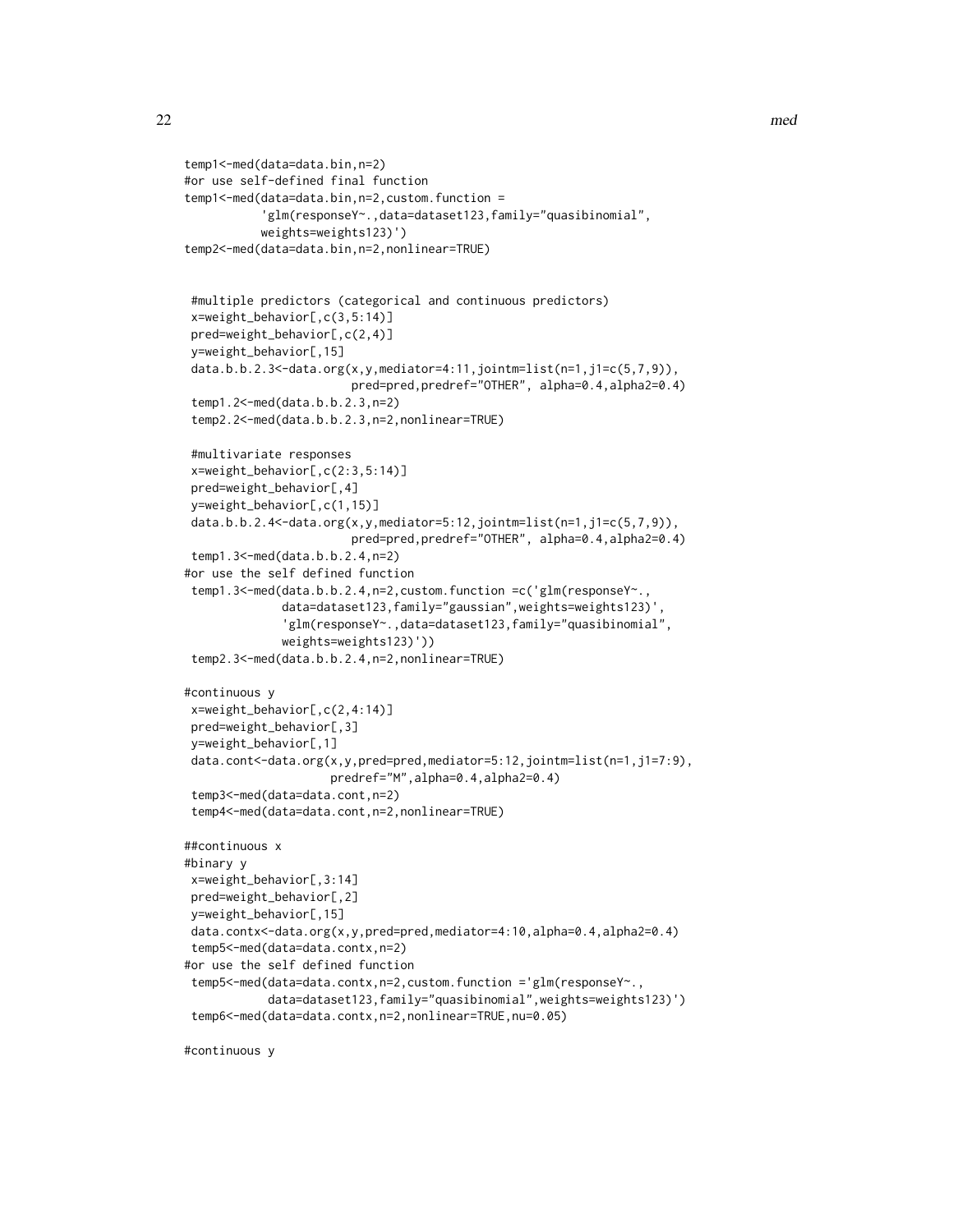```
temp1<-med(data=data.bin,n=2)
#or use self-defined final function
temp1<-med(data=data.bin,n=2,custom.function =
           'glm(responseY~.,data=dataset123,family="quasibinomial",
           weights=weights123)')
temp2<-med(data=data.bin,n=2,nonlinear=TRUE)


 #multiple predictors (categorical and continuous predictors)
 x=weight_behavior[,c(3,5:14)]
 pred=weight_behavior[,c(2,4)]
 y=weight_behavior[,15]
 data.b.b.2.3<-data.org(x,y,mediator=4:11,jointm=list(n=1,j1=c(5,7,9)),
                       pred=pred,predref="OTHER", alpha=0.4,alpha2=0.4)
 temp1.2<-med(data.b.b.2.3,n=2)
 temp2.2<-med(data.b.b.2.3,n=2,nonlinear=TRUE)

 #multivariate responses
 x=weight_behavior[,c(2:3,5:14)]
 pred=weight_behavior[,4]
 y=weight_behavior[,c(1,15)]
 data.b.b.2.4<-data.org(x,y,mediator=5:12,jointm=list(n=1,j1=c(5,7,9)),
                       pred=pred,predref="OTHER", alpha=0.4,alpha2=0.4)
 temp1.3<-med(data.b.b.2.4,n=2)
#or use the self defined function
 temp1.3<-med(data.b.b.2.4,n=2,custom.function =c('glm(responseY~.,
             data=dataset123,family="gaussian",weights=weights123)',
             'glm(responseY~.,data=dataset123,family="quasibinomial",
             weights=weights123)'))
 temp2.3<-med(data.b.b.2.4,n=2,nonlinear=TRUE)

#continuous y
 x=weight_behavior[,c(2,4:14)]
 pred=weight_behavior[,3]
 y=weight_behavior[,1]
 data.cont<-data.org(x,y,pred=pred,mediator=5:12,jointm=list(n=1,j1=7:9),
                    predref="M",alpha=0.4,alpha2=0.4)
 temp3<-med(data=data.cont,n=2)
 temp4<-med(data=data.cont,n=2,nonlinear=TRUE)

##continuous x
#binary y
 x=weight_behavior[,3:14]
 pred=weight_behavior[,2]
 y=weight_behavior[,15]
 data.contx<-data.org(x,y,pred=pred,mediator=4:10,alpha=0.4,alpha2=0.4)
 temp5<-med(data=data.contx,n=2)
#or use the self defined function
 temp5<-med(data=data.contx,n=2,custom.function ='glm(responseY~.,
          data=dataset123,family="quasibinomial",weights=weights123)')
 temp6<-med(data=data.contx,n=2,nonlinear=TRUE,nu=0.05)

#continuous y
```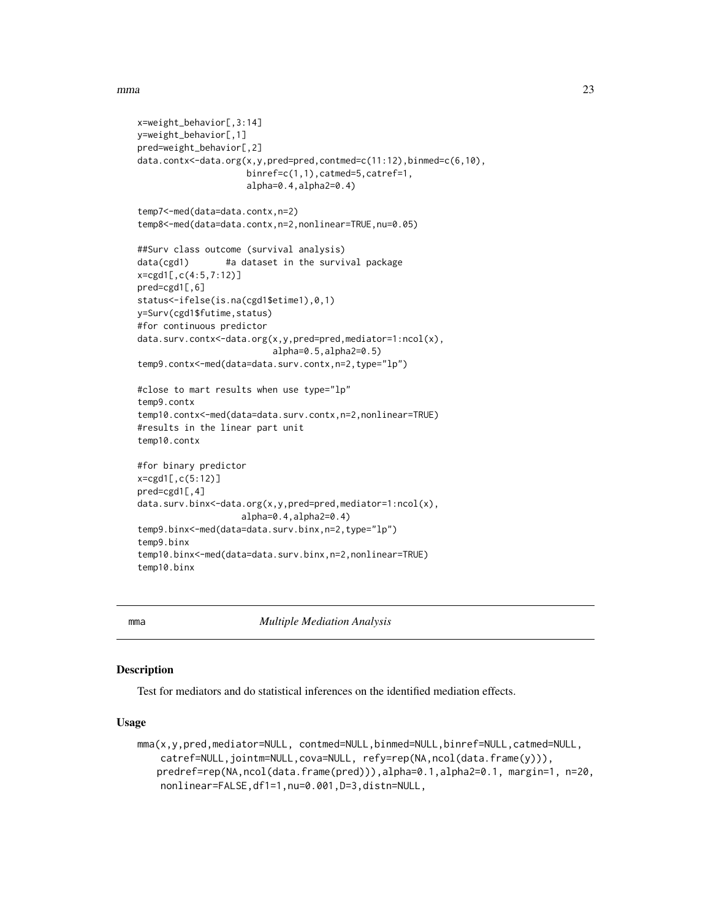```
x=weight_behavior[,3:14]
y=weight_behavior[,1]
pred=weight_behavior[,2]
data.contx<-data.org(x,y,pred=pred,contmed=c(11:12),binmed=c(6,10),
                     binref=c(1,1),catmed=5,catref=1,
                     alpha=0.4,alpha2=0.4)

temp7<-med(data=data.contx,n=2)
temp8<-med(data=data.contx,n=2,nonlinear=TRUE,nu=0.05)

##Surv class outcome (survival analysis)
data(cgd1)       #a dataset in the survival package
x=cgd1[,c(4:5,7:12)]
pred=cgd1[,6]
status<-ifelse(is.na(cgd1$etime1),0,1)
y=Surv(cgd1$futime,status)
#for continuous predictor
data.surv.contx<-data.org(x,y,pred=pred,mediator=1:ncol(x),
                          alpha=0.5,alpha2=0.5)
temp9.contx<-med(data=data.surv.contx,n=2,type="lp")

#close to mart results when use type="lp"
temp9.contx
temp10.contx<-med(data=data.surv.contx,n=2,nonlinear=TRUE)
#results in the linear part unit
temp10.contx

#for binary predictor
x=cgd1[,c(5:12)]
pred=cgd1[,4]
data.surv.binx<-data.org(x,y,pred=pred,mediator=1:ncol(x),
                    alpha=0.4,alpha2=0.4)
temp9.binx<-med(data=data.surv.binx,n=2,type="lp")
temp9.binx
temp10.binx<-med(data=data.surv.binx,n=2,nonlinear=TRUE)
temp10.binx
```

---

mma — *Multiple Mediation Analysis*

---

## Description

Test for mediators and do statistical inferences on the identified mediation effects.

## Usage

```
mma(x,y,pred,mediator=NULL, contmed=NULL,binmed=NULL,binref=NULL,catmed=NULL,
    catref=NULL,jointm=NULL,cova=NULL, refy=rep(NA,ncol(data.frame(y))),
   predref=rep(NA,ncol(data.frame(pred))),alpha=0.1,alpha2=0.1, margin=1, n=20,
    nonlinear=FALSE,df1=1,nu=0.001,D=3,distn=NULL,
```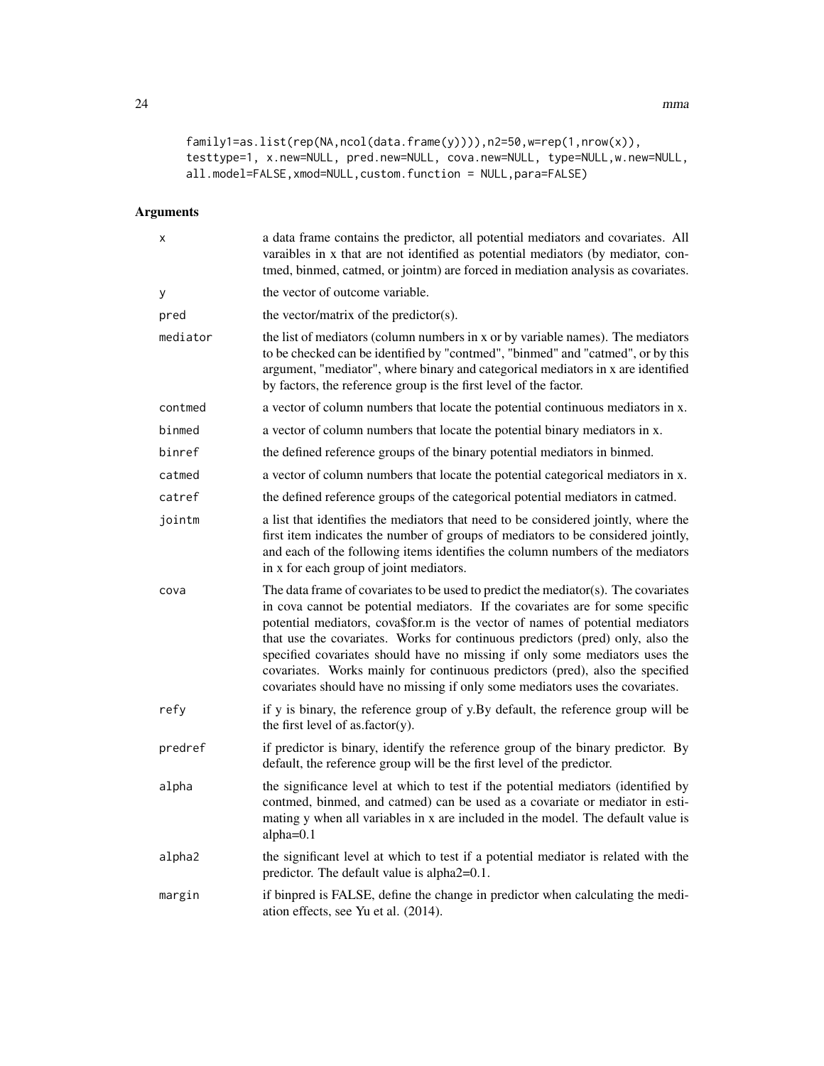```
family1=as.list(rep(NA,ncol(data.frame(y)))),n2=50,w=rep(1,nrow(x)),
testtype=1, x.new=NULL, pred.new=NULL, cova.new=NULL, type=NULL,w.new=NULL,
all.model=FALSE,xmod=NULL,custom.function = NULL,para=FALSE)
```

## Arguments

| | |
|---|---|
| x | a data frame contains the predictor, all potential mediators and covariates. All varaibles in x that are not identified as potential mediators (by mediator, contmed, binmed, catmed, or jointm) are forced in mediation analysis as covariates. |
| y | the vector of outcome variable. |
| pred | the vector/matrix of the predictor(s). |
| mediator | the list of mediators (column numbers in x or by variable names). The mediators to be checked can be identified by "contmed", "binmed" and "catmed", or by this argument, "mediator", where binary and categorical mediators in x are identified by factors, the reference group is the first level of the factor. |
| contmed | a vector of column numbers that locate the potential continuous mediators in x. |
| binmed | a vector of column numbers that locate the potential binary mediators in x. |
| binref | the defined reference groups of the binary potential mediators in binmed. |
| catmed | a vector of column numbers that locate the potential categorical mediators in x. |
| catref | the defined reference groups of the categorical potential mediators in catmed. |
| jointm | a list that identifies the mediators that need to be considered jointly, where the first item indicates the number of groups of mediators to be considered jointly, and each of the following items identifies the column numbers of the mediators in x for each group of joint mediators. |
| cova | The data frame of covariates to be used to predict the mediator(s). The covariates in cova cannot be potential mediators. If the covariates are for some specific potential mediators, cova$for.m is the vector of names of potential mediators that use the covariates. Works for continuous predictors (pred) only, also the specified covariates should have no missing if only some mediators uses the covariates. Works mainly for continuous predictors (pred), also the specified covariates should have no missing if only some mediators uses the covariates. |
| refy | if y is binary, the reference group of y.By default, the reference group will be the first level of as.factor(y). |
| predref | if predictor is binary, identify the reference group of the binary predictor. By default, the reference group will be the first level of the predictor. |
| alpha | the significance level at which to test if the potential mediators (identified by contmed, binmed, and catmed) can be used as a covariate or mediator in estimating y when all variables in x are included in the model. The default value is alpha=0.1 |
| alpha2 | the significant level at which to test if a potential mediator is related with the predictor. The default value is alpha2=0.1. |
| margin | if binpred is FALSE, define the change in predictor when calculating the mediation effects, see Yu et al. (2014). |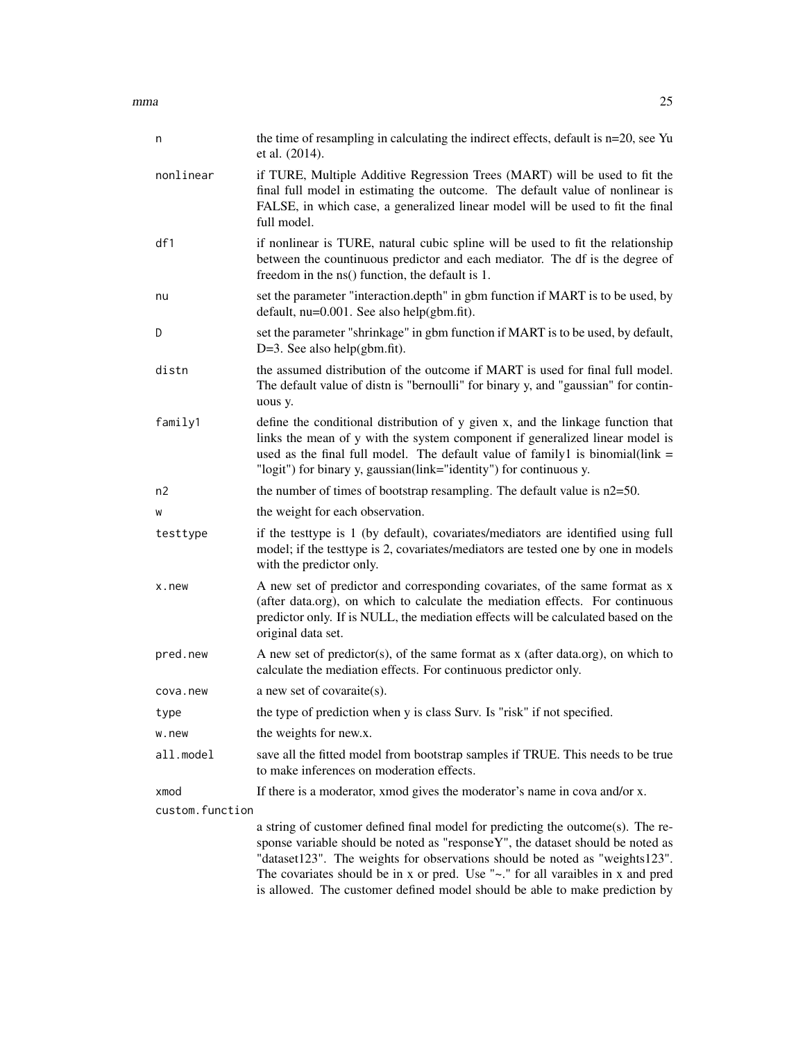| | |
|---|---|
| `n` | the time of resampling in calculating the indirect effects, default is n=20, see Yu et al. (2014). |
| `nonlinear` | if TURE, Multiple Additive Regression Trees (MART) will be used to fit the final full model in estimating the outcome. The default value of nonlinear is FALSE, in which case, a generalized linear model will be used to fit the final full model. |
| `df1` | if nonlinear is TURE, natural cubic spline will be used to fit the relationship between the countinuous predictor and each mediator. The df is the degree of freedom in the ns() function, the default is 1. |
| `nu` | set the parameter "interaction.depth" in gbm function if MART is to be used, by default, nu=0.001. See also help(gbm.fit). |
| `D` | set the parameter "shrinkage" in gbm function if MART is to be used, by default, D=3. See also help(gbm.fit). |
| `distn` | the assumed distribution of the outcome if MART is used for final full model. The default value of distn is "bernoulli" for binary y, and "gaussian" for continuous y. |
| `family1` | define the conditional distribution of y given x, and the linkage function that links the mean of y with the system component if generalized linear model is used as the final full model. The default value of family1 is binomial(link = "logit") for binary y, gaussian(link="identity") for continuous y. |
| `n2` | the number of times of bootstrap resampling. The default value is n2=50. |
| `w` | the weight for each observation. |
| `testtype` | if the testtype is 1 (by default), covariates/mediators are identified using full model; if the testtype is 2, covariates/mediators are tested one by one in models with the predictor only. |
| `x.new` | A new set of predictor and corresponding covariates, of the same format as x (after data.org), on which to calculate the mediation effects. For continuous predictor only. If is NULL, the mediation effects will be calculated based on the original data set. |
| `pred.new` | A new set of predictor(s), of the same format as x (after data.org), on which to calculate the mediation effects. For continuous predictor only. |
| `cova.new` | a new set of covaraite(s). |
| `type` | the type of prediction when y is class Surv. Is "risk" if not specified. |
| `w.new` | the weights for new.x. |
| `all.model` | save all the fitted model from bootstrap samples if TRUE. This needs to be true to make inferences on moderation effects. |
| `xmod` | If there is a moderator, xmod gives the moderator's name in cova and/or x. |
| `custom.function` | a string of customer defined final model for predicting the outcome(s). The response variable should be noted as "responseY", the dataset should be noted as "dataset123". The weights for observations should be noted as "weights123". The covariates should be in x or pred. Use "~." for all varaibles in x and pred is allowed. The customer defined model should be able to make prediction by |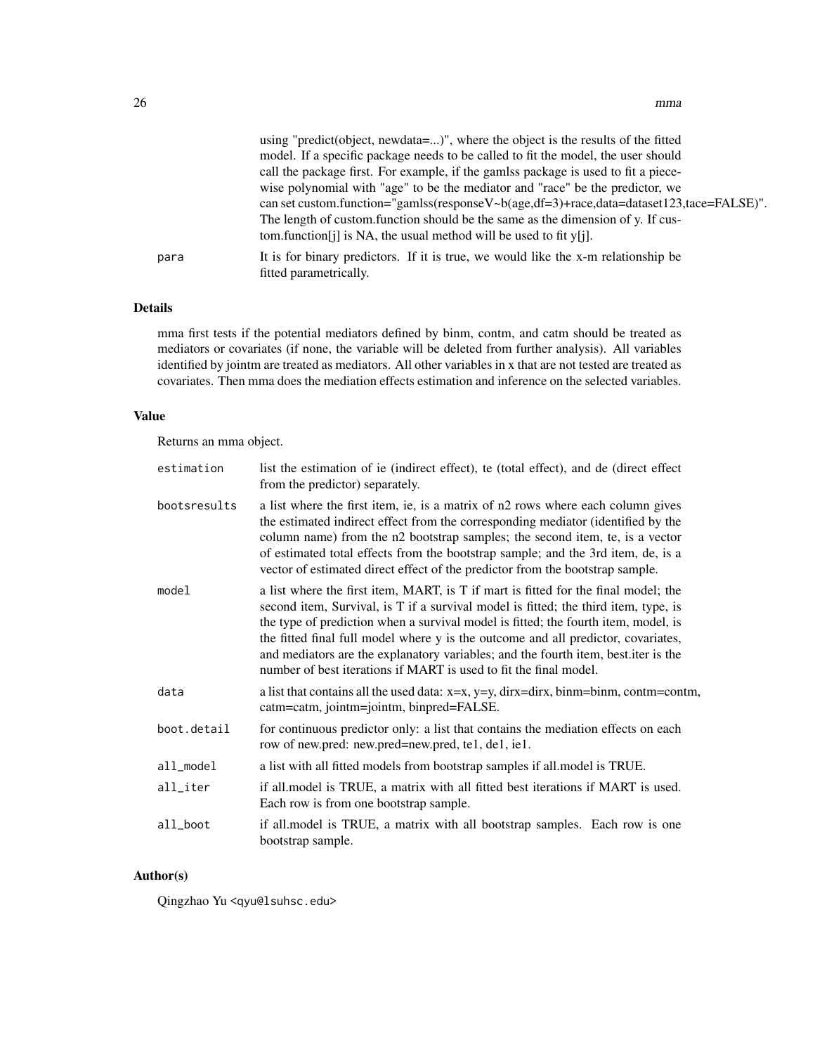using "predict(object, newdata=...)", where the object is the results of the fitted model. If a specific package needs to be called to fit the model, the user should call the package first. For example, if the gamlss package is used to fit a piecewise polynomial with "age" to be the mediator and "race" be the predictor, we can set custom.function="gamlss(responseV~b(age,df=3)+race,data=dataset123,tace=FALSE)". The length of custom.function should be the same as the dimension of y. If custom.function[j] is NA, the usual method will be used to fit y[j].

`para` It is for binary predictors. If it is true, we would like the x-m relationship be fitted parametrically.

### Details

mma first tests if the potential mediators defined by binm, contm, and catm should be treated as mediators or covariates (if none, the variable will be deleted from further analysis). All variables identified by jointm are treated as mediators. All other variables in x that are not tested are treated as covariates. Then mma does the mediation effects estimation and inference on the selected variables.

### Value

Returns an mma object.

`estimation` list the estimation of ie (indirect effect), te (total effect), and de (direct effect from the predictor) separately.

`bootsresults` a list where the first item, ie, is a matrix of n2 rows where each column gives the estimated indirect effect from the corresponding mediator (identified by the column name) from the n2 bootstrap samples; the second item, te, is a vector of estimated total effects from the bootstrap sample; and the 3rd item, de, is a vector of estimated direct effect of the predictor from the bootstrap sample.

`model` a list where the first item, MART, is T if mart is fitted for the final model; the second item, Survival, is T if a survival model is fitted; the third item, type, is the type of prediction when a survival model is fitted; the fourth item, model, is the fitted final full model where y is the outcome and all predictor, covariates, and mediators are the explanatory variables; and the fourth item, best.iter is the number of best iterations if MART is used to fit the final model.

`data` a list that contains all the used data: x=x, y=y, dirx=dirx, binm=binm, contm=contm, catm=catm, jointm=jointm, binpred=FALSE.

`boot.detail` for continuous predictor only: a list that contains the mediation effects on each row of new.pred: new.pred=new.pred, te1, de1, ie1.

`all_model` a list with all fitted models from bootstrap samples if all.model is TRUE.

`all_iter` if all.model is TRUE, a matrix with all fitted best iterations if MART is used. Each row is from one bootstrap sample.

`all_boot` if all.model is TRUE, a matrix with all bootstrap samples. Each row is one bootstrap sample.

### Author(s)

Qingzhao Yu <qyu@lsuhsc.edu>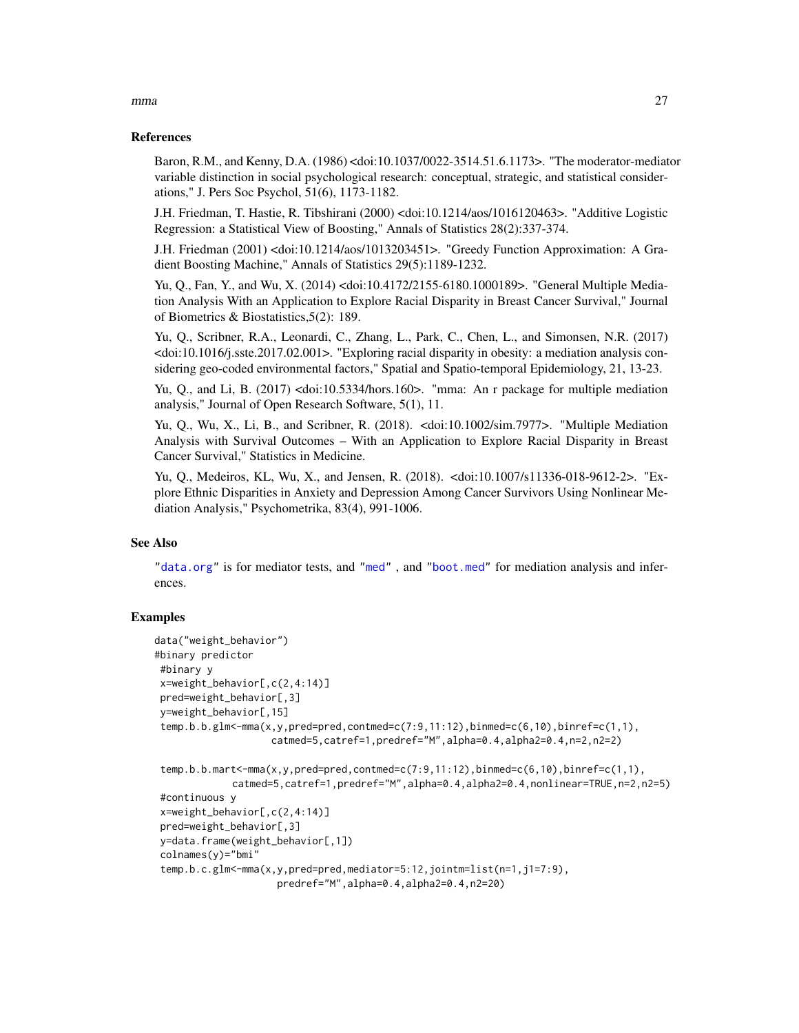### References

Baron, R.M., and Kenny, D.A. (1986) <doi:10.1037/0022-3514.51.6.1173>. "The moderator-mediator variable distinction in social psychological research: conceptual, strategic, and statistical considerations," J. Pers Soc Psychol, 51(6), 1173-1182.

J.H. Friedman, T. Hastie, R. Tibshirani (2000) <doi:10.1214/aos/1016120463>. "Additive Logistic Regression: a Statistical View of Boosting," Annals of Statistics 28(2):337-374.

J.H. Friedman (2001) <doi:10.1214/aos/1013203451>. "Greedy Function Approximation: A Gradient Boosting Machine," Annals of Statistics 29(5):1189-1232.

Yu, Q., Fan, Y., and Wu, X. (2014) <doi:10.4172/2155-6180.1000189>. "General Multiple Mediation Analysis With an Application to Explore Racial Disparity in Breast Cancer Survival," Journal of Biometrics & Biostatistics,5(2): 189.

Yu, Q., Scribner, R.A., Leonardi, C., Zhang, L., Park, C., Chen, L., and Simonsen, N.R. (2017) <doi:10.1016/j.sste.2017.02.001>. "Exploring racial disparity in obesity: a mediation analysis considering geo-coded environmental factors," Spatial and Spatio-temporal Epidemiology, 21, 13-23.

Yu, Q., and Li, B. (2017) <doi:10.5334/hors.160>. "mma: An r package for multiple mediation analysis," Journal of Open Research Software, 5(1), 11.

Yu, Q., Wu, X., Li, B., and Scribner, R. (2018). <doi:10.1002/sim.7977>. "Multiple Mediation Analysis with Survival Outcomes – With an Application to Explore Racial Disparity in Breast Cancer Survival," Statistics in Medicine.

Yu, Q., Medeiros, KL, Wu, X., and Jensen, R. (2018). <doi:10.1007/s11336-018-9612-2>. "Explore Ethnic Disparities in Anxiety and Depression Among Cancer Survivors Using Nonlinear Mediation Analysis," Psychometrika, 83(4), 991-1006.

### See Also

"data.org" is for mediator tests, and "med" , and "boot.med" for mediation analysis and inferences.

### Examples

```
data("weight_behavior")
#binary predictor
 #binary y
 x=weight_behavior[,c(2,4:14)]
 pred=weight_behavior[,3]
 y=weight_behavior[,15]
 temp.b.b.glm<-mma(x,y,pred=pred,contmed=c(7:9,11:12),binmed=c(6,10),binref=c(1,1),
                   catmed=5,catref=1,predref="M",alpha=0.4,alpha2=0.4,n=2,n2=2)

 temp.b.b.mart<-mma(x,y,pred=pred,contmed=c(7:9,11:12),binmed=c(6,10),binref=c(1,1),
             catmed=5,catref=1,predref="M",alpha=0.4,alpha2=0.4,nonlinear=TRUE,n=2,n2=5)
 #continuous y
 x=weight_behavior[,c(2,4:14)]
 pred=weight_behavior[,3]
 y=data.frame(weight_behavior[,1])
 colnames(y)="bmi"
 temp.b.c.glm<-mma(x,y,pred=pred,mediator=5:12,jointm=list(n=1,j1=7:9),
                    predref="M",alpha=0.4,alpha2=0.4,n2=20)
```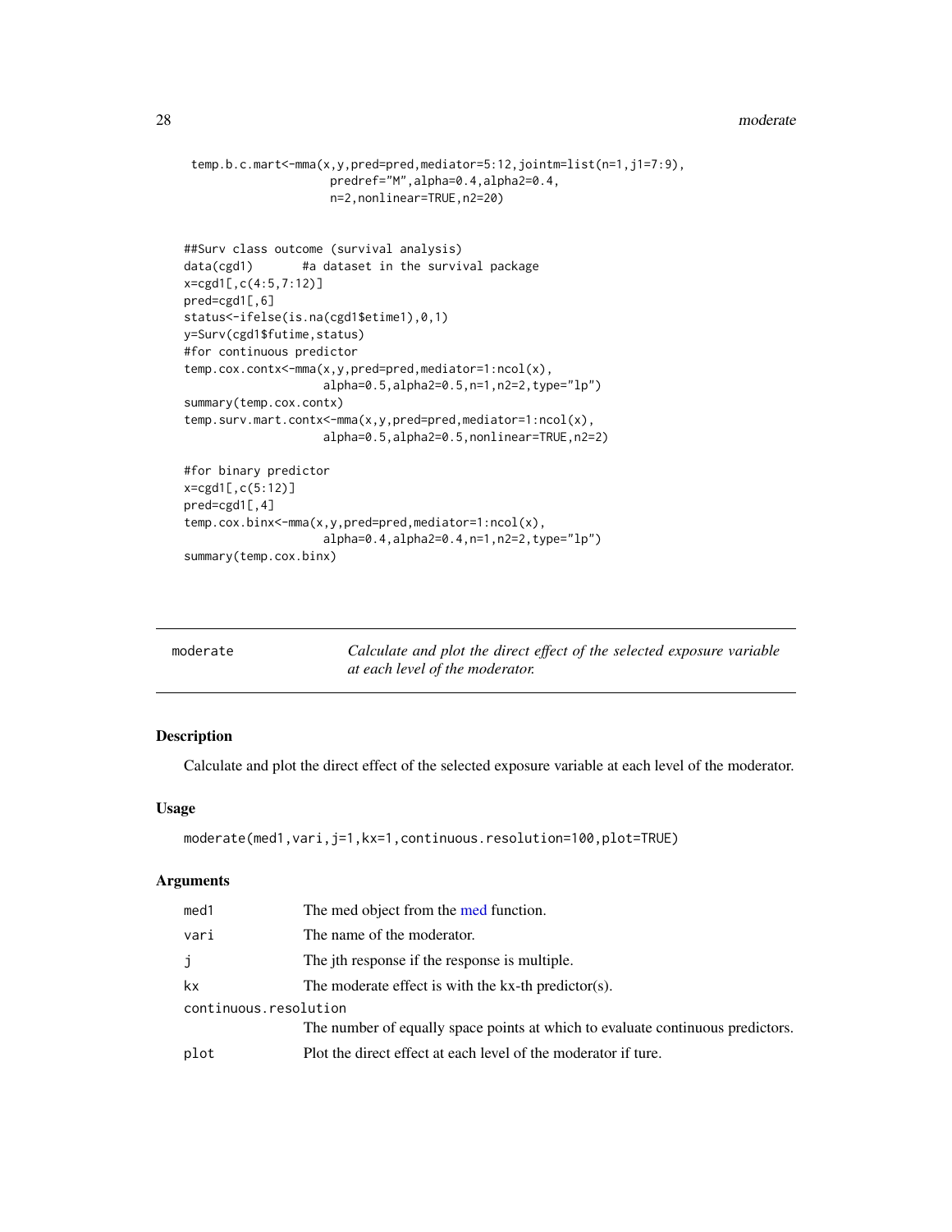```
 temp.b.c.mart<-mma(x,y,pred=pred,mediator=5:12,jointm=list(n=1,j1=7:9),
                    predref="M",alpha=0.4,alpha2=0.4,
                    n=2,nonlinear=TRUE,n2=20)


##Surv class outcome (survival analysis)
data(cgd1)       #a dataset in the survival package
x=cgd1[,c(4:5,7:12)]
pred=cgd1[,6]
status<-ifelse(is.na(cgd1$etime1),0,1)
y=Surv(cgd1$futime,status)
#for continuous predictor
temp.cox.contx<-mma(x,y,pred=pred,mediator=1:ncol(x),
                    alpha=0.5,alpha2=0.5,n=1,n2=2,type="lp")
summary(temp.cox.contx)
temp.surv.mart.contx<-mma(x,y,pred=pred,mediator=1:ncol(x),
                    alpha=0.5,alpha2=0.5,nonlinear=TRUE,n2=2)

#for binary predictor
x=cgd1[,c(5:12)]
pred=cgd1[,4]
temp.cox.binx<-mma(x,y,pred=pred,mediator=1:ncol(x),
                    alpha=0.4,alpha2=0.4,n=1,n2=2,type="lp")
summary(temp.cox.binx)
```

---

## moderate — *Calculate and plot the direct effect of the selected exposure variable at each level of the moderator.*

### Description

Calculate and plot the direct effect of the selected exposure variable at each level of the moderator.

### Usage

```
moderate(med1,vari,j=1,kx=1,continuous.resolution=100,plot=TRUE)
```

### Arguments

| | |
|---|---|
| `med1` | The med object from the med function. |
| `vari` | The name of the moderator. |
| `j` | The jth response if the response is multiple. |
| `kx` | The moderate effect is with the kx-th predictor(s). |
| `continuous.resolution` | The number of equally space points at which to evaluate continuous predictors. |
| `plot` | Plot the direct effect at each level of the moderator if ture. |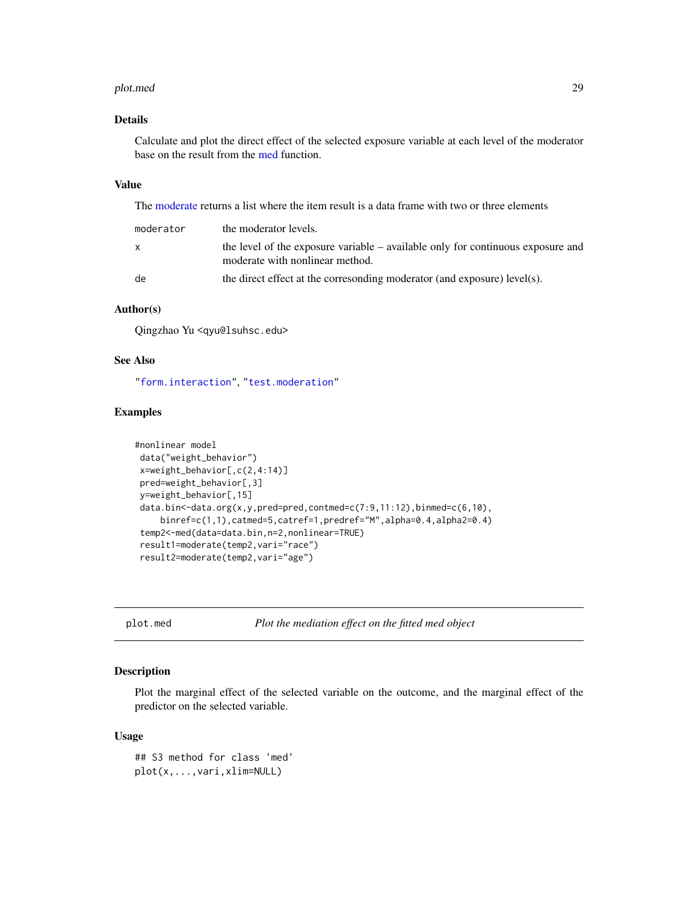### Details

Calculate and plot the direct effect of the selected exposure variable at each level of the moderator base on the result from the med function.

### Value

The moderate returns a list where the item result is a data frame with two or three elements

| | |
|---|---|
| `moderator` | the moderator levels. |
| `x` | the level of the exposure variable – available only for continuous exposure and moderate with nonlinear method. |
| `de` | the direct effect at the corresonding moderator (and exposure) level(s). |

### Author(s)

Qingzhao Yu <qyu@lsuhsc.edu>

### See Also

"`form.interaction`", "`test.moderation`"

### Examples

```
#nonlinear model
 data("weight_behavior")
 x=weight_behavior[,c(2,4:14)]
 pred=weight_behavior[,3]
 y=weight_behavior[,15]
 data.bin<-data.org(x,y,pred=pred,contmed=c(7:9,11:12),binmed=c(6,10),
     binref=c(1,1),catmed=5,catref=1,predref="M",alpha=0.4,alpha2=0.4)
 temp2<-med(data=data.bin,n=2,nonlinear=TRUE)
 result1=moderate(temp2,vari="race")
 result2=moderate(temp2,vari="age")
```

---

## plot.med — *Plot the mediation effect on the fitted med object*

### Description

Plot the marginal effect of the selected variable on the outcome, and the marginal effect of the predictor on the selected variable.

### Usage

```
## S3 method for class 'med'
plot(x,...,vari,xlim=NULL)
```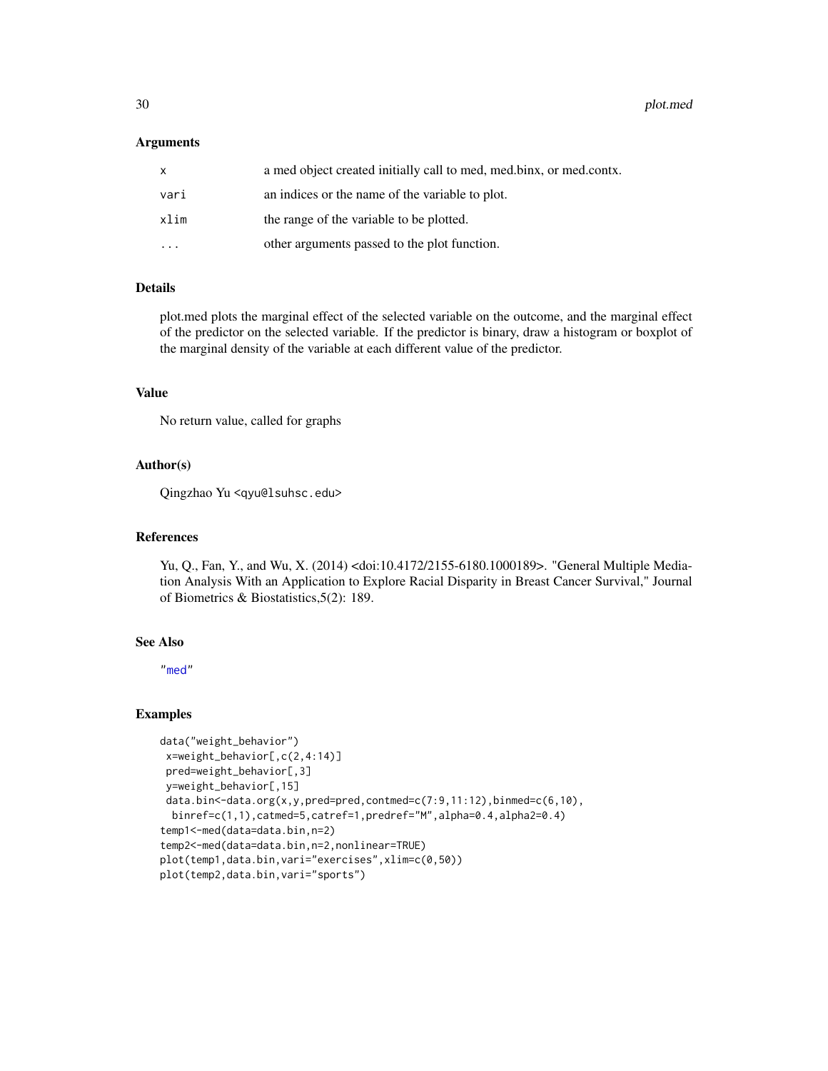### Arguments

| | |
|---|---|
| x | a med object created initially call to med, med.binx, or med.contx. |
| vari | an indices or the name of the variable to plot. |
| xlim | the range of the variable to be plotted. |
| ... | other arguments passed to the plot function. |

### Details

plot.med plots the marginal effect of the selected variable on the outcome, and the marginal effect of the predictor on the selected variable. If the predictor is binary, draw a histogram or boxplot of the marginal density of the variable at each different value of the predictor.

### Value

No return value, called for graphs

### Author(s)

Qingzhao Yu <qyu@lsuhsc.edu>

### References

Yu, Q., Fan, Y., and Wu, X. (2014) <doi:10.4172/2155-6180.1000189>. "General Multiple Mediation Analysis With an Application to Explore Racial Disparity in Breast Cancer Survival," Journal of Biometrics & Biostatistics,5(2): 189.

### See Also

"med"

### Examples

```
data("weight_behavior")
 x=weight_behavior[,c(2,4:14)]
 pred=weight_behavior[,3]
 y=weight_behavior[,15]
 data.bin<-data.org(x,y,pred=pred,contmed=c(7:9,11:12),binmed=c(6,10),
  binref=c(1,1),catmed=5,catref=1,predref="M",alpha=0.4,alpha2=0.4)
temp1<-med(data=data.bin,n=2)
temp2<-med(data=data.bin,n=2,nonlinear=TRUE)
plot(temp1,data.bin,vari="exercises",xlim=c(0,50))
plot(temp2,data.bin,vari="sports")
```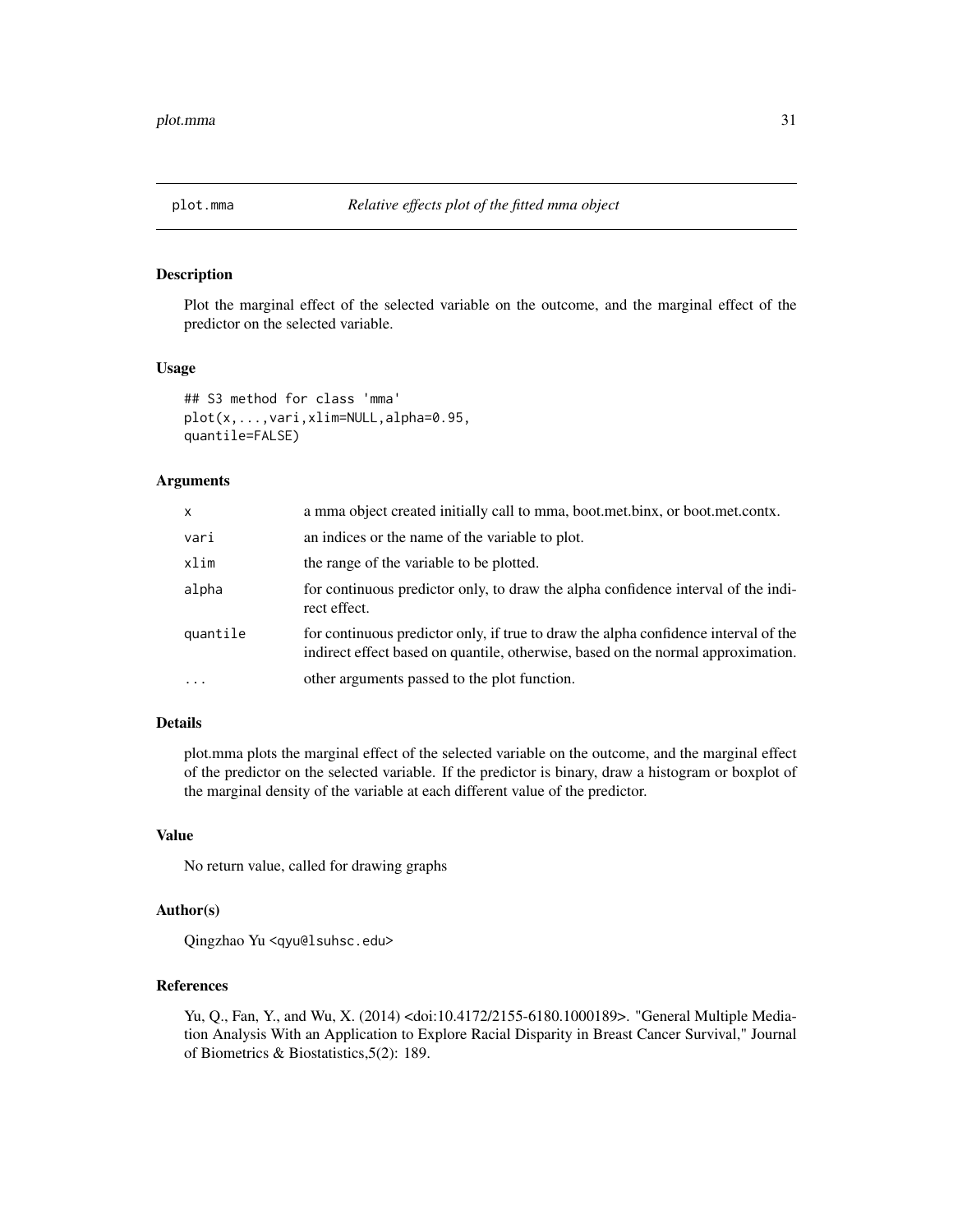# plot.mma — *Relative effects plot of the fitted mma object*

## Description

Plot the marginal effect of the selected variable on the outcome, and the marginal effect of the predictor on the selected variable.

## Usage

```
## S3 method for class 'mma'
plot(x,...,vari,xlim=NULL,alpha=0.95,
quantile=FALSE)
```

## Arguments

| | |
|---|---|
| x | a mma object created initially call to mma, boot.met.binx, or boot.met.contx. |
| vari | an indices or the name of the variable to plot. |
| xlim | the range of the variable to be plotted. |
| alpha | for continuous predictor only, to draw the alpha confidence interval of the indirect effect. |
| quantile | for continuous predictor only, if true to draw the alpha confidence interval of the indirect effect based on quantile, otherwise, based on the normal approximation. |
| ... | other arguments passed to the plot function. |

## Details

plot.mma plots the marginal effect of the selected variable on the outcome, and the marginal effect of the predictor on the selected variable. If the predictor is binary, draw a histogram or boxplot of the marginal density of the variable at each different value of the predictor.

## Value

No return value, called for drawing graphs

## Author(s)

Qingzhao Yu <qyu@lsuhsc.edu>

## References

Yu, Q., Fan, Y., and Wu, X. (2014) <doi:10.4172/2155-6180.1000189>. "General Multiple Mediation Analysis With an Application to Explore Racial Disparity in Breast Cancer Survival," Journal of Biometrics & Biostatistics,5(2): 189.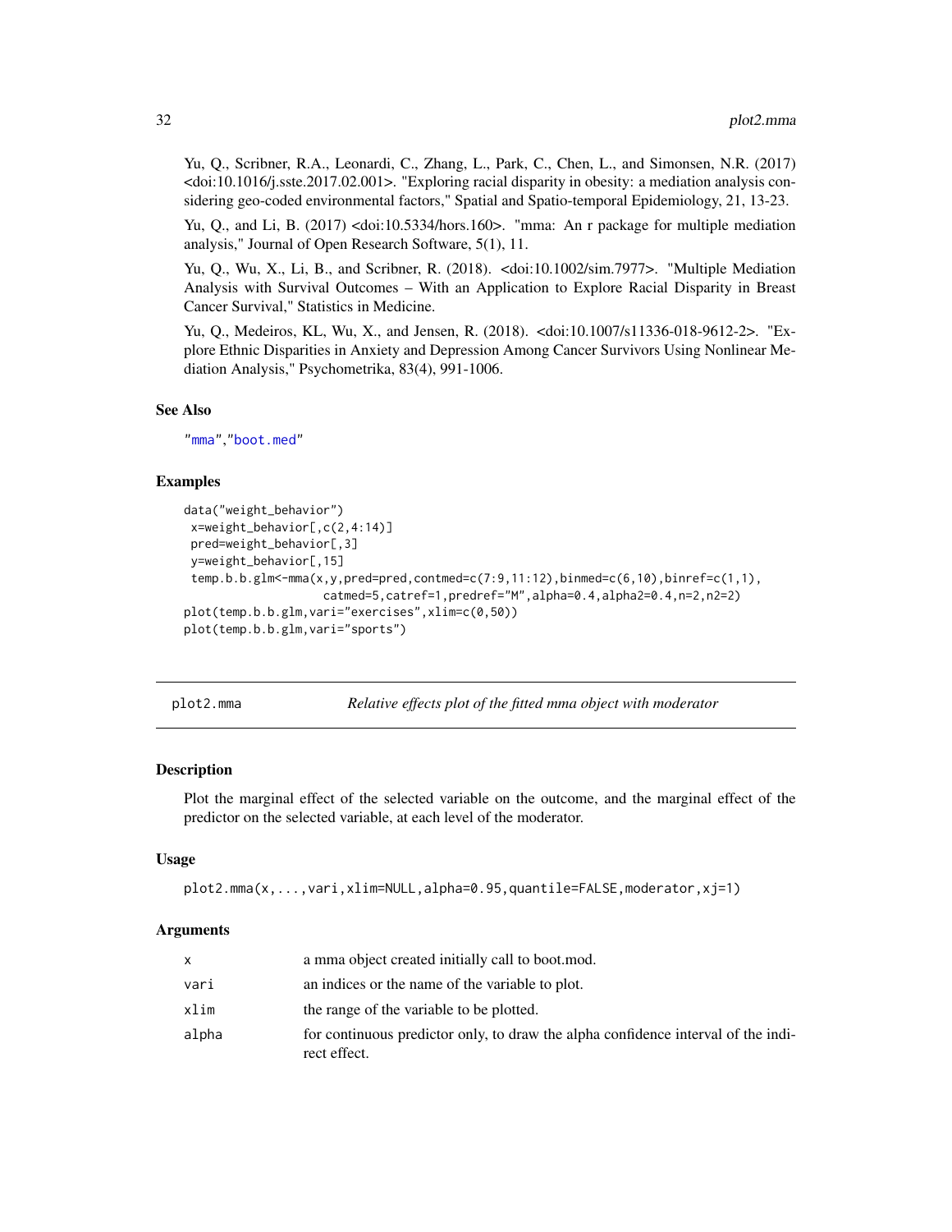Yu, Q., Scribner, R.A., Leonardi, C., Zhang, L., Park, C., Chen, L., and Simonsen, N.R. (2017) <doi:10.1016/j.sste.2017.02.001>. "Exploring racial disparity in obesity: a mediation analysis considering geo-coded environmental factors," Spatial and Spatio-temporal Epidemiology, 21, 13-23.

Yu, Q., and Li, B. (2017) <doi:10.5334/hors.160>. "mma: An r package for multiple mediation analysis," Journal of Open Research Software, 5(1), 11.

Yu, Q., Wu, X., Li, B., and Scribner, R. (2018). <doi:10.1002/sim.7977>. "Multiple Mediation Analysis with Survival Outcomes – With an Application to Explore Racial Disparity in Breast Cancer Survival," Statistics in Medicine.

Yu, Q., Medeiros, KL, Wu, X., and Jensen, R. (2018). <doi:10.1007/s11336-018-9612-2>. "Explore Ethnic Disparities in Anxiety and Depression Among Cancer Survivors Using Nonlinear Mediation Analysis," Psychometrika, 83(4), 991-1006.

### See Also

"mma","boot.med"

### Examples

```
data("weight_behavior")
 x=weight_behavior[,c(2,4:14)]
 pred=weight_behavior[,3]
 y=weight_behavior[,15]
 temp.b.b.glm<-mma(x,y,pred=pred,contmed=c(7:9,11:12),binmed=c(6,10),binref=c(1,1),
                   catmed=5,catref=1,predref="M",alpha=0.4,alpha2=0.4,n=2,n2=2)
plot(temp.b.b.glm,vari="exercises",xlim=c(0,50))
plot(temp.b.b.glm,vari="sports")
```

## plot2.mma — *Relative effects plot of the fitted mma object with moderator*

### Description

Plot the marginal effect of the selected variable on the outcome, and the marginal effect of the predictor on the selected variable, at each level of the moderator.

### Usage

```
plot2.mma(x,...,vari,xlim=NULL,alpha=0.95,quantile=FALSE,moderator,xj=1)
```

### Arguments

| | |
|---|---|
| x | a mma object created initially call to boot.mod. |
| vari | an indices or the name of the variable to plot. |
| xlim | the range of the variable to be plotted. |
| alpha | for continuous predictor only, to draw the alpha confidence interval of the indirect effect. |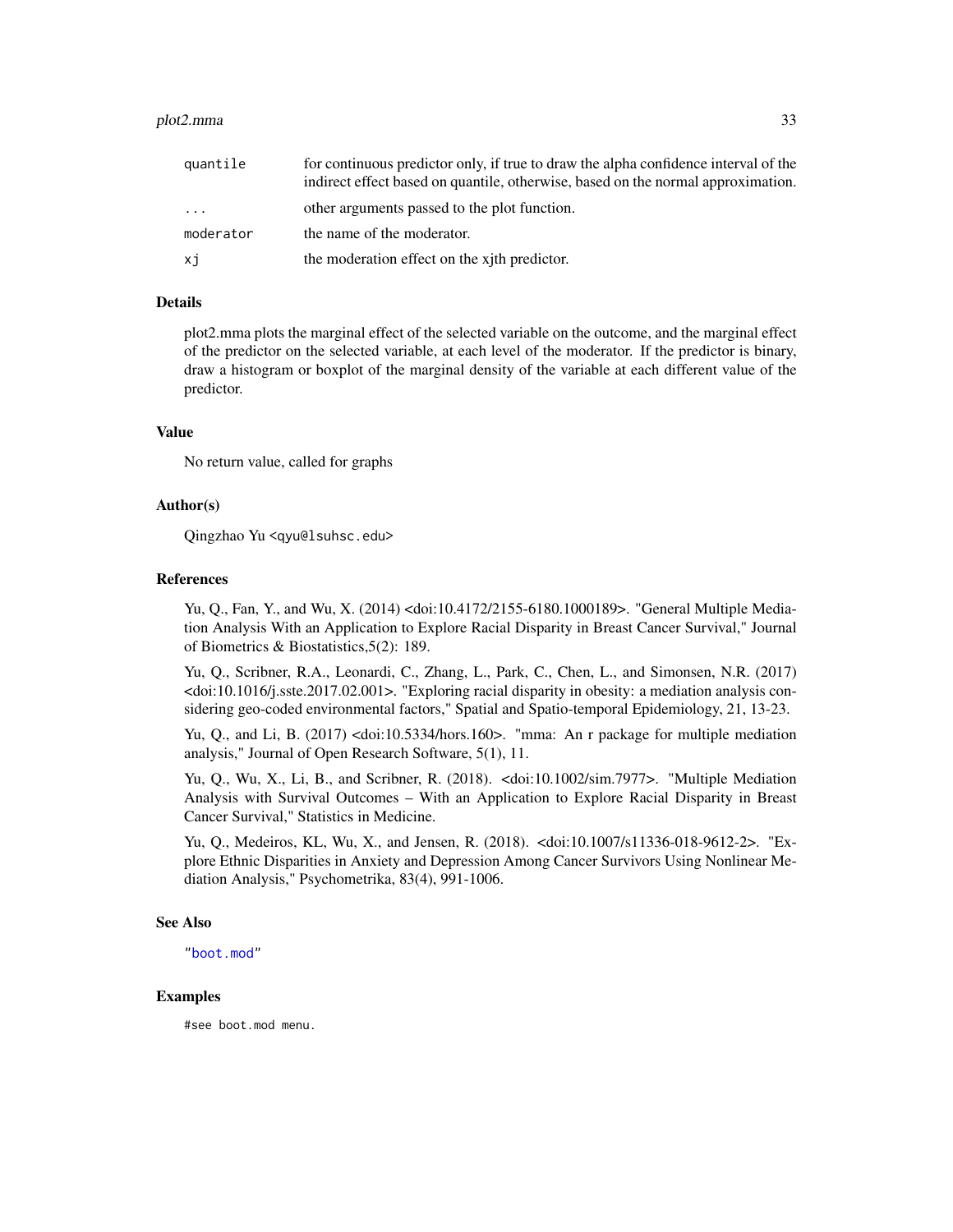| | |
|---|---|
| quantile | for continuous predictor only, if true to draw the alpha confidence interval of the indirect effect based on quantile, otherwise, based on the normal approximation. |
| ... | other arguments passed to the plot function. |
| moderator | the name of the moderator. |
| xj | the moderation effect on the xjth predictor. |

## Details

plot2.mma plots the marginal effect of the selected variable on the outcome, and the marginal effect of the predictor on the selected variable, at each level of the moderator. If the predictor is binary, draw a histogram or boxplot of the marginal density of the variable at each different value of the predictor.

## Value

No return value, called for graphs

## Author(s)

Qingzhao Yu <qyu@lsuhsc.edu>

## References

Yu, Q., Fan, Y., and Wu, X. (2014) <doi:10.4172/2155-6180.1000189>. "General Multiple Mediation Analysis With an Application to Explore Racial Disparity in Breast Cancer Survival," Journal of Biometrics & Biostatistics,5(2): 189.

Yu, Q., Scribner, R.A., Leonardi, C., Zhang, L., Park, C., Chen, L., and Simonsen, N.R. (2017) <doi:10.1016/j.sste.2017.02.001>. "Exploring racial disparity in obesity: a mediation analysis considering geo-coded environmental factors," Spatial and Spatio-temporal Epidemiology, 21, 13-23.

Yu, Q., and Li, B. (2017) <doi:10.5334/hors.160>. "mma: An r package for multiple mediation analysis," Journal of Open Research Software, 5(1), 11.

Yu, Q., Wu, X., Li, B., and Scribner, R. (2018). <doi:10.1002/sim.7977>. "Multiple Mediation Analysis with Survival Outcomes – With an Application to Explore Racial Disparity in Breast Cancer Survival," Statistics in Medicine.

Yu, Q., Medeiros, KL, Wu, X., and Jensen, R. (2018). <doi:10.1007/s11336-018-9612-2>. "Explore Ethnic Disparities in Anxiety and Depression Among Cancer Survivors Using Nonlinear Mediation Analysis," Psychometrika, 83(4), 991-1006.

## See Also

"boot.mod"

## Examples

```
#see boot.mod menu.
```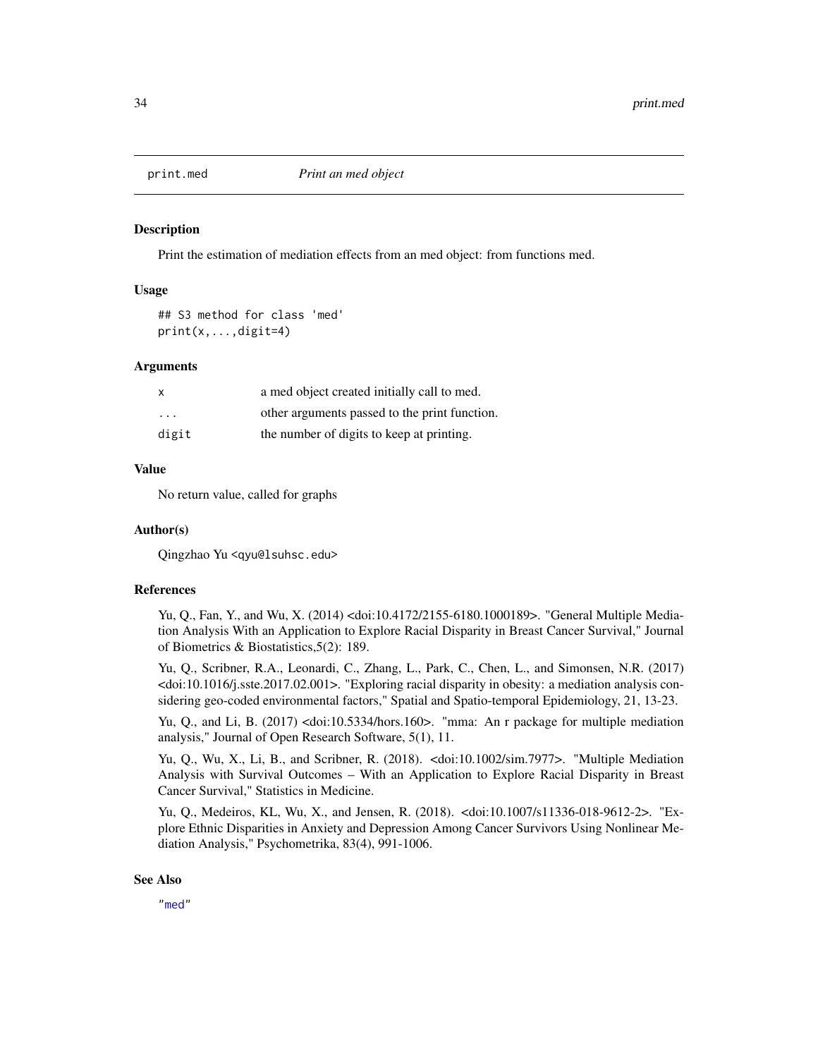## print.med *Print an med object*

### Description

Print the estimation of mediation effects from an med object: from functions med.

### Usage

```
## S3 method for class 'med'
print(x,...,digit=4)
```

### Arguments

| | |
|---|---|
| x | a med object created initially call to med. |
| ... | other arguments passed to the print function. |
| digit | the number of digits to keep at printing. |

### Value

No return value, called for graphs

### Author(s)

Qingzhao Yu <qyu@lsuhsc.edu>

### References

Yu, Q., Fan, Y., and Wu, X. (2014) <doi:10.4172/2155-6180.1000189>. "General Multiple Mediation Analysis With an Application to Explore Racial Disparity in Breast Cancer Survival," Journal of Biometrics & Biostatistics,5(2): 189.

Yu, Q., Scribner, R.A., Leonardi, C., Zhang, L., Park, C., Chen, L., and Simonsen, N.R. (2017) <doi:10.1016/j.sste.2017.02.001>. "Exploring racial disparity in obesity: a mediation analysis considering geo-coded environmental factors," Spatial and Spatio-temporal Epidemiology, 21, 13-23.

Yu, Q., and Li, B. (2017) <doi:10.5334/hors.160>. "mma: An r package for multiple mediation analysis," Journal of Open Research Software, 5(1), 11.

Yu, Q., Wu, X., Li, B., and Scribner, R. (2018). <doi:10.1002/sim.7977>. "Multiple Mediation Analysis with Survival Outcomes – With an Application to Explore Racial Disparity in Breast Cancer Survival," Statistics in Medicine.

Yu, Q., Medeiros, KL, Wu, X., and Jensen, R. (2018). <doi:10.1007/s11336-018-9612-2>. "Explore Ethnic Disparities in Anxiety and Depression Among Cancer Survivors Using Nonlinear Mediation Analysis," Psychometrika, 83(4), 991-1006.

### See Also

"med"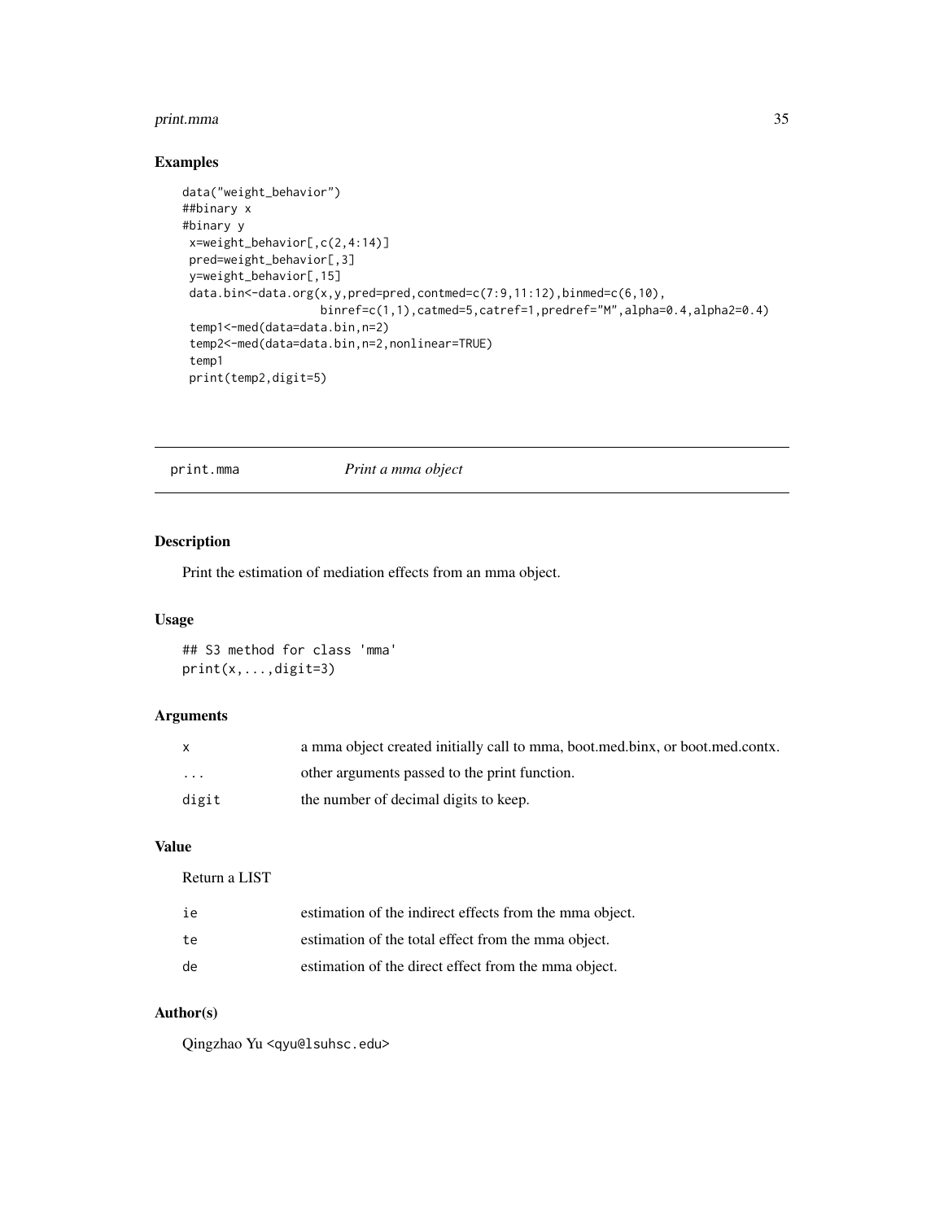## Examples

```
data("weight_behavior")
##binary x
#binary y
 x=weight_behavior[,c(2,4:14)]
 pred=weight_behavior[,3]
 y=weight_behavior[,15]
 data.bin<-data.org(x,y,pred=pred,contmed=c(7:9,11:12),binmed=c(6,10),
                   binref=c(1,1),catmed=5,catref=1,predref="M",alpha=0.4,alpha2=0.4)
 temp1<-med(data=data.bin,n=2)
 temp2<-med(data=data.bin,n=2,nonlinear=TRUE)
 temp1
 print(temp2,digit=5)
```

---

# print.mma    *Print a mma object*

---

## Description

Print the estimation of mediation effects from an mma object.

## Usage

```
## S3 method for class 'mma'
print(x,...,digit=3)
```

## Arguments

| | |
|---|---|
| x | a mma object created initially call to mma, boot.med.binx, or boot.med.contx. |
| ... | other arguments passed to the print function. |
| digit | the number of decimal digits to keep. |

## Value

Return a LIST

| | |
|---|---|
| ie | estimation of the indirect effects from the mma object. |
| te | estimation of the total effect from the mma object. |
| de | estimation of the direct effect from the mma object. |

## Author(s)

Qingzhao Yu <qyu@lsuhsc.edu>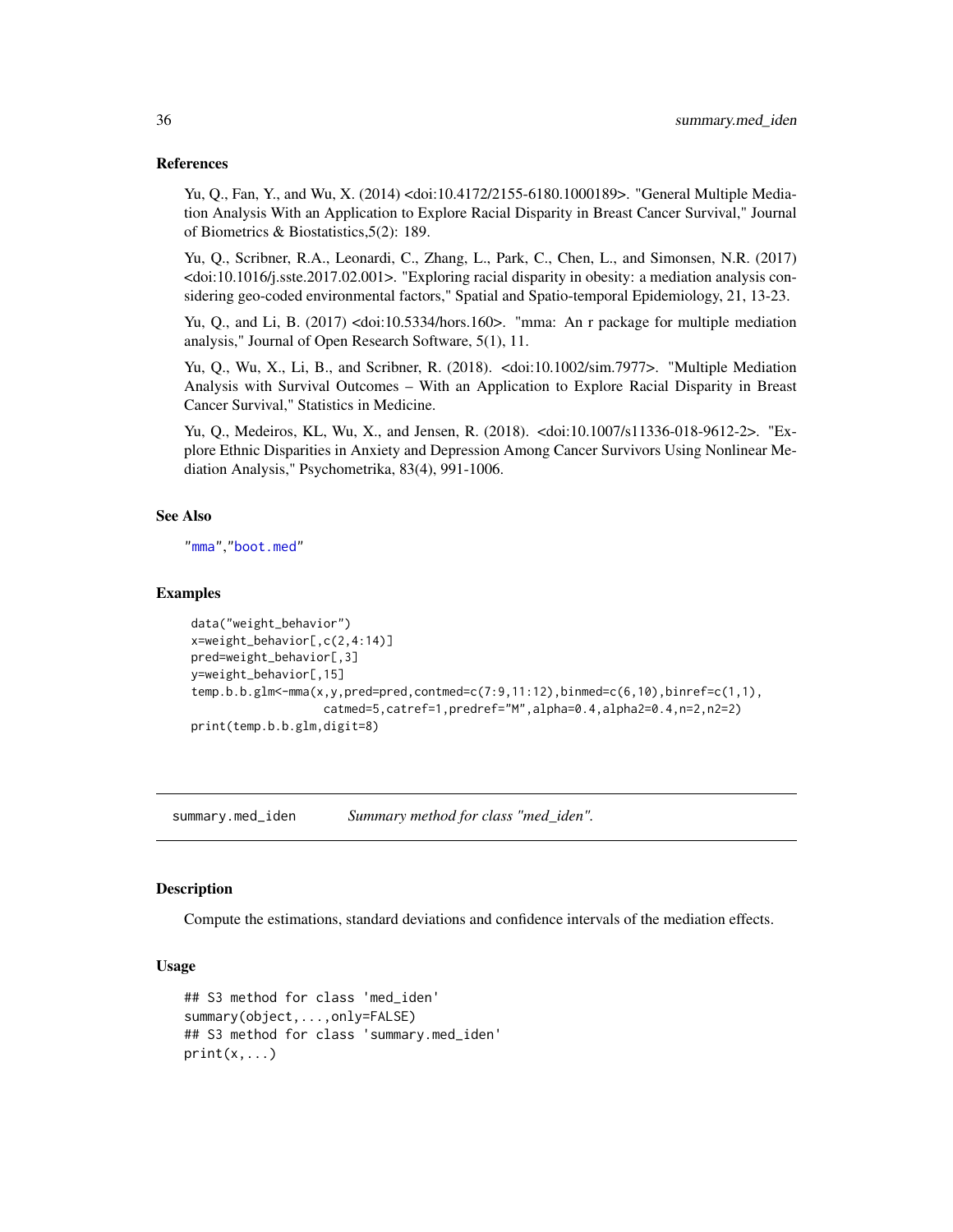### References

Yu, Q., Fan, Y., and Wu, X. (2014) <doi:10.4172/2155-6180.1000189>. "General Multiple Mediation Analysis With an Application to Explore Racial Disparity in Breast Cancer Survival," Journal of Biometrics & Biostatistics,5(2): 189.

Yu, Q., Scribner, R.A., Leonardi, C., Zhang, L., Park, C., Chen, L., and Simonsen, N.R. (2017) <doi:10.1016/j.sste.2017.02.001>. "Exploring racial disparity in obesity: a mediation analysis considering geo-coded environmental factors," Spatial and Spatio-temporal Epidemiology, 21, 13-23.

Yu, Q., and Li, B. (2017) <doi:10.5334/hors.160>. "mma: An r package for multiple mediation analysis," Journal of Open Research Software, 5(1), 11.

Yu, Q., Wu, X., Li, B., and Scribner, R. (2018). <doi:10.1002/sim.7977>. "Multiple Mediation Analysis with Survival Outcomes – With an Application to Explore Racial Disparity in Breast Cancer Survival," Statistics in Medicine.

Yu, Q., Medeiros, KL, Wu, X., and Jensen, R. (2018). <doi:10.1007/s11336-018-9612-2>. "Explore Ethnic Disparities in Anxiety and Depression Among Cancer Survivors Using Nonlinear Mediation Analysis," Psychometrika, 83(4), 991-1006.

### See Also

"mma","boot.med"

### Examples

```
data("weight_behavior")
x=weight_behavior[,c(2,4:14)]
pred=weight_behavior[,3]
y=weight_behavior[,15]
temp.b.b.glm<-mma(x,y,pred=pred,contmed=c(7:9,11:12),binmed=c(6,10),binref=c(1,1),
                  catmed=5,catref=1,predref="M",alpha=0.4,alpha2=0.4,n=2,n2=2)
print(temp.b.b.glm,digit=8)
```

## summary.med_iden *Summary method for class "med_iden".*

### Description

Compute the estimations, standard deviations and confidence intervals of the mediation effects.

### Usage

```
## S3 method for class 'med_iden'
summary(object,...,only=FALSE)
## S3 method for class 'summary.med_iden'
print(x,...)
```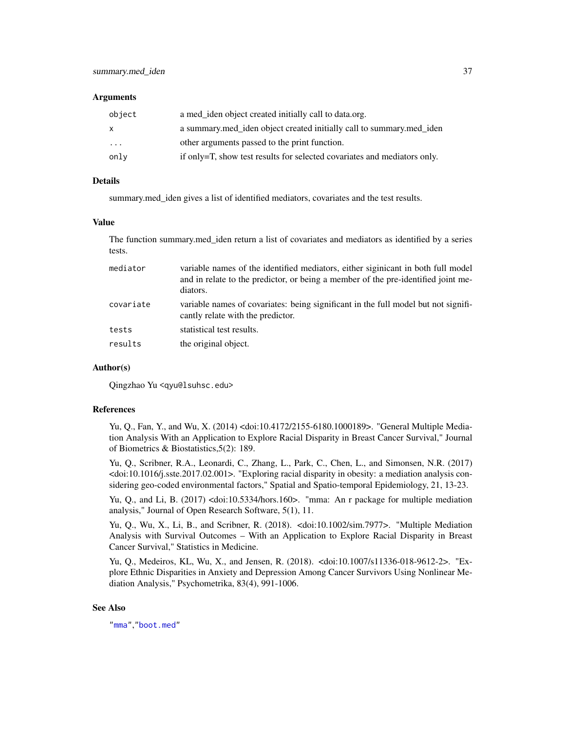### Arguments

| | |
|---|---|
| `object` | a med_iden object created initially call to data.org. |
| `x` | a summary.med_iden object created initially call to summary.med_iden |
| `...` | other arguments passed to the print function. |
| `only` | if only=T, show test results for selected covariates and mediators only. |

### Details

summary.med_iden gives a list of identified mediators, covariates and the test results.

### Value

The function summary.med_iden return a list of covariates and mediators as identified by a series tests.

| | |
|---|---|
| `mediator` | variable names of the identified mediators, either siginicant in both full model and in relate to the predictor, or being a member of the pre-identified joint mediators. |
| `covariate` | variable names of covariates: being significant in the full model but not significantly relate with the predictor. |
| `tests` | statistical test results. |
| `results` | the original object. |

### Author(s)

Qingzhao Yu <qyu@lsuhsc.edu>

### References

Yu, Q., Fan, Y., and Wu, X. (2014) <doi:10.4172/2155-6180.1000189>. "General Multiple Mediation Analysis With an Application to Explore Racial Disparity in Breast Cancer Survival," Journal of Biometrics & Biostatistics,5(2): 189.

Yu, Q., Scribner, R.A., Leonardi, C., Zhang, L., Park, C., Chen, L., and Simonsen, N.R. (2017) <doi:10.1016/j.sste.2017.02.001>. "Exploring racial disparity in obesity: a mediation analysis considering geo-coded environmental factors," Spatial and Spatio-temporal Epidemiology, 21, 13-23.

Yu, Q., and Li, B. (2017) <doi:10.5334/hors.160>. "mma: An r package for multiple mediation analysis," Journal of Open Research Software, 5(1), 11.

Yu, Q., Wu, X., Li, B., and Scribner, R. (2018). <doi:10.1002/sim.7977>. "Multiple Mediation Analysis with Survival Outcomes – With an Application to Explore Racial Disparity in Breast Cancer Survival," Statistics in Medicine.

Yu, Q., Medeiros, KL, Wu, X., and Jensen, R. (2018). <doi:10.1007/s11336-018-9612-2>. "Explore Ethnic Disparities in Anxiety and Depression Among Cancer Survivors Using Nonlinear Mediation Analysis," Psychometrika, 83(4), 991-1006.

### See Also

"mma","boot.med"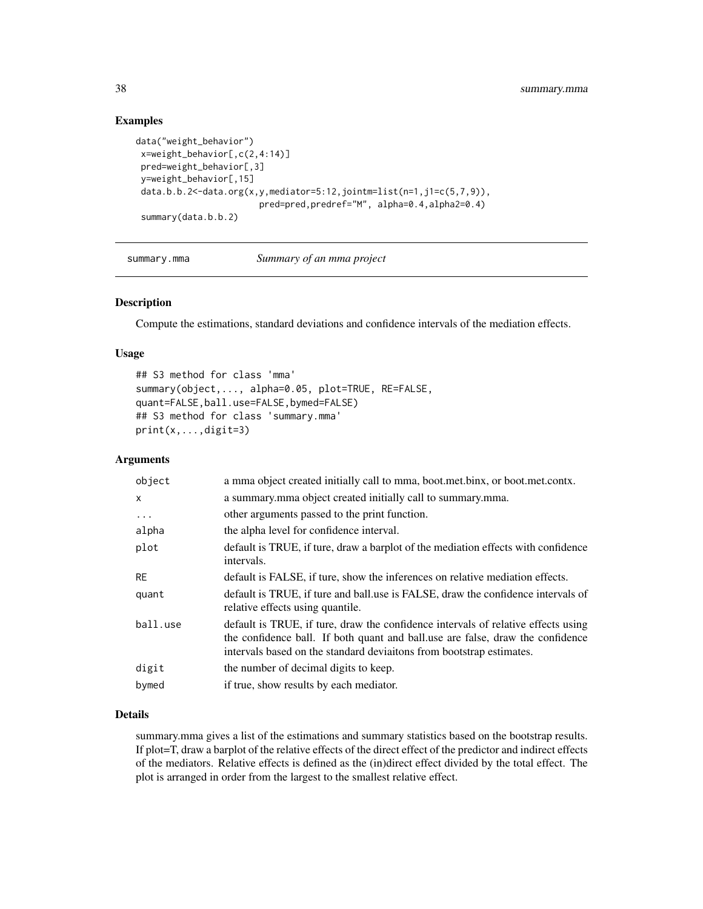### Examples

```
data("weight_behavior")
 x=weight_behavior[,c(2,4:14)]
 pred=weight_behavior[,3]
 y=weight_behavior[,15]
 data.b.b.2<-data.org(x,y,mediator=5:12,jointm=list(n=1,j1=c(5,7,9)),
                       pred=pred,predref="M", alpha=0.4,alpha2=0.4)
 summary(data.b.b.2)
```

---

## summary.mma — *Summary of an mma project*

---

### Description

Compute the estimations, standard deviations and confidence intervals of the mediation effects.

### Usage

```
## S3 method for class 'mma'
summary(object,..., alpha=0.05, plot=TRUE, RE=FALSE,
quant=FALSE,ball.use=FALSE,bymed=FALSE)
## S3 method for class 'summary.mma'
print(x,...,digit=3)
```

### Arguments

| | |
|---|---|
| object | a mma object created initially call to mma, boot.met.binx, or boot.met.contx. |
| x | a summary.mma object created initially call to summary.mma. |
| ... | other arguments passed to the print function. |
| alpha | the alpha level for confidence interval. |
| plot | default is TRUE, if ture, draw a barplot of the mediation effects with confidence intervals. |
| RE | default is FALSE, if ture, show the inferences on relative mediation effects. |
| quant | default is TRUE, if ture and ball.use is FALSE, draw the confidence intervals of relative effects using quantile. |
| ball.use | default is TRUE, if ture, draw the confidence intervals of relative effects using the confidence ball. If both quant and ball.use are false, draw the confidence intervals based on the standard deviaitons from bootstrap estimates. |
| digit | the number of decimal digits to keep. |
| bymed | if true, show results by each mediator. |

### Details

summary.mma gives a list of the estimations and summary statistics based on the bootstrap results. If plot=T, draw a barplot of the relative effects of the direct effect of the predictor and indirect effects of the mediators. Relative effects is defined as the (in)direct effect divided by the total effect. The plot is arranged in order from the largest to the smallest relative effect.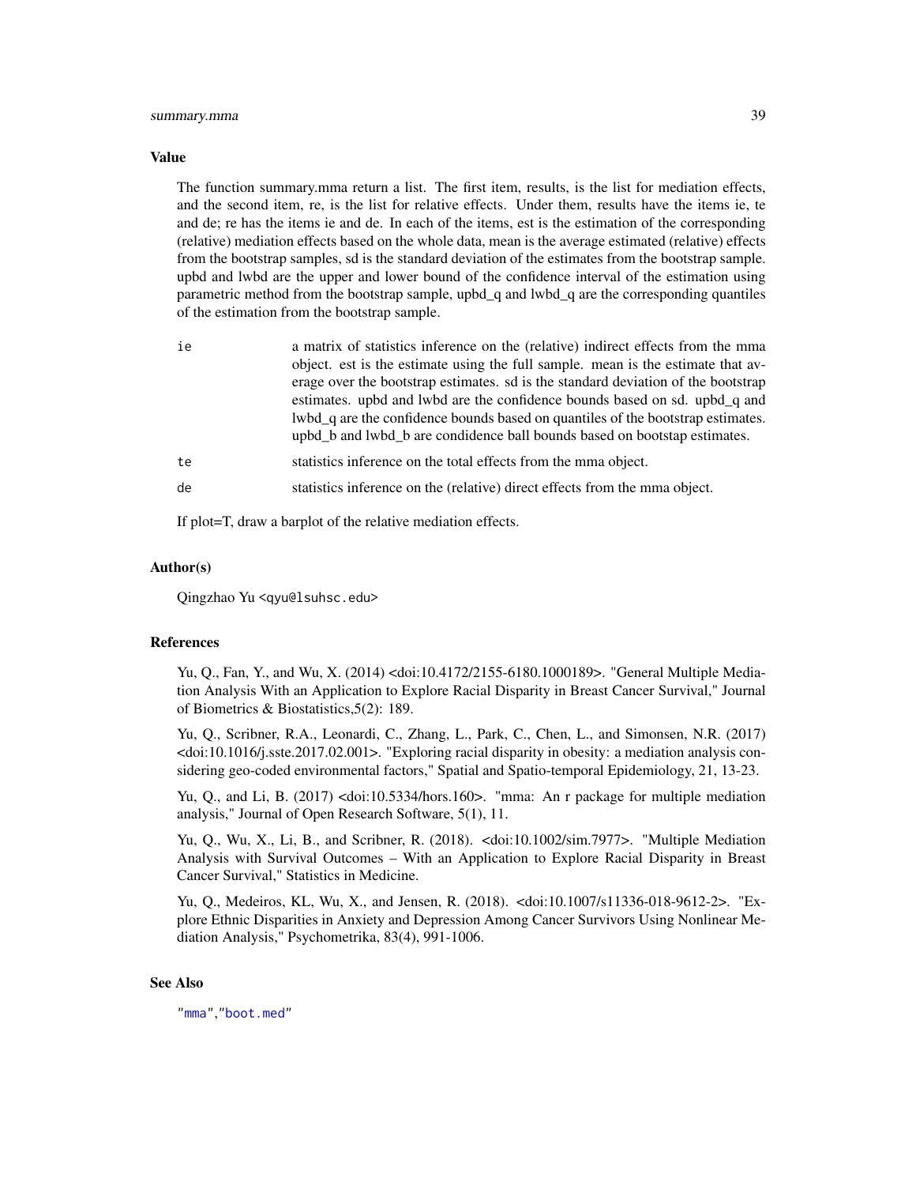### Value

The function summary.mma return a list. The first item, results, is the list for mediation effects, and the second item, re, is the list for relative effects. Under them, results have the items ie, te and de; re has the items ie and de. In each of the items, est is the estimation of the corresponding (relative) mediation effects based on the whole data, mean is the average estimated (relative) effects from the bootstrap samples, sd is the standard deviation of the estimates from the bootstrap sample. upbd and lwbd are the upper and lower bound of the confidence interval of the estimation using parametric method from the bootstrap sample, upbd_q and lwbd_q are the corresponding quantiles of the estimation from the bootstrap sample.

| | |
|---|---|
| ie | a matrix of statistics inference on the (relative) indirect effects from the mma object. est is the estimate using the full sample. mean is the estimate that average over the bootstrap estimates. sd is the standard deviation of the bootstrap estimates. upbd and lwbd are the confidence bounds based on sd. upbd_q and lwbd_q are the confidence bounds based on quantiles of the bootstrap estimates. upbd_b and lwbd_b are condidence ball bounds based on bootstap estimates. |
| te | statistics inference on the total effects from the mma object. |
| de | statistics inference on the (relative) direct effects from the mma object. |

If plot=T, draw a barplot of the relative mediation effects.

### Author(s)

Qingzhao Yu <qyu@lsuhsc.edu>

### References

Yu, Q., Fan, Y., and Wu, X. (2014) <doi:10.4172/2155-6180.1000189>. "General Multiple Mediation Analysis With an Application to Explore Racial Disparity in Breast Cancer Survival," Journal of Biometrics & Biostatistics,5(2): 189.

Yu, Q., Scribner, R.A., Leonardi, C., Zhang, L., Park, C., Chen, L., and Simonsen, N.R. (2017) <doi:10.1016/j.sste.2017.02.001>. "Exploring racial disparity in obesity: a mediation analysis considering geo-coded environmental factors," Spatial and Spatio-temporal Epidemiology, 21, 13-23.

Yu, Q., and Li, B. (2017) <doi:10.5334/hors.160>. "mma: An r package for multiple mediation analysis," Journal of Open Research Software, 5(1), 11.

Yu, Q., Wu, X., Li, B., and Scribner, R. (2018). <doi:10.1002/sim.7977>. "Multiple Mediation Analysis with Survival Outcomes – With an Application to Explore Racial Disparity in Breast Cancer Survival," Statistics in Medicine.

Yu, Q., Medeiros, KL, Wu, X., and Jensen, R. (2018). <doi:10.1007/s11336-018-9612-2>. "Explore Ethnic Disparities in Anxiety and Depression Among Cancer Survivors Using Nonlinear Mediation Analysis," Psychometrika, 83(4), 991-1006.

### See Also

"mma","boot.med"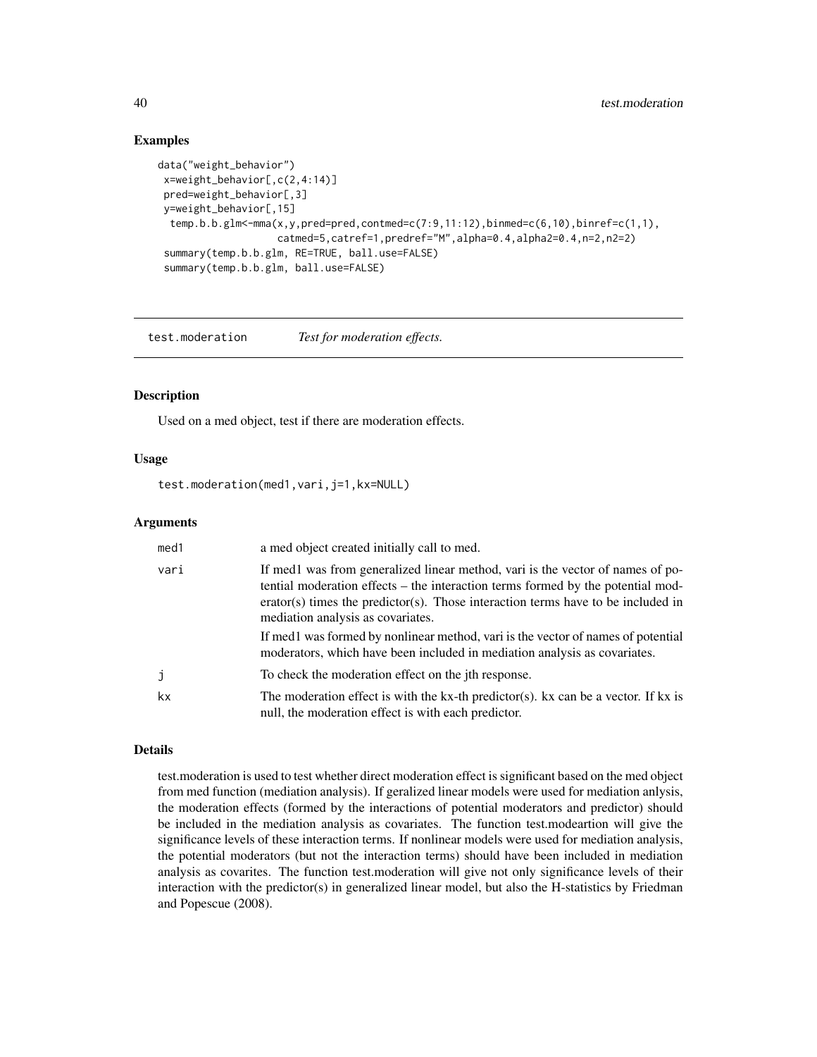## Examples

```
data("weight_behavior")
 x=weight_behavior[,c(2,4:14)]
 pred=weight_behavior[,3]
 y=weight_behavior[,15]
  temp.b.b.glm<-mma(x,y,pred=pred,contmed=c(7:9,11:12),binmed=c(6,10),binref=c(1,1),
                    catmed=5,catref=1,predref="M",alpha=0.4,alpha2=0.4,n=2,n2=2)
 summary(temp.b.b.glm, RE=TRUE, ball.use=FALSE)
 summary(temp.b.b.glm, ball.use=FALSE)
```

---

# test.moderation    *Test for moderation effects.*

---

## Description

Used on a med object, test if there are moderation effects.

## Usage

```
test.moderation(med1,vari,j=1,kx=NULL)
```

## Arguments

| | |
|---|---|
| med1 | a med object created initially call to med. |
| vari | If med1 was from generalized linear method, vari is the vector of names of potential moderation effects – the interaction terms formed by the potential moderator(s) times the predictor(s). Those interaction terms have to be included in mediation analysis as covariates. If med1 was formed by nonlinear method, vari is the vector of names of potential moderators, which have been included in mediation analysis as covariates. |
| j | To check the moderation effect on the jth response. |
| kx | The moderation effect is with the kx-th predictor(s). kx can be a vector. If kx is null, the moderation effect is with each predictor. |

## Details

test.moderation is used to test whether direct moderation effect is significant based on the med object from med function (mediation analysis). If geralized linear models were used for mediation anlysis, the moderation effects (formed by the interactions of potential moderators and predictor) should be included in the mediation analysis as covariates. The function test.modeartion will give the significance levels of these interaction terms. If nonlinear models were used for mediation analysis, the potential moderators (but not the interaction terms) should have been included in mediation analysis as covarites. The function test.moderation will give not only significance levels of their interaction with the predictor(s) in generalized linear model, but also the H-statistics by Friedman and Popescue (2008).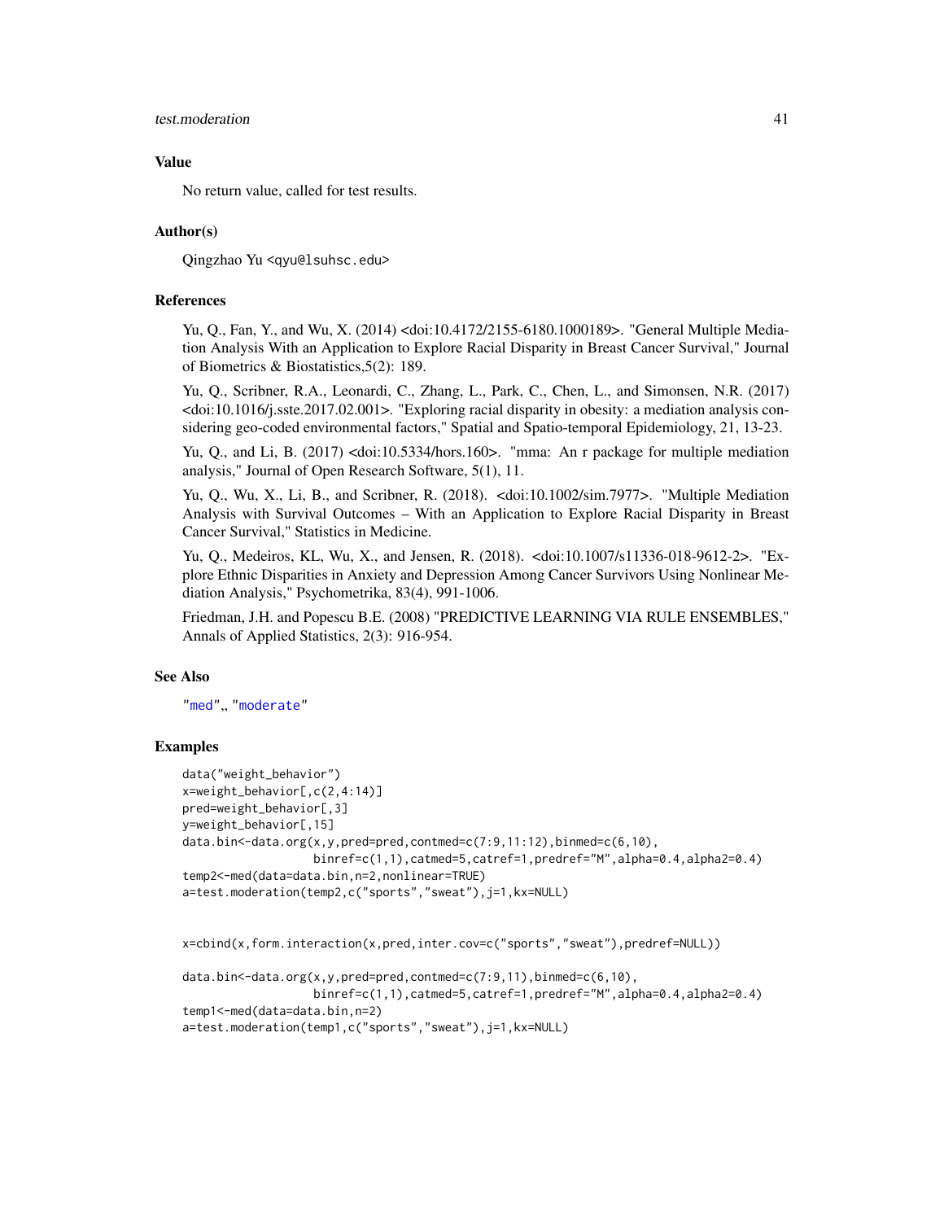### Value

No return value, called for test results.

### Author(s)

Qingzhao Yu <qyu@lsuhsc.edu>

### References

Yu, Q., Fan, Y., and Wu, X. (2014) <doi:10.4172/2155-6180.1000189>. "General Multiple Mediation Analysis With an Application to Explore Racial Disparity in Breast Cancer Survival," Journal of Biometrics & Biostatistics,5(2): 189.

Yu, Q., Scribner, R.A., Leonardi, C., Zhang, L., Park, C., Chen, L., and Simonsen, N.R. (2017) <doi:10.1016/j.sste.2017.02.001>. "Exploring racial disparity in obesity: a mediation analysis considering geo-coded environmental factors," Spatial and Spatio-temporal Epidemiology, 21, 13-23.

Yu, Q., and Li, B. (2017) <doi:10.5334/hors.160>. "mma: An r package for multiple mediation analysis," Journal of Open Research Software, 5(1), 11.

Yu, Q., Wu, X., Li, B., and Scribner, R. (2018). <doi:10.1002/sim.7977>. "Multiple Mediation Analysis with Survival Outcomes – With an Application to Explore Racial Disparity in Breast Cancer Survival," Statistics in Medicine.

Yu, Q., Medeiros, KL, Wu, X., and Jensen, R. (2018). <doi:10.1007/s11336-018-9612-2>. "Explore Ethnic Disparities in Anxiety and Depression Among Cancer Survivors Using Nonlinear Mediation Analysis," Psychometrika, 83(4), 991-1006.

Friedman, J.H. and Popescu B.E. (2008) "PREDICTIVE LEARNING VIA RULE ENSEMBLES," Annals of Applied Statistics, 2(3): 916-954.

### See Also

"med",, "moderate"

### Examples

```
data("weight_behavior")
x=weight_behavior[,c(2,4:14)]
pred=weight_behavior[,3]
y=weight_behavior[,15]
data.bin<-data.org(x,y,pred=pred,contmed=c(7:9,11:12),binmed=c(6,10),
                   binref=c(1,1),catmed=5,catref=1,predref="M",alpha=0.4,alpha2=0.4)
temp2<-med(data=data.bin,n=2,nonlinear=TRUE)
a=test.moderation(temp2,c("sports","sweat"),j=1,kx=NULL)


x=cbind(x,form.interaction(x,pred,inter.cov=c("sports","sweat"),predref=NULL))

data.bin<-data.org(x,y,pred=pred,contmed=c(7:9,11),binmed=c(6,10),
                   binref=c(1,1),catmed=5,catref=1,predref="M",alpha=0.4,alpha2=0.4)
temp1<-med(data=data.bin,n=2)
a=test.moderation(temp1,c("sports","sweat"),j=1,kx=NULL)
```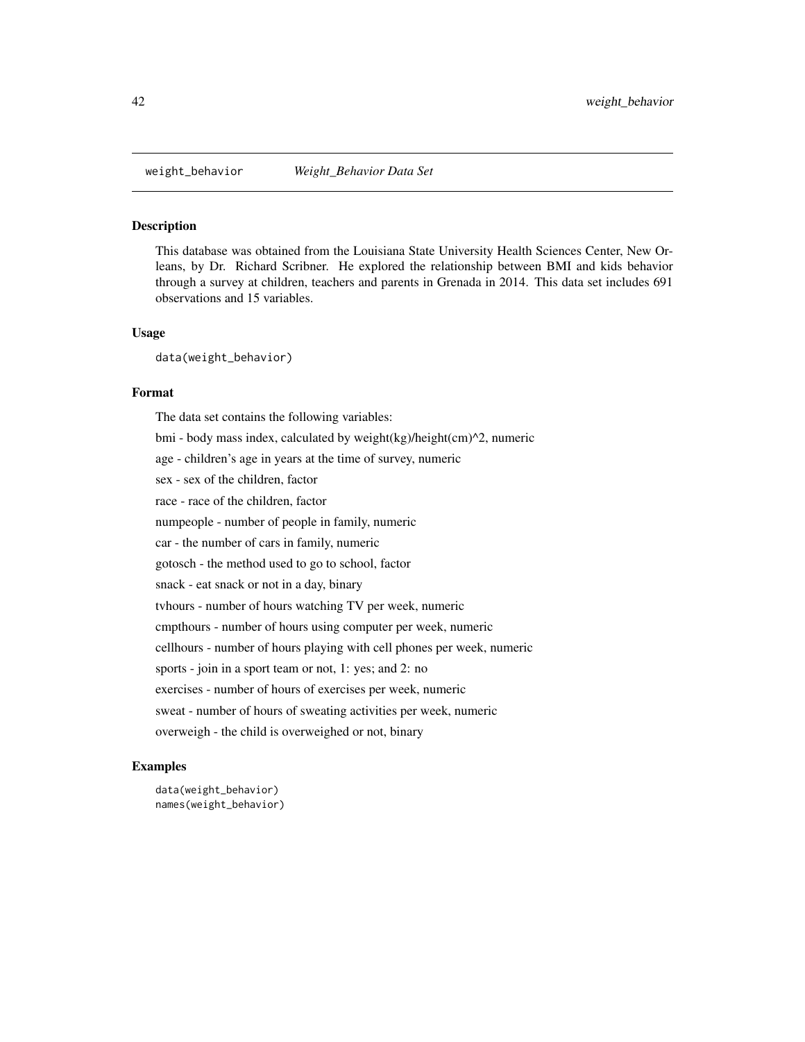# weight_behavior *Weight_Behavior Data Set*

## Description

This database was obtained from the Louisiana State University Health Sciences Center, New Orleans, by Dr. Richard Scribner. He explored the relationship between BMI and kids behavior through a survey at children, teachers and parents in Grenada in 2014. This data set includes 691 observations and 15 variables.

## Usage

```
data(weight_behavior)
```

## Format

The data set contains the following variables:

bmi - body mass index, calculated by weight(kg)/height(cm)^2, numeric

age - children's age in years at the time of survey, numeric

sex - sex of the children, factor

race - race of the children, factor

numpeople - number of people in family, numeric

car - the number of cars in family, numeric

gotosch - the method used to go to school, factor

snack - eat snack or not in a day, binary

tvhours - number of hours watching TV per week, numeric

cmpthours - number of hours using computer per week, numeric

cellhours - number of hours playing with cell phones per week, numeric

sports - join in a sport team or not, 1: yes; and 2: no

exercises - number of hours of exercises per week, numeric

sweat - number of hours of sweating activities per week, numeric

overweigh - the child is overweighed or not, binary

## Examples

```
data(weight_behavior)
names(weight_behavior)
```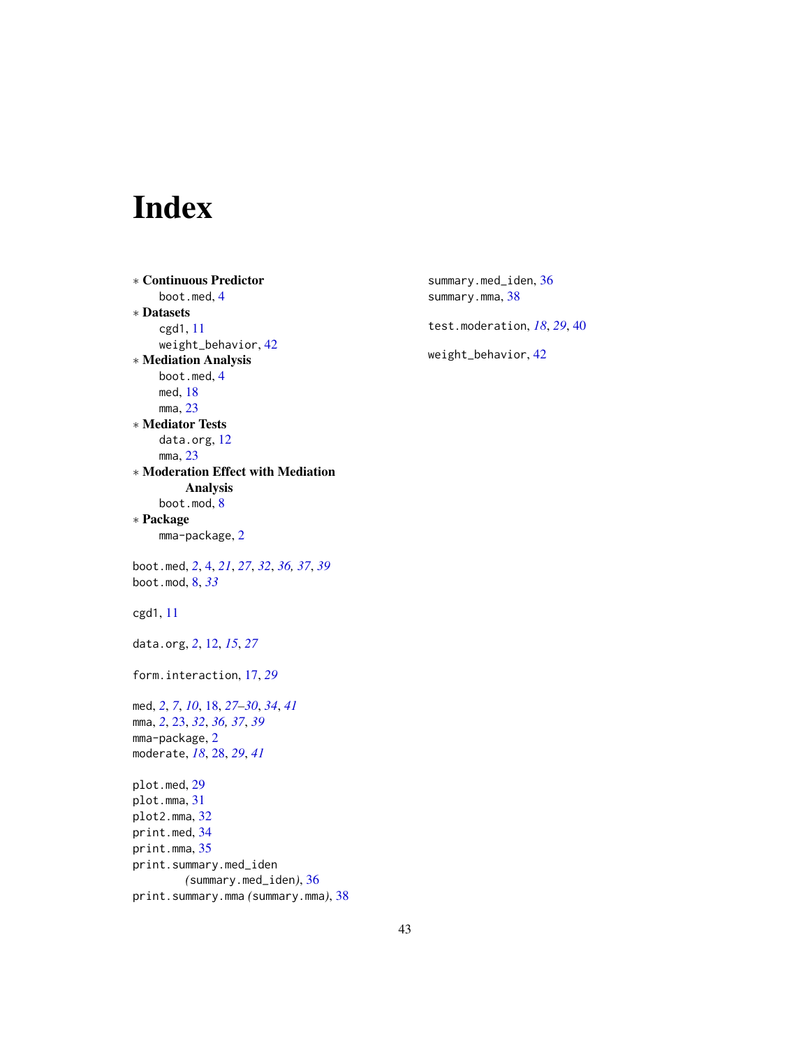# Index

∗ **Continuous Predictor**
  boot.med, 4

∗ **Datasets**
  cgd1, 11
  weight_behavior, 42

∗ **Mediation Analysis**
  boot.med, 4
  med, 18
  mma, 23

∗ **Mediator Tests**
  data.org, 12
  mma, 23

∗ **Moderation Effect with Mediation Analysis**
  boot.mod, 8

∗ **Package**
  mma-package, 2

boot.med, *2*, 4, *21*, *27*, *32*, *36, 37*, *39*
boot.mod, 8, *33*

cgd1, 11

data.org, *2*, 12, *15*, *27*

form.interaction, 17, *29*

med, *2*, *7*, *10*, 18, *27–30*, *34*, *41*
mma, *2*, 23, *32*, *36, 37*, *39*
mma-package, 2
moderate, *18*, 28, *29*, *41*

plot.med, 29
plot.mma, 31
plot2.mma, 32
print.med, 34
print.mma, 35
print.summary.med_iden (summary.med_iden), 36
print.summary.mma (summary.mma), 38

summary.med_iden, 36
summary.mma, 38

test.moderation, *18*, *29*, 40

weight_behavior, 42